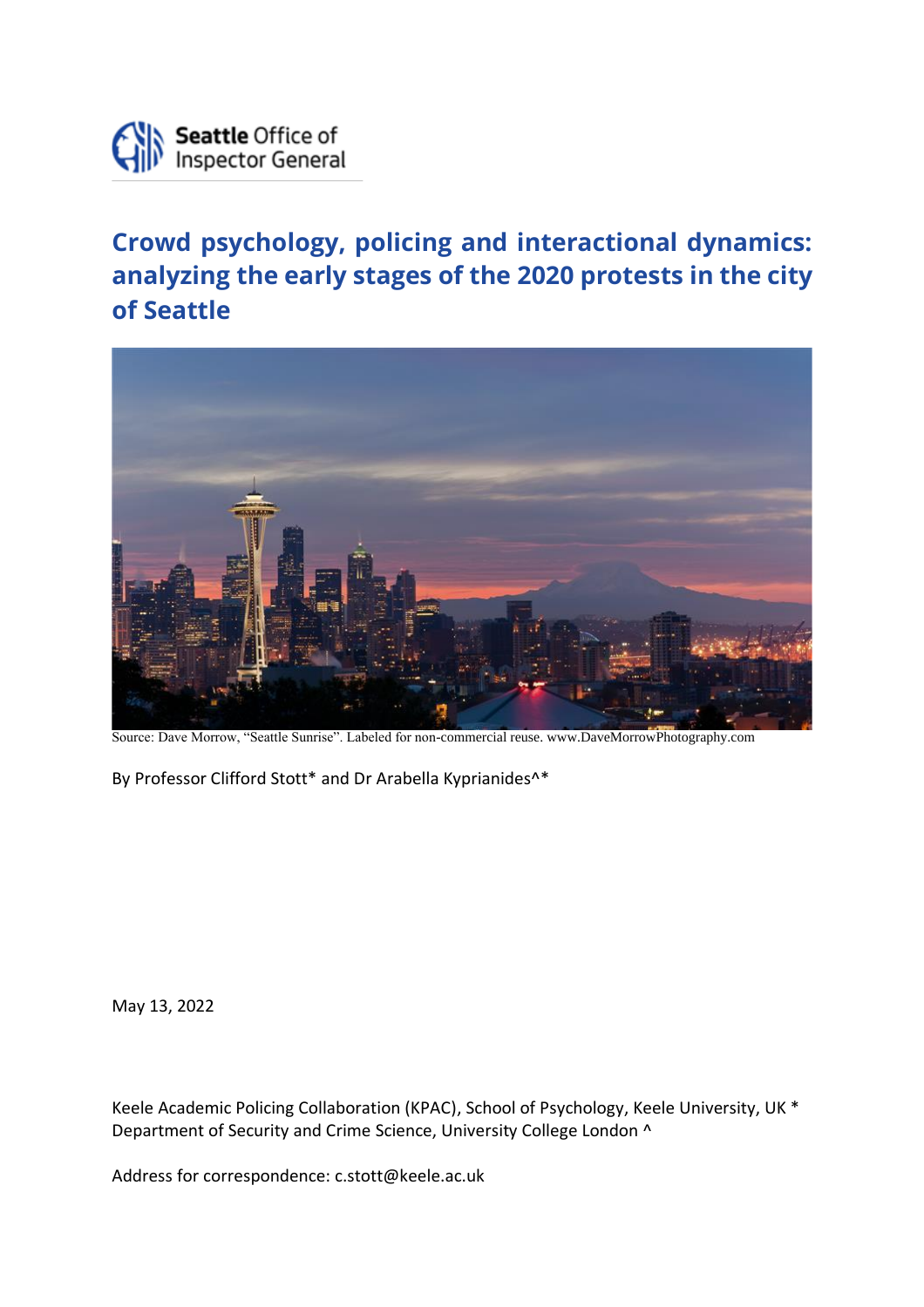Seattle Office of Inspector General

# Crowd psychology, policing and interactional dynamics: analyzing the early stages of the 2020 protests in the city of Seattle

Source: Dave Morrow, "Seattle Sunrise". Labeled for non-commercial reuse. www.DaveMorrowPhotography.com

By Professor Clifford Stott* and Dr Arabella Kyprianides^*

May 13, 2022

Keele Academic Policing Collaboration (KPAC), School of Psychology, Keele University, UK *
Department of Security and Crime Science, University College London ^

Address for correspondence: c.stott@keele.ac.uk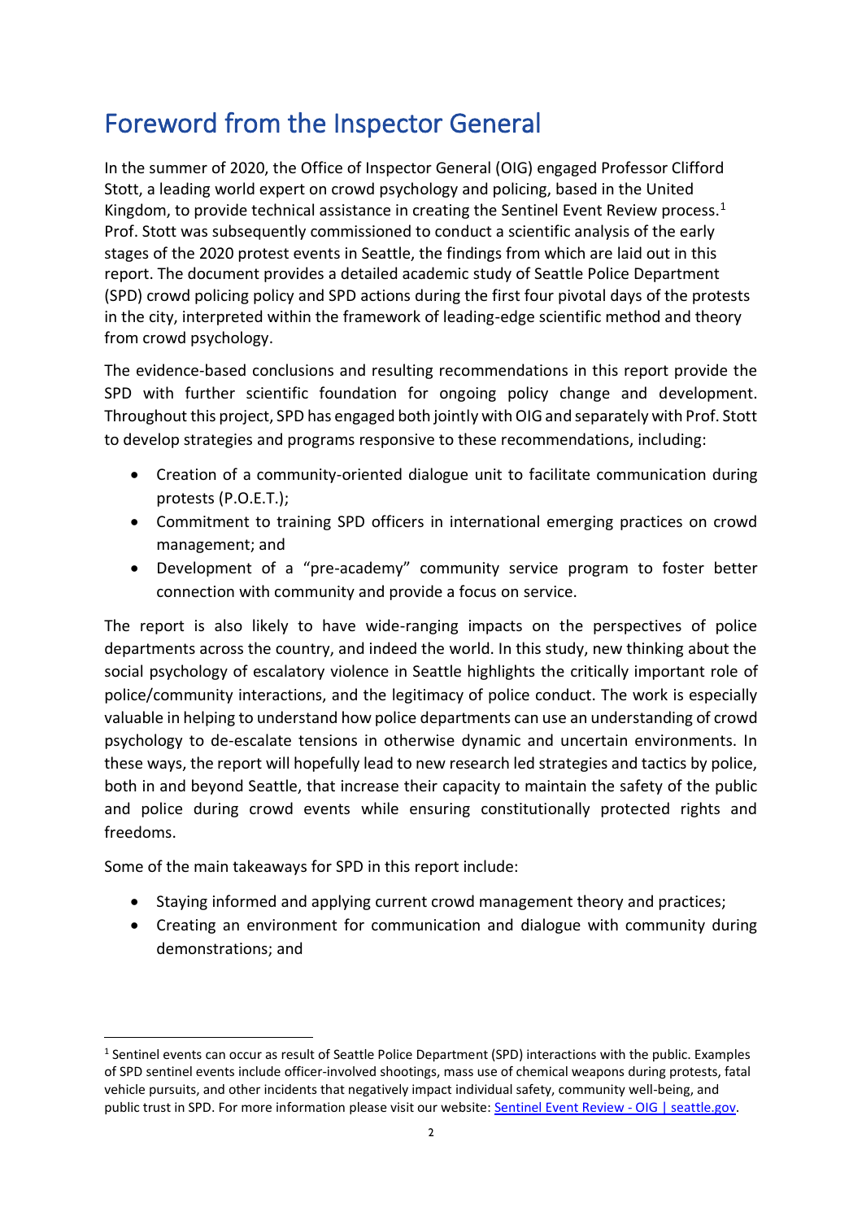# Foreword from the Inspector General

In the summer of 2020, the Office of Inspector General (OIG) engaged Professor Clifford Stott, a leading world expert on crowd psychology and policing, based in the United Kingdom, to provide technical assistance in creating the Sentinel Event Review process.[1] Prof. Stott was subsequently commissioned to conduct a scientific analysis of the early stages of the 2020 protest events in Seattle, the findings from which are laid out in this report. The document provides a detailed academic study of Seattle Police Department (SPD) crowd policing policy and SPD actions during the first four pivotal days of the protests in the city, interpreted within the framework of leading-edge scientific method and theory from crowd psychology.

The evidence-based conclusions and resulting recommendations in this report provide the SPD with further scientific foundation for ongoing policy change and development. Throughout this project, SPD has engaged both jointly with OIG and separately with Prof. Stott to develop strategies and programs responsive to these recommendations, including:

- Creation of a community-oriented dialogue unit to facilitate communication during protests (P.O.E.T.);
- Commitment to training SPD officers in international emerging practices on crowd management; and
- Development of a "pre-academy" community service program to foster better connection with community and provide a focus on service.

The report is also likely to have wide-ranging impacts on the perspectives of police departments across the country, and indeed the world. In this study, new thinking about the social psychology of escalatory violence in Seattle highlights the critically important role of police/community interactions, and the legitimacy of police conduct. The work is especially valuable in helping to understand how police departments can use an understanding of crowd psychology to de-escalate tensions in otherwise dynamic and uncertain environments. In these ways, the report will hopefully lead to new research led strategies and tactics by police, both in and beyond Seattle, that increase their capacity to maintain the safety of the public and police during crowd events while ensuring constitutionally protected rights and freedoms.

Some of the main takeaways for SPD in this report include:

- Staying informed and applying current crowd management theory and practices;
- Creating an environment for communication and dialogue with community during demonstrations; and

---

[1] Sentinel events can occur as result of Seattle Police Department (SPD) interactions with the public. Examples of SPD sentinel events include officer-involved shootings, mass use of chemical weapons during protests, fatal vehicle pursuits, and other incidents that negatively impact individual safety, community well-being, and public trust in SPD. For more information please visit our website: [Sentinel Event Review - OIG | seattle.gov](Sentinel Event Review - OIG | seattle.gov).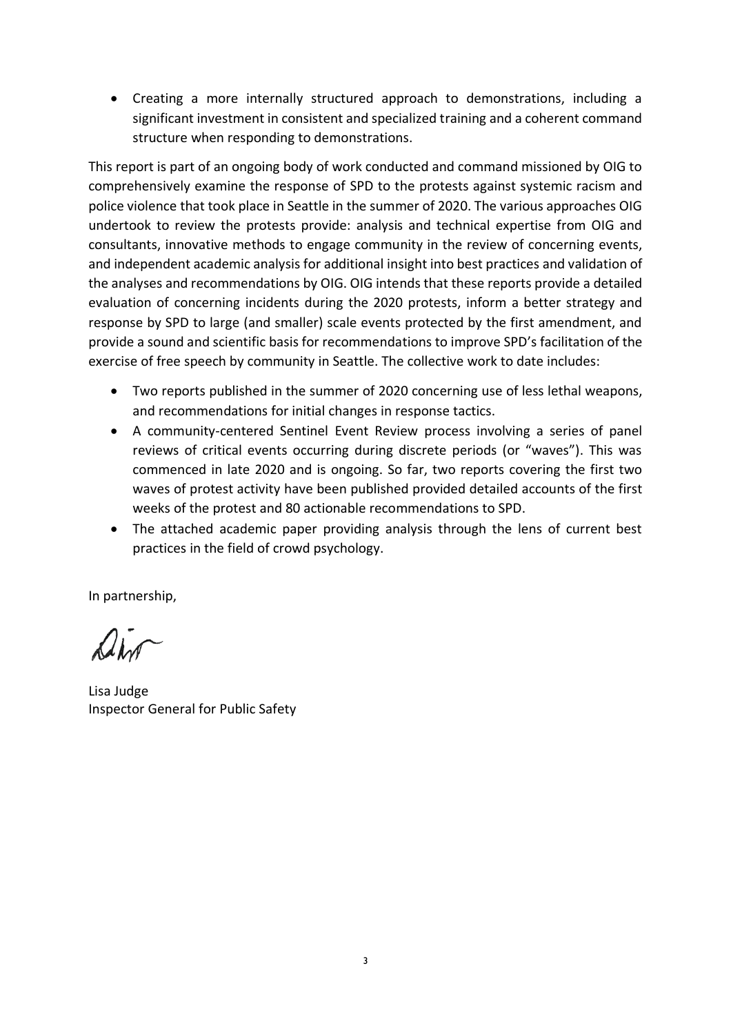- Creating a more internally structured approach to demonstrations, including a significant investment in consistent and specialized training and a coherent command structure when responding to demonstrations.

This report is part of an ongoing body of work conducted and command missioned by OIG to comprehensively examine the response of SPD to the protests against systemic racism and police violence that took place in Seattle in the summer of 2020. The various approaches OIG undertook to review the protests provide: analysis and technical expertise from OIG and consultants, innovative methods to engage community in the review of concerning events, and independent academic analysis for additional insight into best practices and validation of the analyses and recommendations by OIG. OIG intends that these reports provide a detailed evaluation of concerning incidents during the 2020 protests, inform a better strategy and response by SPD to large (and smaller) scale events protected by the first amendment, and provide a sound and scientific basis for recommendations to improve SPD's facilitation of the exercise of free speech by community in Seattle. The collective work to date includes:

- Two reports published in the summer of 2020 concerning use of less lethal weapons, and recommendations for initial changes in response tactics.
- A community-centered Sentinel Event Review process involving a series of panel reviews of critical events occurring during discrete periods (or "waves"). This was commenced in late 2020 and is ongoing. So far, two reports covering the first two waves of protest activity have been published provided detailed accounts of the first weeks of the protest and 80 actionable recommendations to SPD.
- The attached academic paper providing analysis through the lens of current best practices in the field of crowd psychology.

In partnership,

Lisa Judge
Inspector General for Public Safety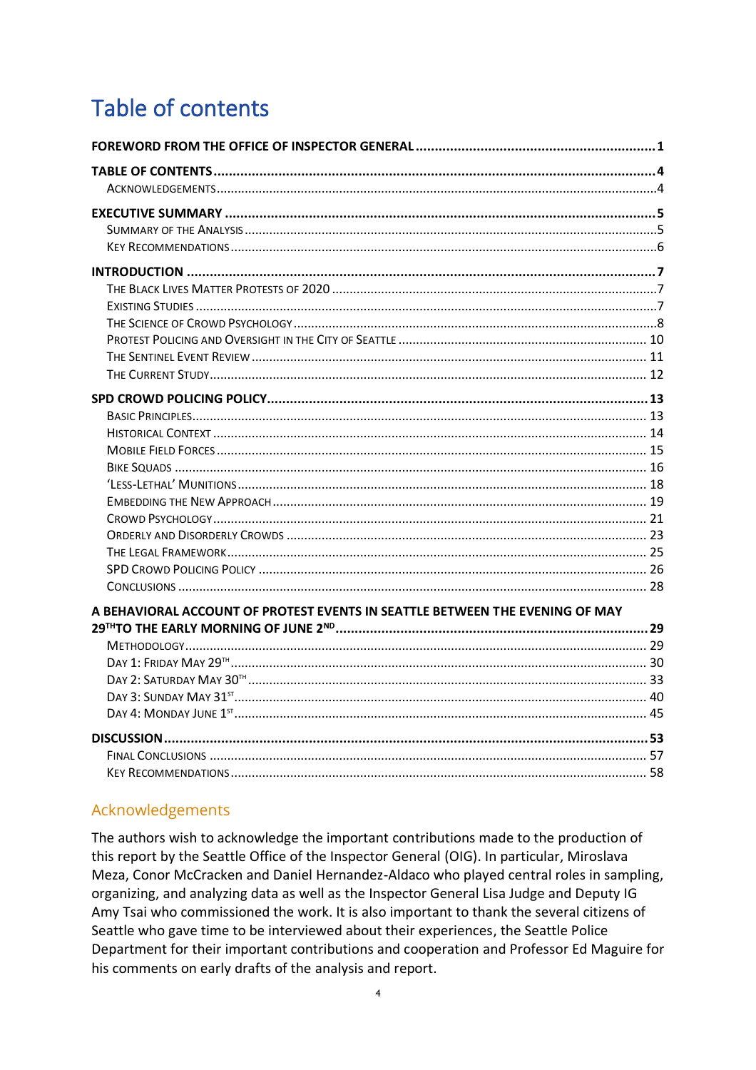# Table of contents

**FOREWORD FROM THE OFFICE OF INSPECTOR GENERAL** .......... **1**

**TABLE OF CONTENTS** .......... **4**
- Acknowledgements .......... 4

**EXECUTIVE SUMMARY** .......... **5**
- Summary of the Analysis .......... 5
- Key Recommendations .......... 6

**INTRODUCTION** .......... **7**
- The Black Lives Matter Protests of 2020 .......... 7
- Existing Studies .......... 7
- The Science of Crowd Psychology .......... 8
- Protest Policing and Oversight in the City of Seattle .......... 10
- The Sentinel Event Review .......... 11
- The Current Study .......... 12

**SPD CROWD POLICING POLICY** .......... **13**
- Basic Principles .......... 13
- Historical Context .......... 14
- Mobile Field Forces .......... 15
- Bike Squads .......... 16
- 'Less-Lethal' Munitions .......... 18
- Embedding the New Approach .......... 19
- Crowd Psychology .......... 21
- Orderly and Disorderly Crowds .......... 23
- The Legal Framework .......... 25
- SPD Crowd Policing Policy .......... 26
- Conclusions .......... 28

**A BEHAVIORAL ACCOUNT OF PROTEST EVENTS IN SEATTLE BETWEEN THE EVENING OF MAY 29TH TO THE EARLY MORNING OF JUNE 2ND** .......... **29**
- Methodology .......... 29
- Day 1: Friday May 29th .......... 30
- Day 2: Saturday May 30th .......... 33
- Day 3: Sunday May 31st .......... 40
- Day 4: Monday June 1st .......... 45

**DISCUSSION** .......... **53**
- Final Conclusions .......... 57
- Key Recommendations .......... 58

## Acknowledgements

The authors wish to acknowledge the important contributions made to the production of this report by the Seattle Office of the Inspector General (OIG). In particular, Miroslava Meza, Conor McCracken and Daniel Hernandez-Aldaco who played central roles in sampling, organizing, and analyzing data as well as the Inspector General Lisa Judge and Deputy IG Amy Tsai who commissioned the work. It is also important to thank the several citizens of Seattle who gave time to be interviewed about their experiences, the Seattle Police Department for their important contributions and cooperation and Professor Ed Maguire for his comments on early drafts of the analysis and report.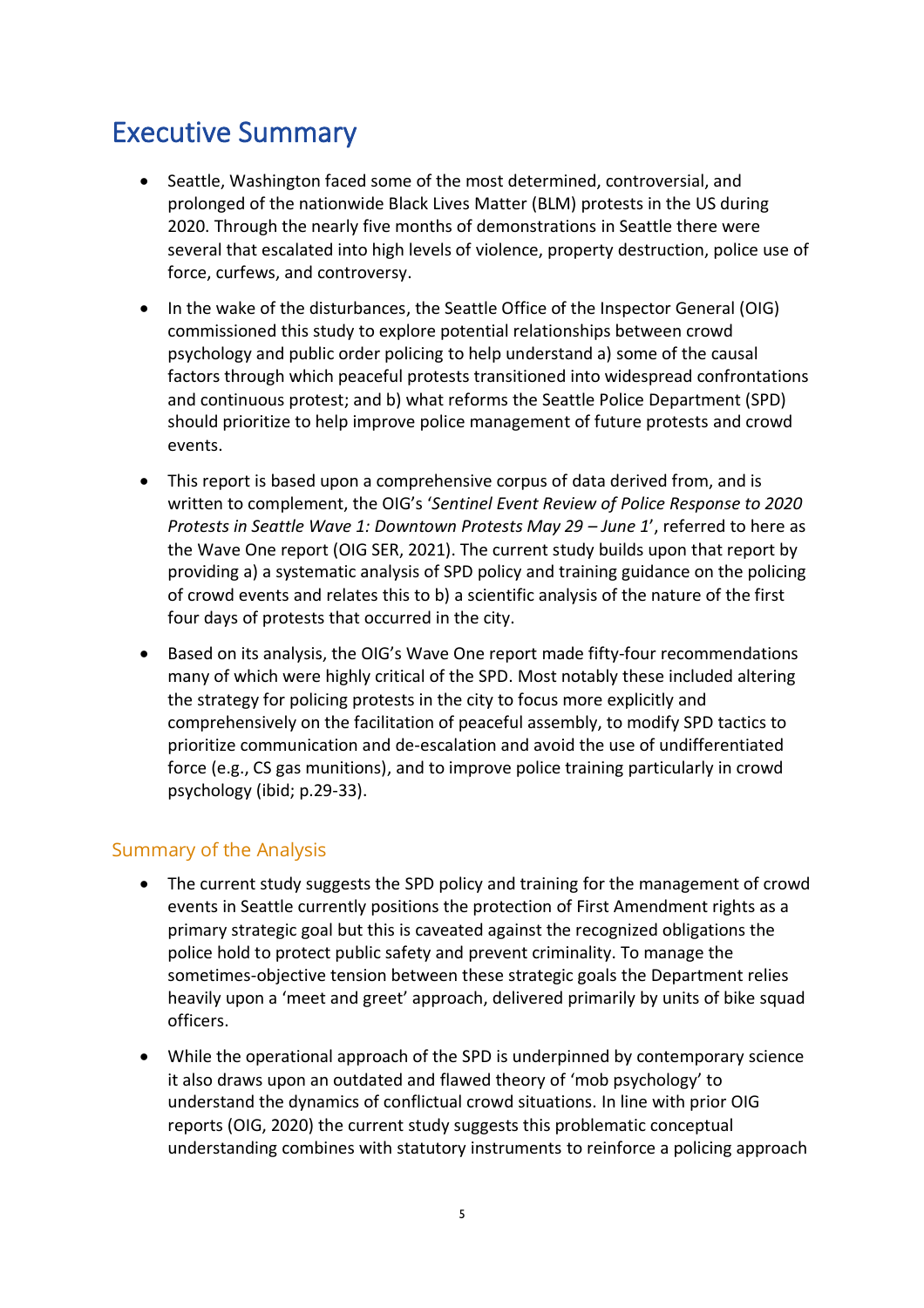# Executive Summary

- Seattle, Washington faced some of the most determined, controversial, and prolonged of the nationwide Black Lives Matter (BLM) protests in the US during 2020. Through the nearly five months of demonstrations in Seattle there were several that escalated into high levels of violence, property destruction, police use of force, curfews, and controversy.
- In the wake of the disturbances, the Seattle Office of the Inspector General (OIG) commissioned this study to explore potential relationships between crowd psychology and public order policing to help understand a) some of the causal factors through which peaceful protests transitioned into widespread confrontations and continuous protest; and b) what reforms the Seattle Police Department (SPD) should prioritize to help improve police management of future protests and crowd events.
- This report is based upon a comprehensive corpus of data derived from, and is written to complement, the OIG's '*Sentinel Event Review of Police Response to 2020 Protests in Seattle Wave 1: Downtown Protests May 29 – June 1*', referred to here as the Wave One report (OIG SER, 2021). The current study builds upon that report by providing a) a systematic analysis of SPD policy and training guidance on the policing of crowd events and relates this to b) a scientific analysis of the nature of the first four days of protests that occurred in the city.
- Based on its analysis, the OIG's Wave One report made fifty-four recommendations many of which were highly critical of the SPD. Most notably these included altering the strategy for policing protests in the city to focus more explicitly and comprehensively on the facilitation of peaceful assembly, to modify SPD tactics to prioritize communication and de-escalation and avoid the use of undifferentiated force (e.g., CS gas munitions), and to improve police training particularly in crowd psychology (ibid; p.29-33).

## Summary of the Analysis

- The current study suggests the SPD policy and training for the management of crowd events in Seattle currently positions the protection of First Amendment rights as a primary strategic goal but this is caveated against the recognized obligations the police hold to protect public safety and prevent criminality. To manage the sometimes-objective tension between these strategic goals the Department relies heavily upon a 'meet and greet' approach, delivered primarily by units of bike squad officers.
- While the operational approach of the SPD is underpinned by contemporary science it also draws upon an outdated and flawed theory of 'mob psychology' to understand the dynamics of conflictual crowd situations. In line with prior OIG reports (OIG, 2020) the current study suggests this problematic conceptual understanding combines with statutory instruments to reinforce a policing approach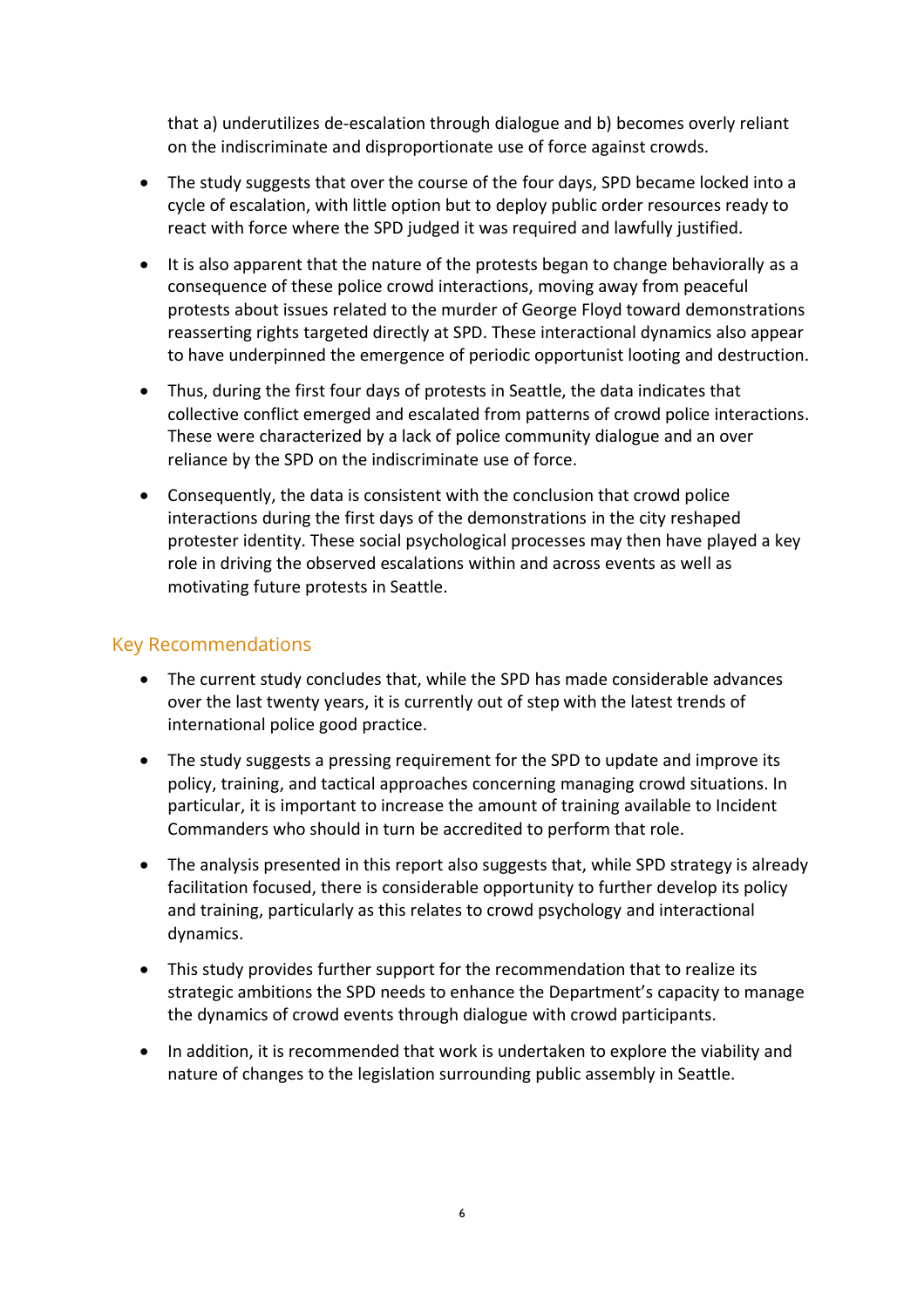that a) underutilizes de-escalation through dialogue and b) becomes overly reliant on the indiscriminate and disproportionate use of force against crowds.

- The study suggests that over the course of the four days, SPD became locked into a cycle of escalation, with little option but to deploy public order resources ready to react with force where the SPD judged it was required and lawfully justified.

- It is also apparent that the nature of the protests began to change behaviorally as a consequence of these police crowd interactions, moving away from peaceful protests about issues related to the murder of George Floyd toward demonstrations reasserting rights targeted directly at SPD. These interactional dynamics also appear to have underpinned the emergence of periodic opportunist looting and destruction.

- Thus, during the first four days of protests in Seattle, the data indicates that collective conflict emerged and escalated from patterns of crowd police interactions. These were characterized by a lack of police community dialogue and an over reliance by the SPD on the indiscriminate use of force.

- Consequently, the data is consistent with the conclusion that crowd police interactions during the first days of the demonstrations in the city reshaped protester identity. These social psychological processes may then have played a key role in driving the observed escalations within and across events as well as motivating future protests in Seattle.

## Key Recommendations

- The current study concludes that, while the SPD has made considerable advances over the last twenty years, it is currently out of step with the latest trends of international police good practice.

- The study suggests a pressing requirement for the SPD to update and improve its policy, training, and tactical approaches concerning managing crowd situations. In particular, it is important to increase the amount of training available to Incident Commanders who should in turn be accredited to perform that role.

- The analysis presented in this report also suggests that, while SPD strategy is already facilitation focused, there is considerable opportunity to further develop its policy and training, particularly as this relates to crowd psychology and interactional dynamics.

- This study provides further support for the recommendation that to realize its strategic ambitions the SPD needs to enhance the Department's capacity to manage the dynamics of crowd events through dialogue with crowd participants.

- In addition, it is recommended that work is undertaken to explore the viability and nature of changes to the legislation surrounding public assembly in Seattle.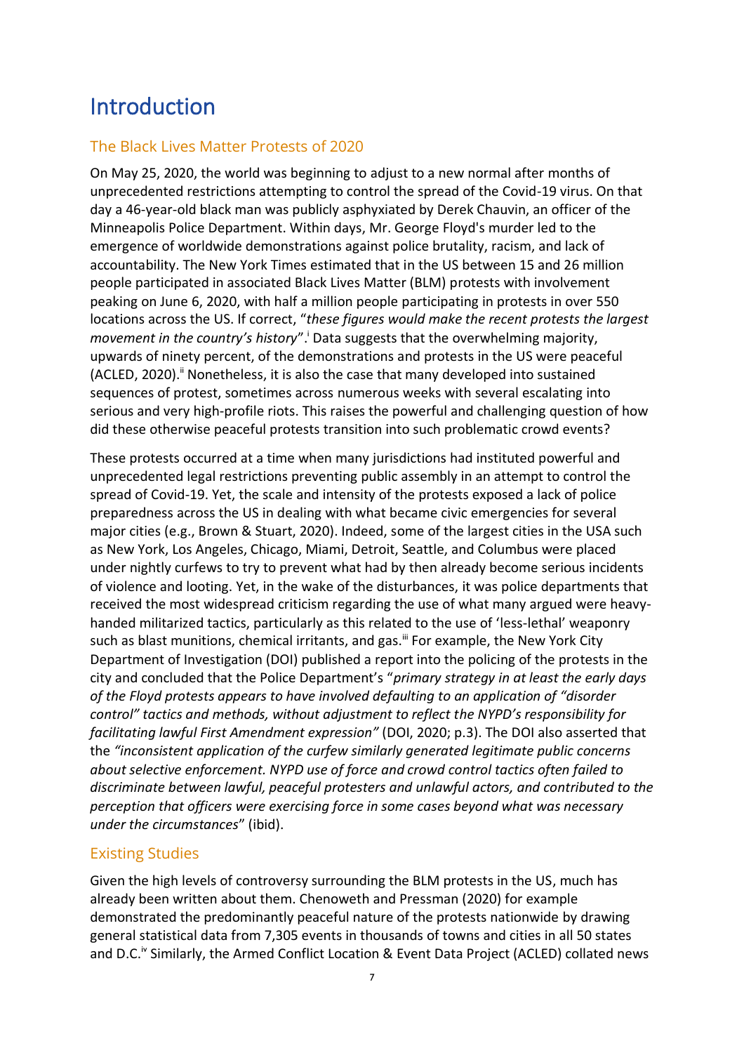# Introduction

## The Black Lives Matter Protests of 2020

On May 25, 2020, the world was beginning to adjust to a new normal after months of unprecedented restrictions attempting to control the spread of the Covid-19 virus. On that day a 46-year-old black man was publicly asphyxiated by Derek Chauvin, an officer of the Minneapolis Police Department. Within days, Mr. George Floyd's murder led to the emergence of worldwide demonstrations against police brutality, racism, and lack of accountability. The New York Times estimated that in the US between 15 and 26 million people participated in associated Black Lives Matter (BLM) protests with involvement peaking on June 6, 2020, with half a million people participating in protests in over 550 locations across the US. If correct, "*these figures would make the recent protests the largest movement in the country's history*".[i] Data suggests that the overwhelming majority, upwards of ninety percent, of the demonstrations and protests in the US were peaceful (ACLED, 2020).[ii] Nonetheless, it is also the case that many developed into sustained sequences of protest, sometimes across numerous weeks with several escalating into serious and very high-profile riots. This raises the powerful and challenging question of how did these otherwise peaceful protests transition into such problematic crowd events?

These protests occurred at a time when many jurisdictions had instituted powerful and unprecedented legal restrictions preventing public assembly in an attempt to control the spread of Covid-19. Yet, the scale and intensity of the protests exposed a lack of police preparedness across the US in dealing with what became civic emergencies for several major cities (e.g., Brown & Stuart, 2020). Indeed, some of the largest cities in the USA such as New York, Los Angeles, Chicago, Miami, Detroit, Seattle, and Columbus were placed under nightly curfews to try to prevent what had by then already become serious incidents of violence and looting. Yet, in the wake of the disturbances, it was police departments that received the most widespread criticism regarding the use of what many argued were heavy-handed militarized tactics, particularly as this related to the use of 'less-lethal' weaponry such as blast munitions, chemical irritants, and gas.[iii] For example, the New York City Department of Investigation (DOI) published a report into the policing of the protests in the city and concluded that the Police Department's "*primary strategy in at least the early days of the Floyd protests appears to have involved defaulting to an application of "disorder control" tactics and methods, without adjustment to reflect the NYPD's responsibility for facilitating lawful First Amendment expression"* (DOI, 2020; p.3). The DOI also asserted that the *"inconsistent application of the curfew similarly generated legitimate public concerns about selective enforcement. NYPD use of force and crowd control tactics often failed to discriminate between lawful, peaceful protesters and unlawful actors, and contributed to the perception that officers were exercising force in some cases beyond what was necessary under the circumstances*" (ibid).

## Existing Studies

Given the high levels of controversy surrounding the BLM protests in the US, much has already been written about them. Chenoweth and Pressman (2020) for example demonstrated the predominantly peaceful nature of the protests nationwide by drawing general statistical data from 7,305 events in thousands of towns and cities in all 50 states and D.C.[iv] Similarly, the Armed Conflict Location & Event Data Project (ACLED) collated news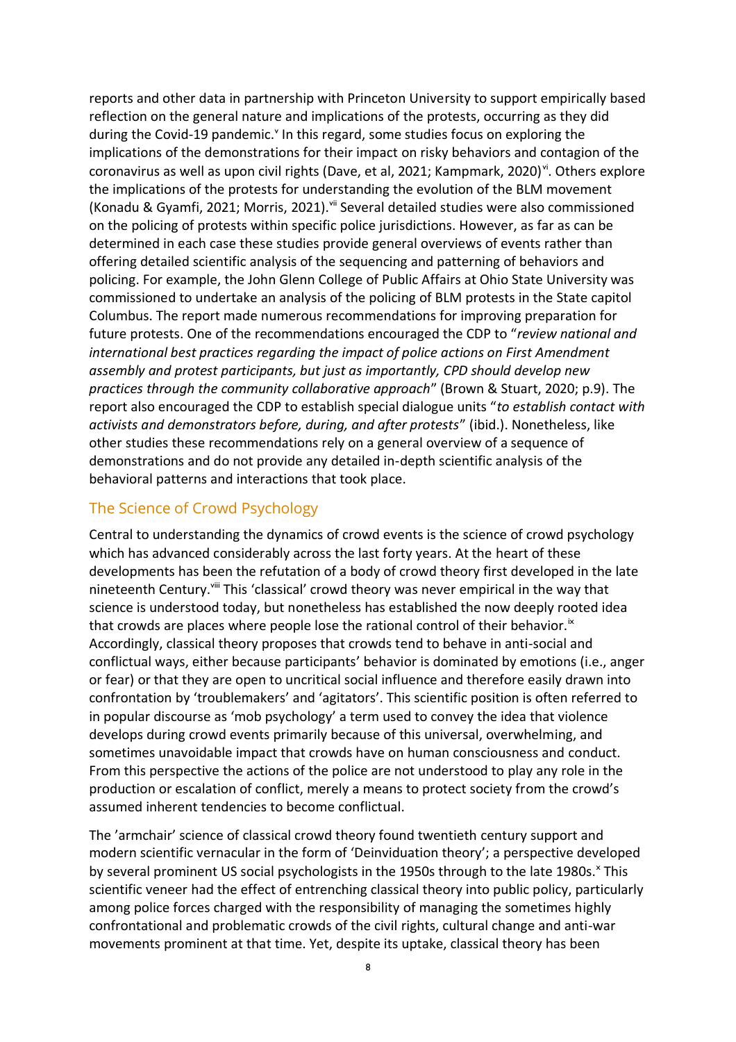reports and other data in partnership with Princeton University to support empirically based reflection on the general nature and implications of the protests, occurring as they did during the Covid-19 pandemic.[v] In this regard, some studies focus on exploring the implications of the demonstrations for their impact on risky behaviors and contagion of the coronavirus as well as upon civil rights (Dave, et al, 2021; Kampmark, 2020)[vi]. Others explore the implications of the protests for understanding the evolution of the BLM movement (Konadu & Gyamfi, 2021; Morris, 2021).[vii] Several detailed studies were also commissioned on the policing of protests within specific police jurisdictions. However, as far as can be determined in each case these studies provide general overviews of events rather than offering detailed scientific analysis of the sequencing and patterning of behaviors and policing. For example, the John Glenn College of Public Affairs at Ohio State University was commissioned to undertake an analysis of the policing of BLM protests in the State capitol Columbus. The report made numerous recommendations for improving preparation for future protests. One of the recommendations encouraged the CDP to "*review national and international best practices regarding the impact of police actions on First Amendment assembly and protest participants, but just as importantly, CPD should develop new practices through the community collaborative approach*" (Brown & Stuart, 2020; p.9). The report also encouraged the CDP to establish special dialogue units "*to establish contact with activists and demonstrators before, during, and after protests*" (ibid.). Nonetheless, like other studies these recommendations rely on a general overview of a sequence of demonstrations and do not provide any detailed in-depth scientific analysis of the behavioral patterns and interactions that took place.

## The Science of Crowd Psychology

Central to understanding the dynamics of crowd events is the science of crowd psychology which has advanced considerably across the last forty years. At the heart of these developments has been the refutation of a body of crowd theory first developed in the late nineteenth Century.[viii] This 'classical' crowd theory was never empirical in the way that science is understood today, but nonetheless has established the now deeply rooted idea that crowds are places where people lose the rational control of their behavior.[ix] Accordingly, classical theory proposes that crowds tend to behave in anti-social and conflictual ways, either because participants' behavior is dominated by emotions (i.e., anger or fear) or that they are open to uncritical social influence and therefore easily drawn into confrontation by 'troublemakers' and 'agitators'. This scientific position is often referred to in popular discourse as 'mob psychology' a term used to convey the idea that violence develops during crowd events primarily because of this universal, overwhelming, and sometimes unavoidable impact that crowds have on human consciousness and conduct. From this perspective the actions of the police are not understood to play any role in the production or escalation of conflict, merely a means to protect society from the crowd's assumed inherent tendencies to become conflictual.

The 'armchair' science of classical crowd theory found twentieth century support and modern scientific vernacular in the form of 'Deinviduation theory'; a perspective developed by several prominent US social psychologists in the 1950s through to the late 1980s.[x] This scientific veneer had the effect of entrenching classical theory into public policy, particularly among police forces charged with the responsibility of managing the sometimes highly confrontational and problematic crowds of the civil rights, cultural change and anti-war movements prominent at that time. Yet, despite its uptake, classical theory has been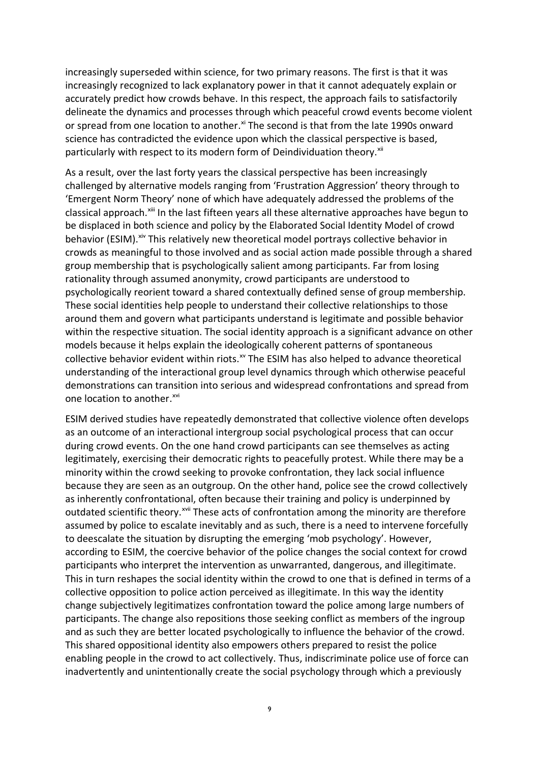increasingly superseded within science, for two primary reasons. The first is that it was increasingly recognized to lack explanatory power in that it cannot adequately explain or accurately predict how crowds behave. In this respect, the approach fails to satisfactorily delineate the dynamics and processes through which peaceful crowd events become violent or spread from one location to another.[xi] The second is that from the late 1990s onward science has contradicted the evidence upon which the classical perspective is based, particularly with respect to its modern form of Deindividuation theory.[xii]

As a result, over the last forty years the classical perspective has been increasingly challenged by alternative models ranging from 'Frustration Aggression' theory through to 'Emergent Norm Theory' none of which have adequately addressed the problems of the classical approach.[xiii] In the last fifteen years all these alternative approaches have begun to be displaced in both science and policy by the Elaborated Social Identity Model of crowd behavior (ESIM).[xiv] This relatively new theoretical model portrays collective behavior in crowds as meaningful to those involved and as social action made possible through a shared group membership that is psychologically salient among participants. Far from losing rationality through assumed anonymity, crowd participants are understood to psychologically reorient toward a shared contextually defined sense of group membership. These social identities help people to understand their collective relationships to those around them and govern what participants understand is legitimate and possible behavior within the respective situation. The social identity approach is a significant advance on other models because it helps explain the ideologically coherent patterns of spontaneous collective behavior evident within riots.[xv] The ESIM has also helped to advance theoretical understanding of the interactional group level dynamics through which otherwise peaceful demonstrations can transition into serious and widespread confrontations and spread from one location to another.[xvi]

ESIM derived studies have repeatedly demonstrated that collective violence often develops as an outcome of an interactional intergroup social psychological process that can occur during crowd events. On the one hand crowd participants can see themselves as acting legitimately, exercising their democratic rights to peacefully protest. While there may be a minority within the crowd seeking to provoke confrontation, they lack social influence because they are seen as an outgroup. On the other hand, police see the crowd collectively as inherently confrontational, often because their training and policy is underpinned by outdated scientific theory.[xvii] These acts of confrontation among the minority are therefore assumed by police to escalate inevitably and as such, there is a need to intervene forcefully to deescalate the situation by disrupting the emerging 'mob psychology'. However, according to ESIM, the coercive behavior of the police changes the social context for crowd participants who interpret the intervention as unwarranted, dangerous, and illegitimate. This in turn reshapes the social identity within the crowd to one that is defined in terms of a collective opposition to police action perceived as illegitimate. In this way the identity change subjectively legitimizes confrontation toward the police among large numbers of participants. The change also repositions those seeking conflict as members of the ingroup and as such they are better located psychologically to influence the behavior of the crowd. This shared oppositional identity also empowers others prepared to resist the police enabling people in the crowd to act collectively. Thus, indiscriminate police use of force can inadvertently and unintentionally create the social psychology through which a previously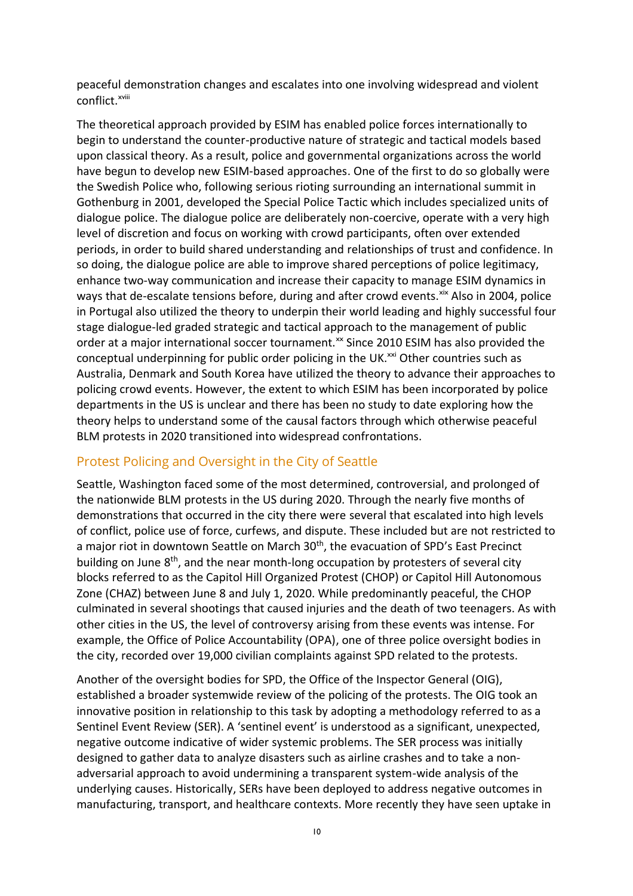peaceful demonstration changes and escalates into one involving widespread and violent conflict.[xviii]

The theoretical approach provided by ESIM has enabled police forces internationally to begin to understand the counter-productive nature of strategic and tactical models based upon classical theory. As a result, police and governmental organizations across the world have begun to develop new ESIM-based approaches. One of the first to do so globally were the Swedish Police who, following serious rioting surrounding an international summit in Gothenburg in 2001, developed the Special Police Tactic which includes specialized units of dialogue police. The dialogue police are deliberately non-coercive, operate with a very high level of discretion and focus on working with crowd participants, often over extended periods, in order to build shared understanding and relationships of trust and confidence. In so doing, the dialogue police are able to improve shared perceptions of police legitimacy, enhance two-way communication and increase their capacity to manage ESIM dynamics in ways that de-escalate tensions before, during and after crowd events.[xix] Also in 2004, police in Portugal also utilized the theory to underpin their world leading and highly successful four stage dialogue-led graded strategic and tactical approach to the management of public order at a major international soccer tournament.[xx] Since 2010 ESIM has also provided the conceptual underpinning for public order policing in the UK.[xxi] Other countries such as Australia, Denmark and South Korea have utilized the theory to advance their approaches to policing crowd events. However, the extent to which ESIM has been incorporated by police departments in the US is unclear and there has been no study to date exploring how the theory helps to understand some of the causal factors through which otherwise peaceful BLM protests in 2020 transitioned into widespread confrontations.

## Protest Policing and Oversight in the City of Seattle

Seattle, Washington faced some of the most determined, controversial, and prolonged of the nationwide BLM protests in the US during 2020. Through the nearly five months of demonstrations that occurred in the city there were several that escalated into high levels of conflict, police use of force, curfews, and dispute. These included but are not restricted to a major riot in downtown Seattle on March 30th, the evacuation of SPD's East Precinct building on June 8th, and the near month-long occupation by protesters of several city blocks referred to as the Capitol Hill Organized Protest (CHOP) or Capitol Hill Autonomous Zone (CHAZ) between June 8 and July 1, 2020. While predominantly peaceful, the CHOP culminated in several shootings that caused injuries and the death of two teenagers. As with other cities in the US, the level of controversy arising from these events was intense. For example, the Office of Police Accountability (OPA), one of three police oversight bodies in the city, recorded over 19,000 civilian complaints against SPD related to the protests.

Another of the oversight bodies for SPD, the Office of the Inspector General (OIG), established a broader systemwide review of the policing of the protests. The OIG took an innovative position in relationship to this task by adopting a methodology referred to as a Sentinel Event Review (SER). A 'sentinel event' is understood as a significant, unexpected, negative outcome indicative of wider systemic problems. The SER process was initially designed to gather data to analyze disasters such as airline crashes and to take a non-adversarial approach to avoid undermining a transparent system-wide analysis of the underlying causes. Historically, SERs have been deployed to address negative outcomes in manufacturing, transport, and healthcare contexts. More recently they have seen uptake in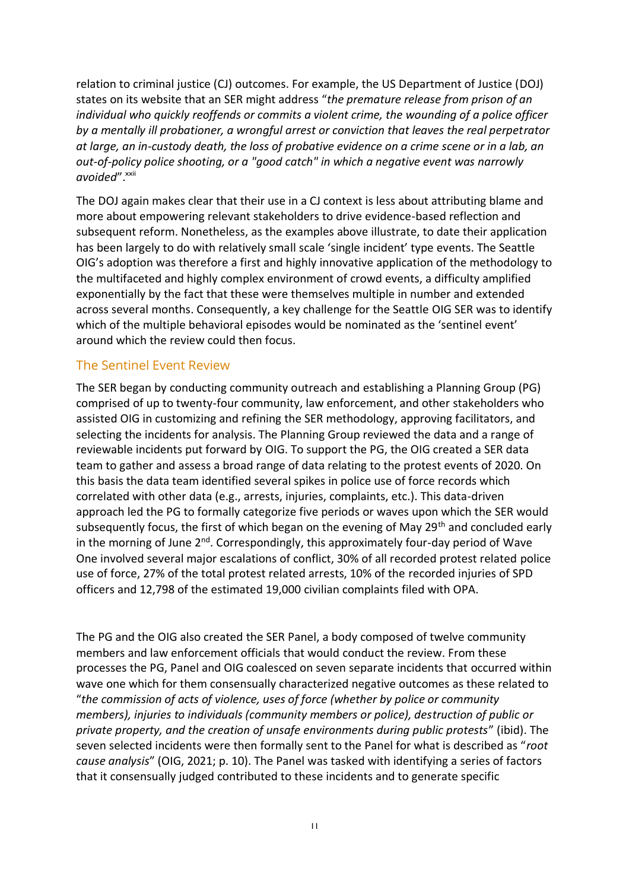relation to criminal justice (CJ) outcomes. For example, the US Department of Justice (DOJ) states on its website that an SER might address "*the premature release from prison of an individual who quickly reoffends or commits a violent crime, the wounding of a police officer by a mentally ill probationer, a wrongful arrest or conviction that leaves the real perpetrator at large, an in-custody death, the loss of probative evidence on a crime scene or in a lab, an out-of-policy police shooting, or a "good catch" in which a negative event was narrowly avoided*".[xxii]

The DOJ again makes clear that their use in a CJ context is less about attributing blame and more about empowering relevant stakeholders to drive evidence-based reflection and subsequent reform. Nonetheless, as the examples above illustrate, to date their application has been largely to do with relatively small scale 'single incident' type events. The Seattle OIG's adoption was therefore a first and highly innovative application of the methodology to the multifaceted and highly complex environment of crowd events, a difficulty amplified exponentially by the fact that these were themselves multiple in number and extended across several months. Consequently, a key challenge for the Seattle OIG SER was to identify which of the multiple behavioral episodes would be nominated as the 'sentinel event' around which the review could then focus.

## The Sentinel Event Review

The SER began by conducting community outreach and establishing a Planning Group (PG) comprised of up to twenty-four community, law enforcement, and other stakeholders who assisted OIG in customizing and refining the SER methodology, approving facilitators, and selecting the incidents for analysis. The Planning Group reviewed the data and a range of reviewable incidents put forward by OIG. To support the PG, the OIG created a SER data team to gather and assess a broad range of data relating to the protest events of 2020. On this basis the data team identified several spikes in police use of force records which correlated with other data (e.g., arrests, injuries, complaints, etc.). This data-driven approach led the PG to formally categorize five periods or waves upon which the SER would subsequently focus, the first of which began on the evening of May 29th and concluded early in the morning of June 2nd. Correspondingly, this approximately four-day period of Wave One involved several major escalations of conflict, 30% of all recorded protest related police use of force, 27% of the total protest related arrests, 10% of the recorded injuries of SPD officers and 12,798 of the estimated 19,000 civilian complaints filed with OPA.

The PG and the OIG also created the SER Panel, a body composed of twelve community members and law enforcement officials that would conduct the review. From these processes the PG, Panel and OIG coalesced on seven separate incidents that occurred within wave one which for them consensually characterized negative outcomes as these related to "*the commission of acts of violence, uses of force (whether by police or community members), injuries to individuals (community members or police), destruction of public or private property, and the creation of unsafe environments during public protests*" (ibid). The seven selected incidents were then formally sent to the Panel for what is described as "*root cause analysis*" (OIG, 2021; p. 10). The Panel was tasked with identifying a series of factors that it consensually judged contributed to these incidents and to generate specific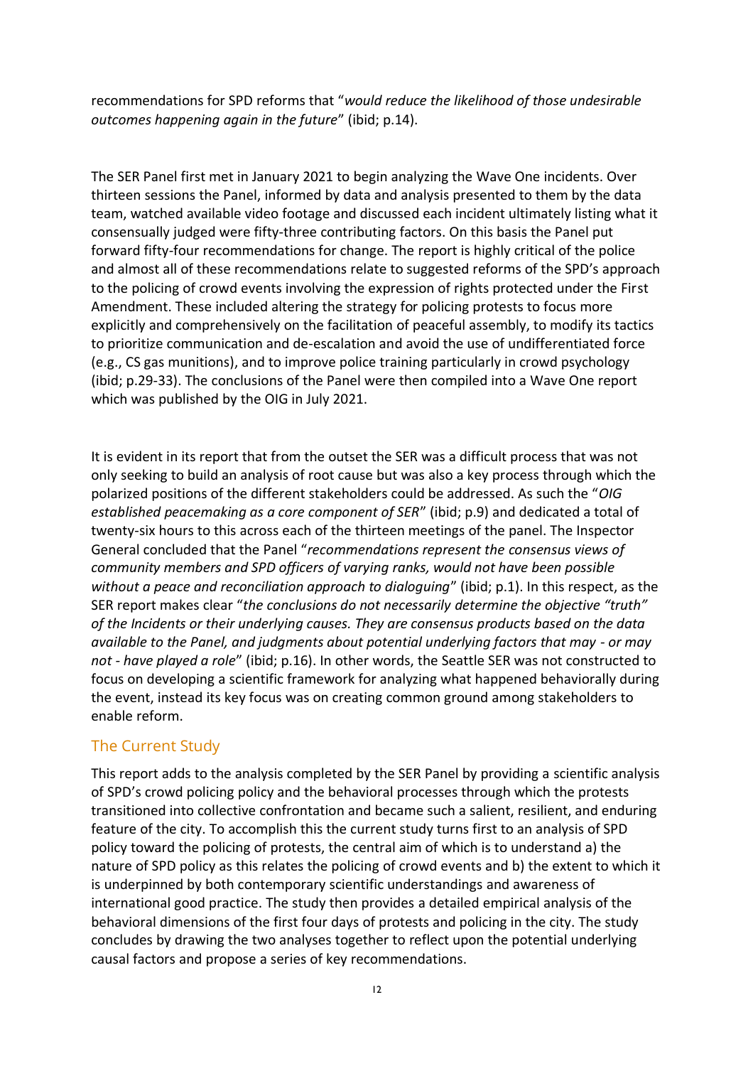recommendations for SPD reforms that "*would reduce the likelihood of those undesirable outcomes happening again in the future*" (ibid; p.14).

The SER Panel first met in January 2021 to begin analyzing the Wave One incidents. Over thirteen sessions the Panel, informed by data and analysis presented to them by the data team, watched available video footage and discussed each incident ultimately listing what it consensually judged were fifty-three contributing factors. On this basis the Panel put forward fifty-four recommendations for change. The report is highly critical of the police and almost all of these recommendations relate to suggested reforms of the SPD's approach to the policing of crowd events involving the expression of rights protected under the First Amendment. These included altering the strategy for policing protests to focus more explicitly and comprehensively on the facilitation of peaceful assembly, to modify its tactics to prioritize communication and de-escalation and avoid the use of undifferentiated force (e.g., CS gas munitions), and to improve police training particularly in crowd psychology (ibid; p.29-33). The conclusions of the Panel were then compiled into a Wave One report which was published by the OIG in July 2021.

It is evident in its report that from the outset the SER was a difficult process that was not only seeking to build an analysis of root cause but was also a key process through which the polarized positions of the different stakeholders could be addressed. As such the "*OIG established peacemaking as a core component of SER*" (ibid; p.9) and dedicated a total of twenty-six hours to this across each of the thirteen meetings of the panel. The Inspector General concluded that the Panel "*recommendations represent the consensus views of community members and SPD officers of varying ranks, would not have been possible without a peace and reconciliation approach to dialoguing*" (ibid; p.1). In this respect, as the SER report makes clear "*the conclusions do not necessarily determine the objective "truth" of the Incidents or their underlying causes. They are consensus products based on the data available to the Panel, and judgments about potential underlying factors that may - or may not - have played a role*" (ibid; p.16). In other words, the Seattle SER was not constructed to focus on developing a scientific framework for analyzing what happened behaviorally during the event, instead its key focus was on creating common ground among stakeholders to enable reform.

## The Current Study

This report adds to the analysis completed by the SER Panel by providing a scientific analysis of SPD's crowd policing policy and the behavioral processes through which the protests transitioned into collective confrontation and became such a salient, resilient, and enduring feature of the city. To accomplish this the current study turns first to an analysis of SPD policy toward the policing of protests, the central aim of which is to understand a) the nature of SPD policy as this relates the policing of crowd events and b) the extent to which it is underpinned by both contemporary scientific understandings and awareness of international good practice. The study then provides a detailed empirical analysis of the behavioral dimensions of the first four days of protests and policing in the city. The study concludes by drawing the two analyses together to reflect upon the potential underlying causal factors and propose a series of key recommendations.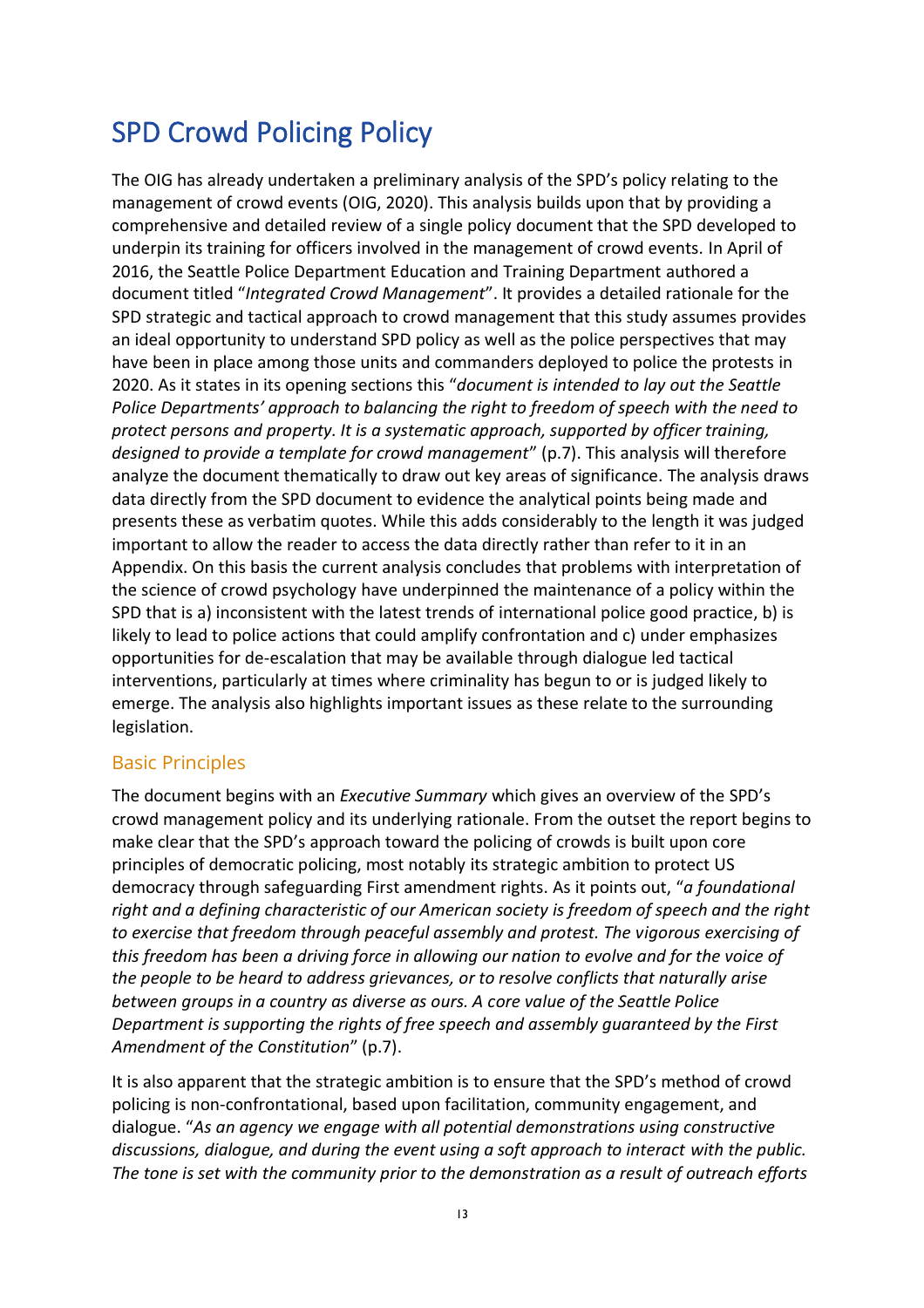# SPD Crowd Policing Policy

The OIG has already undertaken a preliminary analysis of the SPD's policy relating to the management of crowd events (OIG, 2020). This analysis builds upon that by providing a comprehensive and detailed review of a single policy document that the SPD developed to underpin its training for officers involved in the management of crowd events. In April of 2016, the Seattle Police Department Education and Training Department authored a document titled "*Integrated Crowd Management*". It provides a detailed rationale for the SPD strategic and tactical approach to crowd management that this study assumes provides an ideal opportunity to understand SPD policy as well as the police perspectives that may have been in place among those units and commanders deployed to police the protests in 2020. As it states in its opening sections this "*document is intended to lay out the Seattle Police Departments' approach to balancing the right to freedom of speech with the need to protect persons and property. It is a systematic approach, supported by officer training, designed to provide a template for crowd management*" (p.7). This analysis will therefore analyze the document thematically to draw out key areas of significance. The analysis draws data directly from the SPD document to evidence the analytical points being made and presents these as verbatim quotes. While this adds considerably to the length it was judged important to allow the reader to access the data directly rather than refer to it in an Appendix. On this basis the current analysis concludes that problems with interpretation of the science of crowd psychology have underpinned the maintenance of a policy within the SPD that is a) inconsistent with the latest trends of international police good practice, b) is likely to lead to police actions that could amplify confrontation and c) under emphasizes opportunities for de-escalation that may be available through dialogue led tactical interventions, particularly at times where criminality has begun to or is judged likely to emerge. The analysis also highlights important issues as these relate to the surrounding legislation.

## Basic Principles

The document begins with an *Executive Summary* which gives an overview of the SPD's crowd management policy and its underlying rationale. From the outset the report begins to make clear that the SPD's approach toward the policing of crowds is built upon core principles of democratic policing, most notably its strategic ambition to protect US democracy through safeguarding First amendment rights. As it points out, "*a foundational right and a defining characteristic of our American society is freedom of speech and the right to exercise that freedom through peaceful assembly and protest. The vigorous exercising of this freedom has been a driving force in allowing our nation to evolve and for the voice of the people to be heard to address grievances, or to resolve conflicts that naturally arise between groups in a country as diverse as ours. A core value of the Seattle Police Department is supporting the rights of free speech and assembly guaranteed by the First Amendment of the Constitution*" (p.7).

It is also apparent that the strategic ambition is to ensure that the SPD's method of crowd policing is non-confrontational, based upon facilitation, community engagement, and dialogue. "*As an agency we engage with all potential demonstrations using constructive discussions, dialogue, and during the event using a soft approach to interact with the public. The tone is set with the community prior to the demonstration as a result of outreach efforts*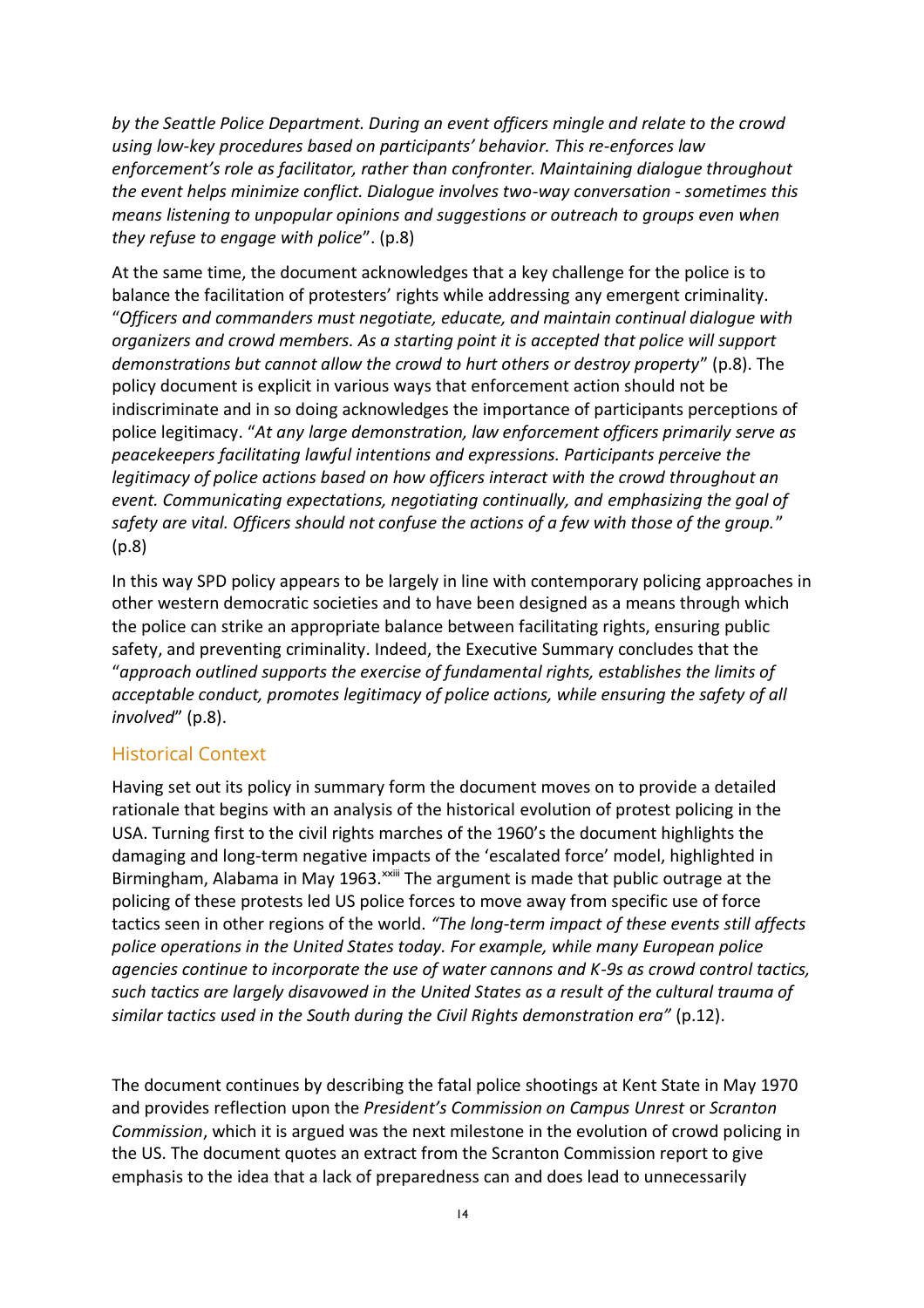*by the Seattle Police Department. During an event officers mingle and relate to the crowd using low-key procedures based on participants' behavior. This re-enforces law enforcement's role as facilitator, rather than confronter. Maintaining dialogue throughout the event helps minimize conflict. Dialogue involves two-way conversation - sometimes this means listening to unpopular opinions and suggestions or outreach to groups even when they refuse to engage with police*". (p.8)

At the same time, the document acknowledges that a key challenge for the police is to balance the facilitation of protesters' rights while addressing any emergent criminality. "*Officers and commanders must negotiate, educate, and maintain continual dialogue with organizers and crowd members. As a starting point it is accepted that police will support demonstrations but cannot allow the crowd to hurt others or destroy property*" (p.8). The policy document is explicit in various ways that enforcement action should not be indiscriminate and in so doing acknowledges the importance of participants perceptions of police legitimacy. "*At any large demonstration, law enforcement officers primarily serve as peacekeepers facilitating lawful intentions and expressions. Participants perceive the legitimacy of police actions based on how officers interact with the crowd throughout an event. Communicating expectations, negotiating continually, and emphasizing the goal of safety are vital. Officers should not confuse the actions of a few with those of the group.*" (p.8)

In this way SPD policy appears to be largely in line with contemporary policing approaches in other western democratic societies and to have been designed as a means through which the police can strike an appropriate balance between facilitating rights, ensuring public safety, and preventing criminality. Indeed, the Executive Summary concludes that the "*approach outlined supports the exercise of fundamental rights, establishes the limits of acceptable conduct, promotes legitimacy of police actions, while ensuring the safety of all involved*" (p.8).

## Historical Context

Having set out its policy in summary form the document moves on to provide a detailed rationale that begins with an analysis of the historical evolution of protest policing in the USA. Turning first to the civil rights marches of the 1960's the document highlights the damaging and long-term negative impacts of the 'escalated force' model, highlighted in Birmingham, Alabama in May 1963.[xxiii] The argument is made that public outrage at the policing of these protests led US police forces to move away from specific use of force tactics seen in other regions of the world. *"The long-term impact of these events still affects police operations in the United States today. For example, while many European police agencies continue to incorporate the use of water cannons and K-9s as crowd control tactics, such tactics are largely disavowed in the United States as a result of the cultural trauma of similar tactics used in the South during the Civil Rights demonstration era"* (p.12).

The document continues by describing the fatal police shootings at Kent State in May 1970 and provides reflection upon the *President's Commission on Campus Unrest* or *Scranton Commission*, which it is argued was the next milestone in the evolution of crowd policing in the US. The document quotes an extract from the Scranton Commission report to give emphasis to the idea that a lack of preparedness can and does lead to unnecessarily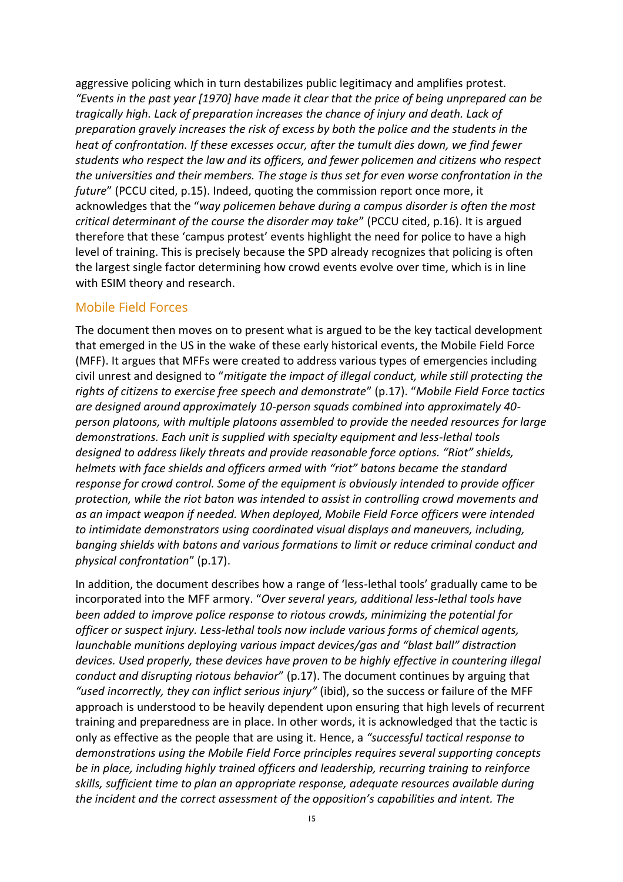aggressive policing which in turn destabilizes public legitimacy and amplifies protest. *"Events in the past year [1970] have made it clear that the price of being unprepared can be tragically high. Lack of preparation increases the chance of injury and death. Lack of preparation gravely increases the risk of excess by both the police and the students in the heat of confrontation. If these excesses occur, after the tumult dies down, we find fewer students who respect the law and its officers, and fewer policemen and citizens who respect the universities and their members. The stage is thus set for even worse confrontation in the future*" (PCCU cited, p.15). Indeed, quoting the commission report once more, it acknowledges that the "*way policemen behave during a campus disorder is often the most critical determinant of the course the disorder may take*" (PCCU cited, p.16). It is argued therefore that these 'campus protest' events highlight the need for police to have a high level of training. This is precisely because the SPD already recognizes that policing is often the largest single factor determining how crowd events evolve over time, which is in line with ESIM theory and research.

## Mobile Field Forces

The document then moves on to present what is argued to be the key tactical development that emerged in the US in the wake of these early historical events, the Mobile Field Force (MFF). It argues that MFFs were created to address various types of emergencies including civil unrest and designed to "*mitigate the impact of illegal conduct, while still protecting the rights of citizens to exercise free speech and demonstrate*" (p.17). "*Mobile Field Force tactics are designed around approximately 10-person squads combined into approximately 40-person platoons, with multiple platoons assembled to provide the needed resources for large demonstrations. Each unit is supplied with specialty equipment and less-lethal tools designed to address likely threats and provide reasonable force options. "Riot" shields, helmets with face shields and officers armed with "riot" batons became the standard response for crowd control. Some of the equipment is obviously intended to provide officer protection, while the riot baton was intended to assist in controlling crowd movements and as an impact weapon if needed. When deployed, Mobile Field Force officers were intended to intimidate demonstrators using coordinated visual displays and maneuvers, including, banging shields with batons and various formations to limit or reduce criminal conduct and physical confrontation*" (p.17).

In addition, the document describes how a range of 'less-lethal tools' gradually came to be incorporated into the MFF armory. "*Over several years, additional less-lethal tools have been added to improve police response to riotous crowds, minimizing the potential for officer or suspect injury. Less-lethal tools now include various forms of chemical agents, launchable munitions deploying various impact devices/gas and "blast ball" distraction devices. Used properly, these devices have proven to be highly effective in countering illegal conduct and disrupting riotous behavior*" (p.17). The document continues by arguing that *"used incorrectly, they can inflict serious injury"* (ibid), so the success or failure of the MFF approach is understood to be heavily dependent upon ensuring that high levels of recurrent training and preparedness are in place. In other words, it is acknowledged that the tactic is only as effective as the people that are using it. Hence, a *"successful tactical response to demonstrations using the Mobile Field Force principles requires several supporting concepts be in place, including highly trained officers and leadership, recurring training to reinforce skills, sufficient time to plan an appropriate response, adequate resources available during the incident and the correct assessment of the opposition's capabilities and intent. The*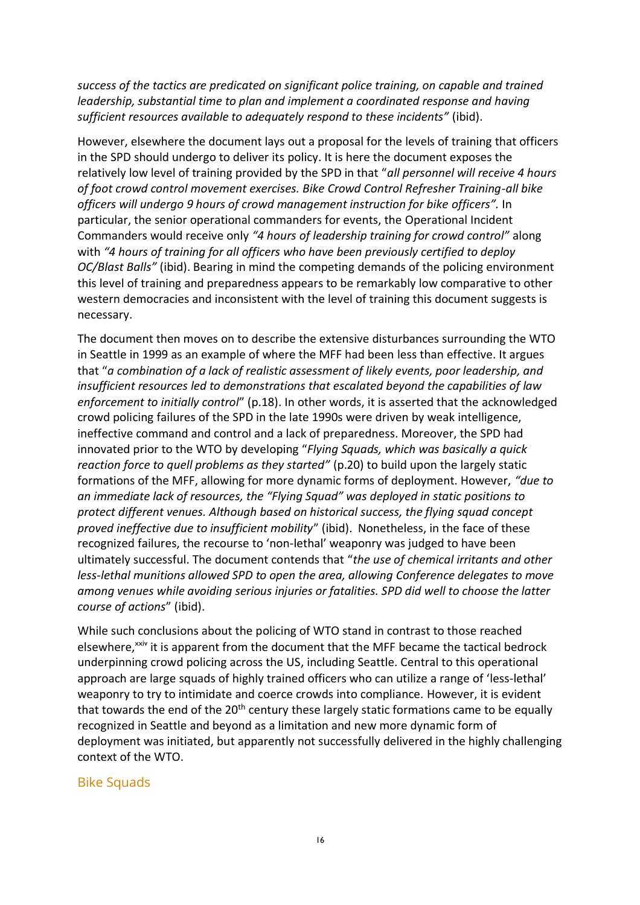*success of the tactics are predicated on significant police training, on capable and trained leadership, substantial time to plan and implement a coordinated response and having sufficient resources available to adequately respond to these incidents"* (ibid).

However, elsewhere the document lays out a proposal for the levels of training that officers in the SPD should undergo to deliver its policy. It is here the document exposes the relatively low level of training provided by the SPD in that "*all personnel will receive 4 hours of foot crowd control movement exercises. Bike Crowd Control Refresher Training-all bike officers will undergo 9 hours of crowd management instruction for bike officers".* In particular, the senior operational commanders for events, the Operational Incident Commanders would receive only *"4 hours of leadership training for crowd control"* along with *"4 hours of training for all officers who have been previously certified to deploy OC/Blast Balls"* (ibid). Bearing in mind the competing demands of the policing environment this level of training and preparedness appears to be remarkably low comparative to other western democracies and inconsistent with the level of training this document suggests is necessary.

The document then moves on to describe the extensive disturbances surrounding the WTO in Seattle in 1999 as an example of where the MFF had been less than effective. It argues that "*a combination of a lack of realistic assessment of likely events, poor leadership, and insufficient resources led to demonstrations that escalated beyond the capabilities of law enforcement to initially control*" (p.18). In other words, it is asserted that the acknowledged crowd policing failures of the SPD in the late 1990s were driven by weak intelligence, ineffective command and control and a lack of preparedness. Moreover, the SPD had innovated prior to the WTO by developing "*Flying Squads, which was basically a quick reaction force to quell problems as they started"* (p.20) to build upon the largely static formations of the MFF, allowing for more dynamic forms of deployment. However, *"due to an immediate lack of resources, the "Flying Squad" was deployed in static positions to protect different venues. Although based on historical success, the flying squad concept proved ineffective due to insufficient mobility*" (ibid). Nonetheless, in the face of these recognized failures, the recourse to 'non-lethal' weaponry was judged to have been ultimately successful. The document contends that "*the use of chemical irritants and other less-lethal munitions allowed SPD to open the area, allowing Conference delegates to move among venues while avoiding serious injuries or fatalities. SPD did well to choose the latter course of actions*" (ibid).

While such conclusions about the policing of WTO stand in contrast to those reached elsewhere,[xxiv] it is apparent from the document that the MFF became the tactical bedrock underpinning crowd policing across the US, including Seattle. Central to this operational approach are large squads of highly trained officers who can utilize a range of 'less-lethal' weaponry to try to intimidate and coerce crowds into compliance. However, it is evident that towards the end of the 20th century these largely static formations came to be equally recognized in Seattle and beyond as a limitation and new more dynamic form of deployment was initiated, but apparently not successfully delivered in the highly challenging context of the WTO.

## Bike Squads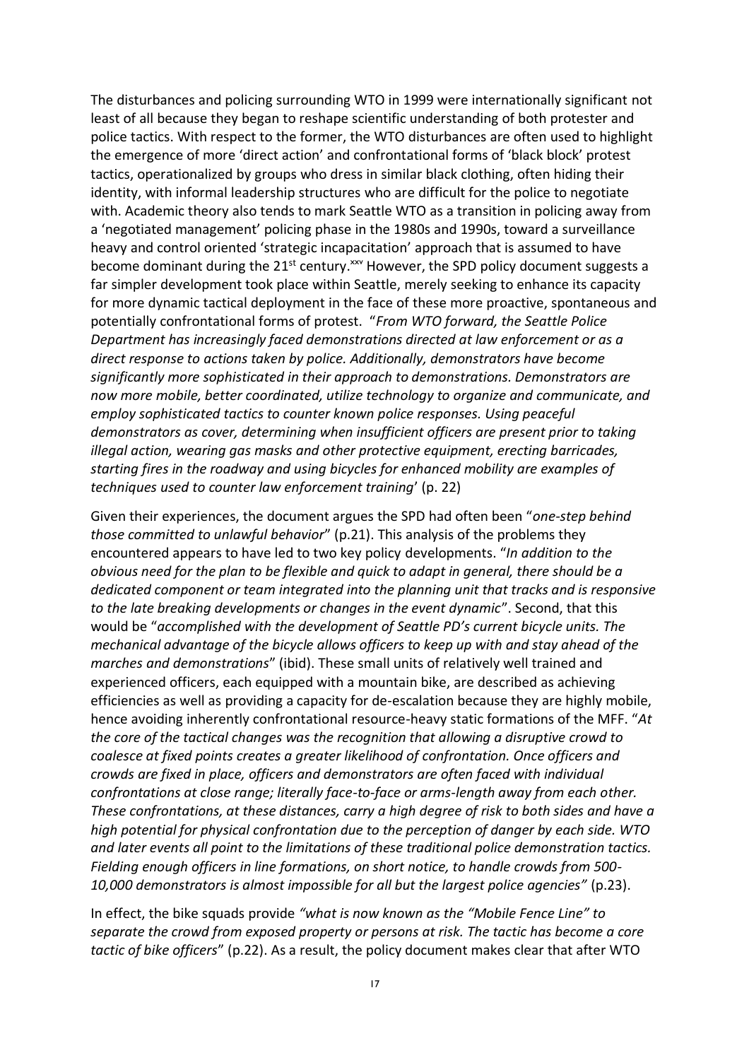The disturbances and policing surrounding WTO in 1999 were internationally significant not least of all because they began to reshape scientific understanding of both protester and police tactics. With respect to the former, the WTO disturbances are often used to highlight the emergence of more 'direct action' and confrontational forms of 'black block' protest tactics, operationalized by groups who dress in similar black clothing, often hiding their identity, with informal leadership structures who are difficult for the police to negotiate with. Academic theory also tends to mark Seattle WTO as a transition in policing away from a 'negotiated management' policing phase in the 1980s and 1990s, toward a surveillance heavy and control oriented 'strategic incapacitation' approach that is assumed to have become dominant during the 21st century.[xxv] However, the SPD policy document suggests a far simpler development took place within Seattle, merely seeking to enhance its capacity for more dynamic tactical deployment in the face of these more proactive, spontaneous and potentially confrontational forms of protest. "*From WTO forward, the Seattle Police Department has increasingly faced demonstrations directed at law enforcement or as a direct response to actions taken by police. Additionally, demonstrators have become significantly more sophisticated in their approach to demonstrations. Demonstrators are now more mobile, better coordinated, utilize technology to organize and communicate, and employ sophisticated tactics to counter known police responses. Using peaceful demonstrators as cover, determining when insufficient officers are present prior to taking illegal action, wearing gas masks and other protective equipment, erecting barricades, starting fires in the roadway and using bicycles for enhanced mobility are examples of techniques used to counter law enforcement training*' (p. 22)

Given their experiences, the document argues the SPD had often been "*one-step behind those committed to unlawful behavior*" (p.21). This analysis of the problems they encountered appears to have led to two key policy developments. "*In addition to the obvious need for the plan to be flexible and quick to adapt in general, there should be a dedicated component or team integrated into the planning unit that tracks and is responsive to the late breaking developments or changes in the event dynamic*". Second, that this would be "*accomplished with the development of Seattle PD's current bicycle units. The mechanical advantage of the bicycle allows officers to keep up with and stay ahead of the marches and demonstrations*" (ibid). These small units of relatively well trained and experienced officers, each equipped with a mountain bike, are described as achieving efficiencies as well as providing a capacity for de-escalation because they are highly mobile, hence avoiding inherently confrontational resource-heavy static formations of the MFF. "*At the core of the tactical changes was the recognition that allowing a disruptive crowd to coalesce at fixed points creates a greater likelihood of confrontation. Once officers and crowds are fixed in place, officers and demonstrators are often faced with individual confrontations at close range; literally face-to-face or arms-length away from each other. These confrontations, at these distances, carry a high degree of risk to both sides and have a high potential for physical confrontation due to the perception of danger by each side. WTO and later events all point to the limitations of these traditional police demonstration tactics. Fielding enough officers in line formations, on short notice, to handle crowds from 500-10,000 demonstrators is almost impossible for all but the largest police agencies"* (p.23).

In effect, the bike squads provide *"what is now known as the "Mobile Fence Line" to separate the crowd from exposed property or persons at risk. The tactic has become a core tactic of bike officers*" (p.22). As a result, the policy document makes clear that after WTO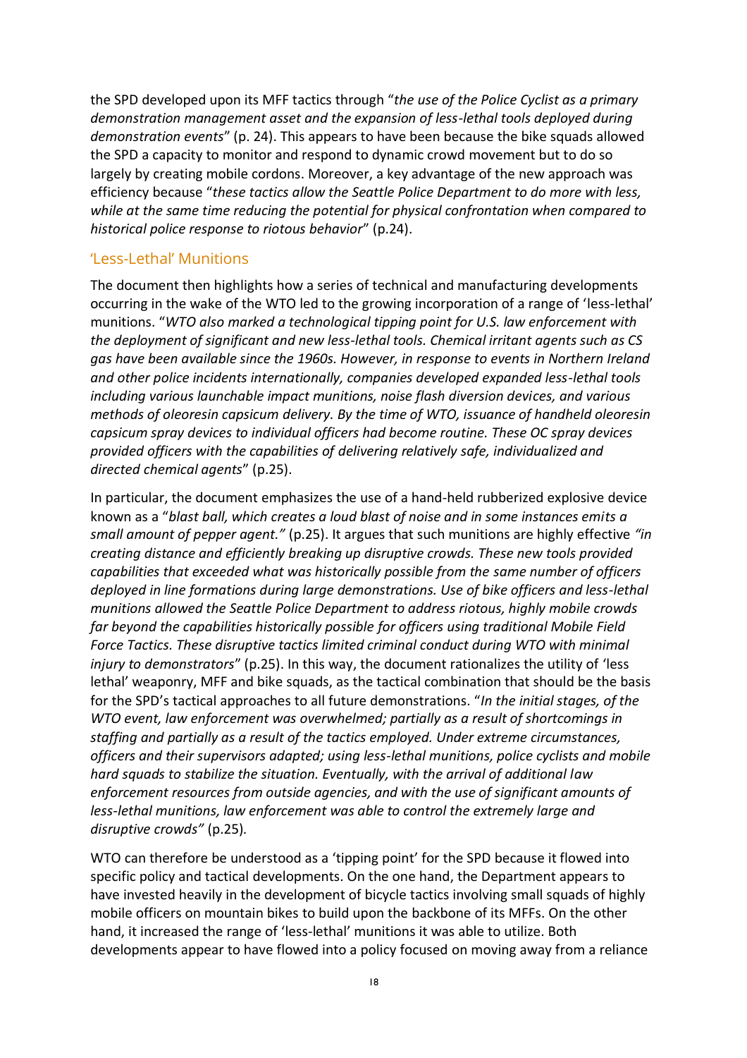the SPD developed upon its MFF tactics through "*the use of the Police Cyclist as a primary demonstration management asset and the expansion of less-lethal tools deployed during demonstration events*" (p. 24). This appears to have been because the bike squads allowed the SPD a capacity to monitor and respond to dynamic crowd movement but to do so largely by creating mobile cordons. Moreover, a key advantage of the new approach was efficiency because "*these tactics allow the Seattle Police Department to do more with less, while at the same time reducing the potential for physical confrontation when compared to historical police response to riotous behavior*" (p.24).

## 'Less-Lethal' Munitions

The document then highlights how a series of technical and manufacturing developments occurring in the wake of the WTO led to the growing incorporation of a range of 'less-lethal' munitions. "*WTO also marked a technological tipping point for U.S. law enforcement with the deployment of significant and new less-lethal tools. Chemical irritant agents such as CS gas have been available since the 1960s. However, in response to events in Northern Ireland and other police incidents internationally, companies developed expanded less-lethal tools including various launchable impact munitions, noise flash diversion devices, and various methods of oleoresin capsicum delivery. By the time of WTO, issuance of handheld oleoresin capsicum spray devices to individual officers had become routine. These OC spray devices provided officers with the capabilities of delivering relatively safe, individualized and directed chemical agents*" (p.25).

In particular, the document emphasizes the use of a hand-held rubberized explosive device known as a "*blast ball, which creates a loud blast of noise and in some instances emits a small amount of pepper agent.*" (p.25). It argues that such munitions are highly effective *"in creating distance and efficiently breaking up disruptive crowds. These new tools provided capabilities that exceeded what was historically possible from the same number of officers deployed in line formations during large demonstrations. Use of bike officers and less-lethal munitions allowed the Seattle Police Department to address riotous, highly mobile crowds far beyond the capabilities historically possible for officers using traditional Mobile Field Force Tactics. These disruptive tactics limited criminal conduct during WTO with minimal injury to demonstrators*" (p.25). In this way, the document rationalizes the utility of 'less lethal' weaponry, MFF and bike squads, as the tactical combination that should be the basis for the SPD's tactical approaches to all future demonstrations. "*In the initial stages, of the WTO event, law enforcement was overwhelmed; partially as a result of shortcomings in staffing and partially as a result of the tactics employed. Under extreme circumstances, officers and their supervisors adapted; using less-lethal munitions, police cyclists and mobile hard squads to stabilize the situation. Eventually, with the arrival of additional law enforcement resources from outside agencies, and with the use of significant amounts of less-lethal munitions, law enforcement was able to control the extremely large and disruptive crowds"* (p.25).

WTO can therefore be understood as a 'tipping point' for the SPD because it flowed into specific policy and tactical developments. On the one hand, the Department appears to have invested heavily in the development of bicycle tactics involving small squads of highly mobile officers on mountain bikes to build upon the backbone of its MFFs. On the other hand, it increased the range of 'less-lethal' munitions it was able to utilize. Both developments appear to have flowed into a policy focused on moving away from a reliance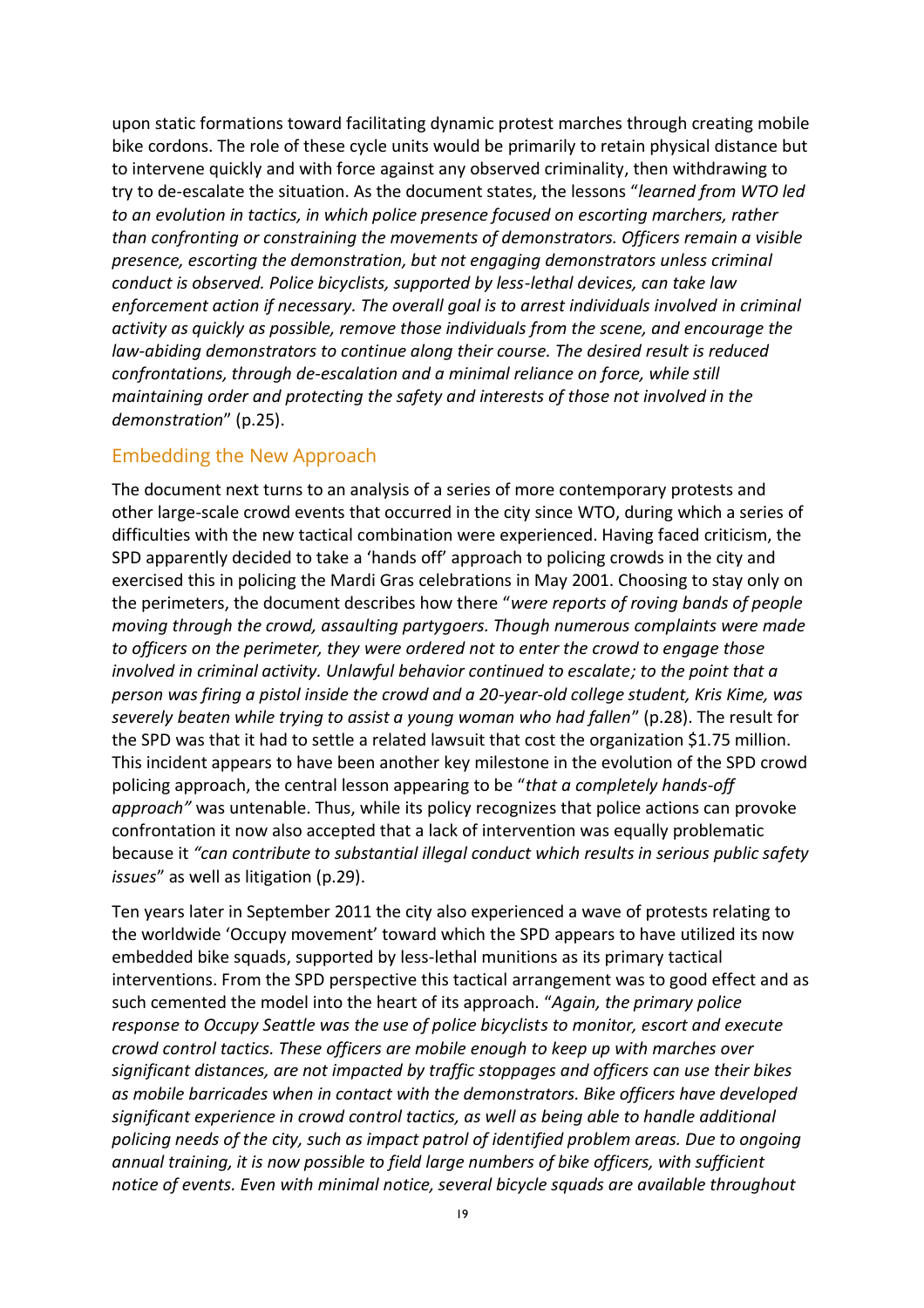upon static formations toward facilitating dynamic protest marches through creating mobile bike cordons. The role of these cycle units would be primarily to retain physical distance but to intervene quickly and with force against any observed criminality, then withdrawing to try to de-escalate the situation. As the document states, the lessons "*learned from WTO led to an evolution in tactics, in which police presence focused on escorting marchers, rather than confronting or constraining the movements of demonstrators. Officers remain a visible presence, escorting the demonstration, but not engaging demonstrators unless criminal conduct is observed. Police bicyclists, supported by less-lethal devices, can take law enforcement action if necessary. The overall goal is to arrest individuals involved in criminal activity as quickly as possible, remove those individuals from the scene, and encourage the law-abiding demonstrators to continue along their course. The desired result is reduced confrontations, through de-escalation and a minimal reliance on force, while still maintaining order and protecting the safety and interests of those not involved in the demonstration*" (p.25).

## Embedding the New Approach

The document next turns to an analysis of a series of more contemporary protests and other large-scale crowd events that occurred in the city since WTO, during which a series of difficulties with the new tactical combination were experienced. Having faced criticism, the SPD apparently decided to take a 'hands off' approach to policing crowds in the city and exercised this in policing the Mardi Gras celebrations in May 2001. Choosing to stay only on the perimeters, the document describes how there "*were reports of roving bands of people moving through the crowd, assaulting partygoers. Though numerous complaints were made to officers on the perimeter, they were ordered not to enter the crowd to engage those involved in criminal activity. Unlawful behavior continued to escalate; to the point that a person was firing a pistol inside the crowd and a 20-year-old college student, Kris Kime, was severely beaten while trying to assist a young woman who had fallen*" (p.28). The result for the SPD was that it had to settle a related lawsuit that cost the organization $1.75 million. This incident appears to have been another key milestone in the evolution of the SPD crowd policing approach, the central lesson appearing to be "*that a completely hands-off approach"* was untenable. Thus, while its policy recognizes that police actions can provoke confrontation it now also accepted that a lack of intervention was equally problematic because it *"can contribute to substantial illegal conduct which results in serious public safety issues*" as well as litigation (p.29).

Ten years later in September 2011 the city also experienced a wave of protests relating to the worldwide 'Occupy movement' toward which the SPD appears to have utilized its now embedded bike squads, supported by less-lethal munitions as its primary tactical interventions. From the SPD perspective this tactical arrangement was to good effect and as such cemented the model into the heart of its approach. "*Again, the primary police response to Occupy Seattle was the use of police bicyclists to monitor, escort and execute crowd control tactics. These officers are mobile enough to keep up with marches over significant distances, are not impacted by traffic stoppages and officers can use their bikes as mobile barricades when in contact with the demonstrators. Bike officers have developed significant experience in crowd control tactics, as well as being able to handle additional policing needs of the city, such as impact patrol of identified problem areas. Due to ongoing annual training, it is now possible to field large numbers of bike officers, with sufficient notice of events. Even with minimal notice, several bicycle squads are available throughout*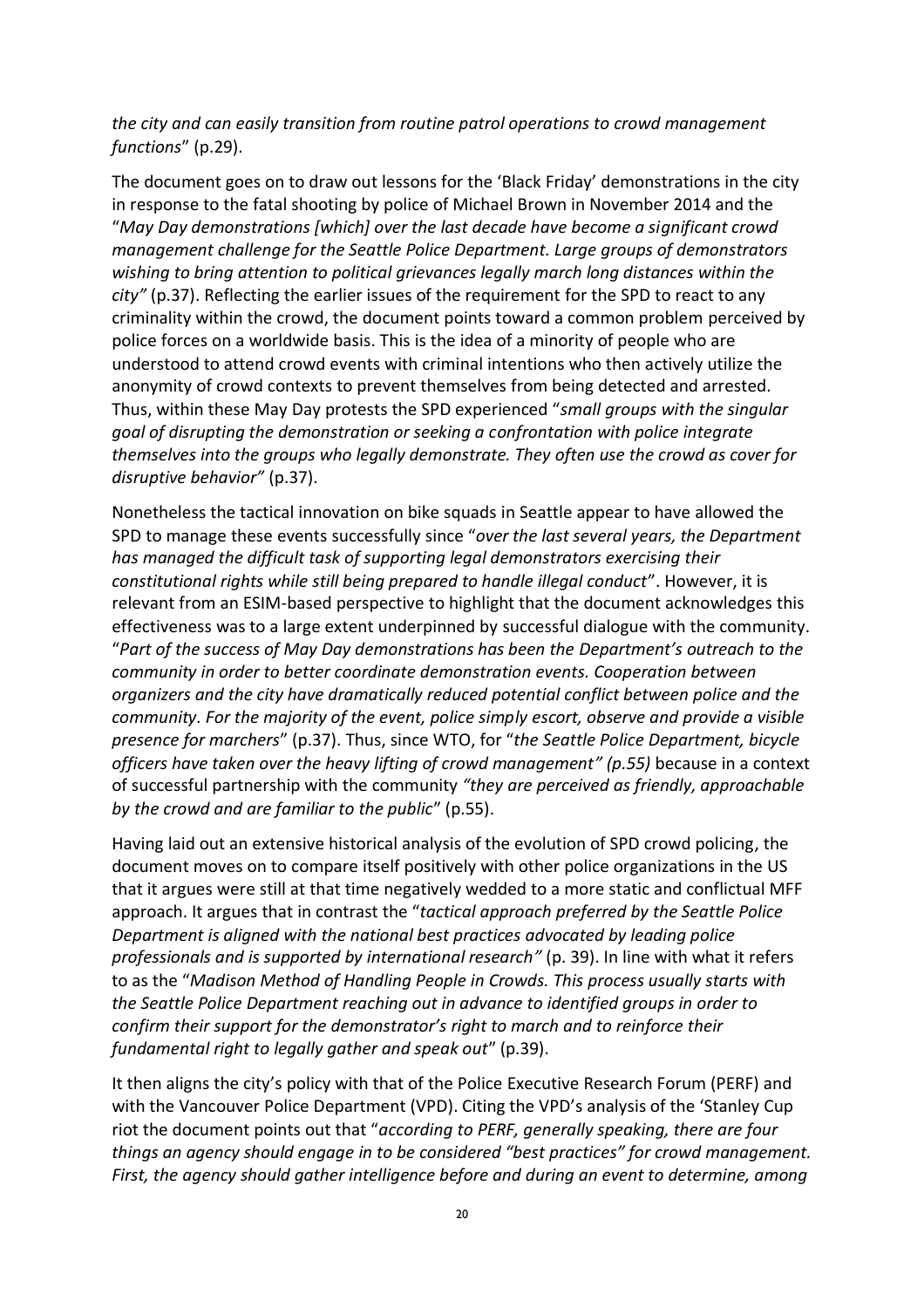*the city and can easily transition from routine patrol operations to crowd management functions*" (p.29).

The document goes on to draw out lessons for the 'Black Friday' demonstrations in the city in response to the fatal shooting by police of Michael Brown in November 2014 and the "*May Day demonstrations [which] over the last decade have become a significant crowd management challenge for the Seattle Police Department. Large groups of demonstrators wishing to bring attention to political grievances legally march long distances within the city"* (p.37). Reflecting the earlier issues of the requirement for the SPD to react to any criminality within the crowd, the document points toward a common problem perceived by police forces on a worldwide basis. This is the idea of a minority of people who are understood to attend crowd events with criminal intentions who then actively utilize the anonymity of crowd contexts to prevent themselves from being detected and arrested. Thus, within these May Day protests the SPD experienced "*small groups with the singular goal of disrupting the demonstration or seeking a confrontation with police integrate themselves into the groups who legally demonstrate. They often use the crowd as cover for disruptive behavior"* (p.37).

Nonetheless the tactical innovation on bike squads in Seattle appear to have allowed the SPD to manage these events successfully since "*over the last several years, the Department has managed the difficult task of supporting legal demonstrators exercising their constitutional rights while still being prepared to handle illegal conduct*". However, it is relevant from an ESIM-based perspective to highlight that the document acknowledges this effectiveness was to a large extent underpinned by successful dialogue with the community. "*Part of the success of May Day demonstrations has been the Department's outreach to the community in order to better coordinate demonstration events. Cooperation between organizers and the city have dramatically reduced potential conflict between police and the community. For the majority of the event, police simply escort, observe and provide a visible presence for marchers*" (p.37). Thus, since WTO, for "*the Seattle Police Department, bicycle officers have taken over the heavy lifting of crowd management" (p.55)* because in a context of successful partnership with the community *"they are perceived as friendly, approachable by the crowd and are familiar to the public*" (p.55).

Having laid out an extensive historical analysis of the evolution of SPD crowd policing, the document moves on to compare itself positively with other police organizations in the US that it argues were still at that time negatively wedded to a more static and conflictual MFF approach. It argues that in contrast the "*tactical approach preferred by the Seattle Police Department is aligned with the national best practices advocated by leading police professionals and is supported by international research"* (p. 39). In line with what it refers to as the "*Madison Method of Handling People in Crowds. This process usually starts with the Seattle Police Department reaching out in advance to identified groups in order to confirm their support for the demonstrator's right to march and to reinforce their fundamental right to legally gather and speak out*" (p.39).

It then aligns the city's policy with that of the Police Executive Research Forum (PERF) and with the Vancouver Police Department (VPD). Citing the VPD's analysis of the 'Stanley Cup riot the document points out that "*according to PERF, generally speaking, there are four things an agency should engage in to be considered "best practices" for crowd management. First, the agency should gather intelligence before and during an event to determine, among*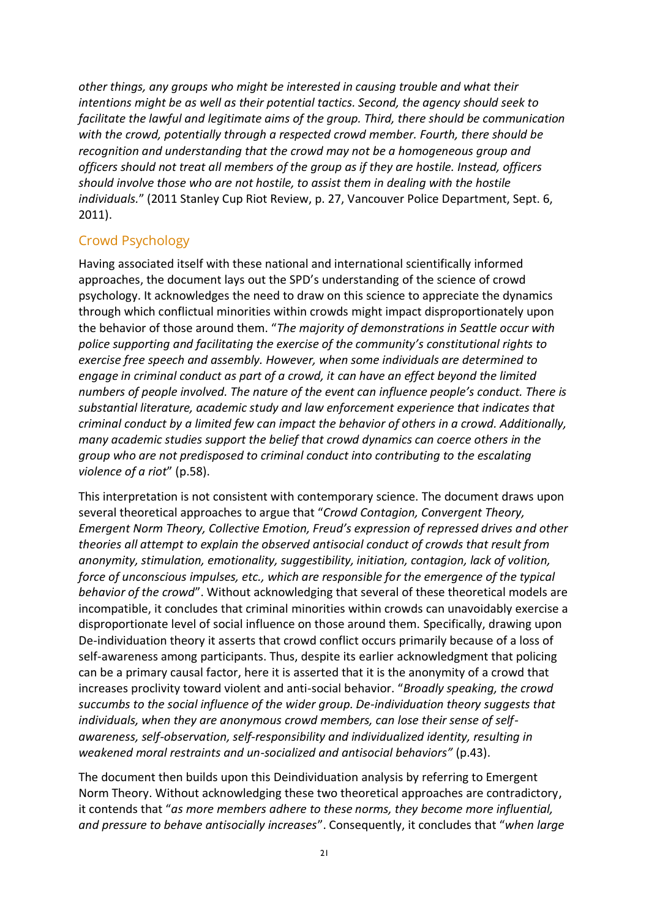*other things, any groups who might be interested in causing trouble and what their intentions might be as well as their potential tactics. Second, the agency should seek to facilitate the lawful and legitimate aims of the group. Third, there should be communication with the crowd, potentially through a respected crowd member. Fourth, there should be recognition and understanding that the crowd may not be a homogeneous group and officers should not treat all members of the group as if they are hostile. Instead, officers should involve those who are not hostile, to assist them in dealing with the hostile individuals.*" (2011 Stanley Cup Riot Review, p. 27, Vancouver Police Department, Sept. 6, 2011).

## Crowd Psychology

Having associated itself with these national and international scientifically informed approaches, the document lays out the SPD's understanding of the science of crowd psychology. It acknowledges the need to draw on this science to appreciate the dynamics through which conflictual minorities within crowds might impact disproportionately upon the behavior of those around them. "*The majority of demonstrations in Seattle occur with police supporting and facilitating the exercise of the community's constitutional rights to exercise free speech and assembly. However, when some individuals are determined to engage in criminal conduct as part of a crowd, it can have an effect beyond the limited numbers of people involved. The nature of the event can influence people's conduct. There is substantial literature, academic study and law enforcement experience that indicates that criminal conduct by a limited few can impact the behavior of others in a crowd. Additionally, many academic studies support the belief that crowd dynamics can coerce others in the group who are not predisposed to criminal conduct into contributing to the escalating violence of a riot*" (p.58).

This interpretation is not consistent with contemporary science. The document draws upon several theoretical approaches to argue that "*Crowd Contagion, Convergent Theory, Emergent Norm Theory, Collective Emotion, Freud's expression of repressed drives and other theories all attempt to explain the observed antisocial conduct of crowds that result from anonymity, stimulation, emotionality, suggestibility, initiation, contagion, lack of volition, force of unconscious impulses, etc., which are responsible for the emergence of the typical behavior of the crowd*". Without acknowledging that several of these theoretical models are incompatible, it concludes that criminal minorities within crowds can unavoidably exercise a disproportionate level of social influence on those around them. Specifically, drawing upon De-individuation theory it asserts that crowd conflict occurs primarily because of a loss of self-awareness among participants. Thus, despite its earlier acknowledgment that policing can be a primary causal factor, here it is asserted that it is the anonymity of a crowd that increases proclivity toward violent and anti-social behavior. "*Broadly speaking, the crowd succumbs to the social influence of the wider group. De-individuation theory suggests that individuals, when they are anonymous crowd members, can lose their sense of self-awareness, self-observation, self-responsibility and individualized identity, resulting in weakened moral restraints and un-socialized and antisocial behaviors"* (p.43).

The document then builds upon this Deindividuation analysis by referring to Emergent Norm Theory. Without acknowledging these two theoretical approaches are contradictory, it contends that "*as more members adhere to these norms, they become more influential, and pressure to behave antisocially increases*". Consequently, it concludes that "*when large*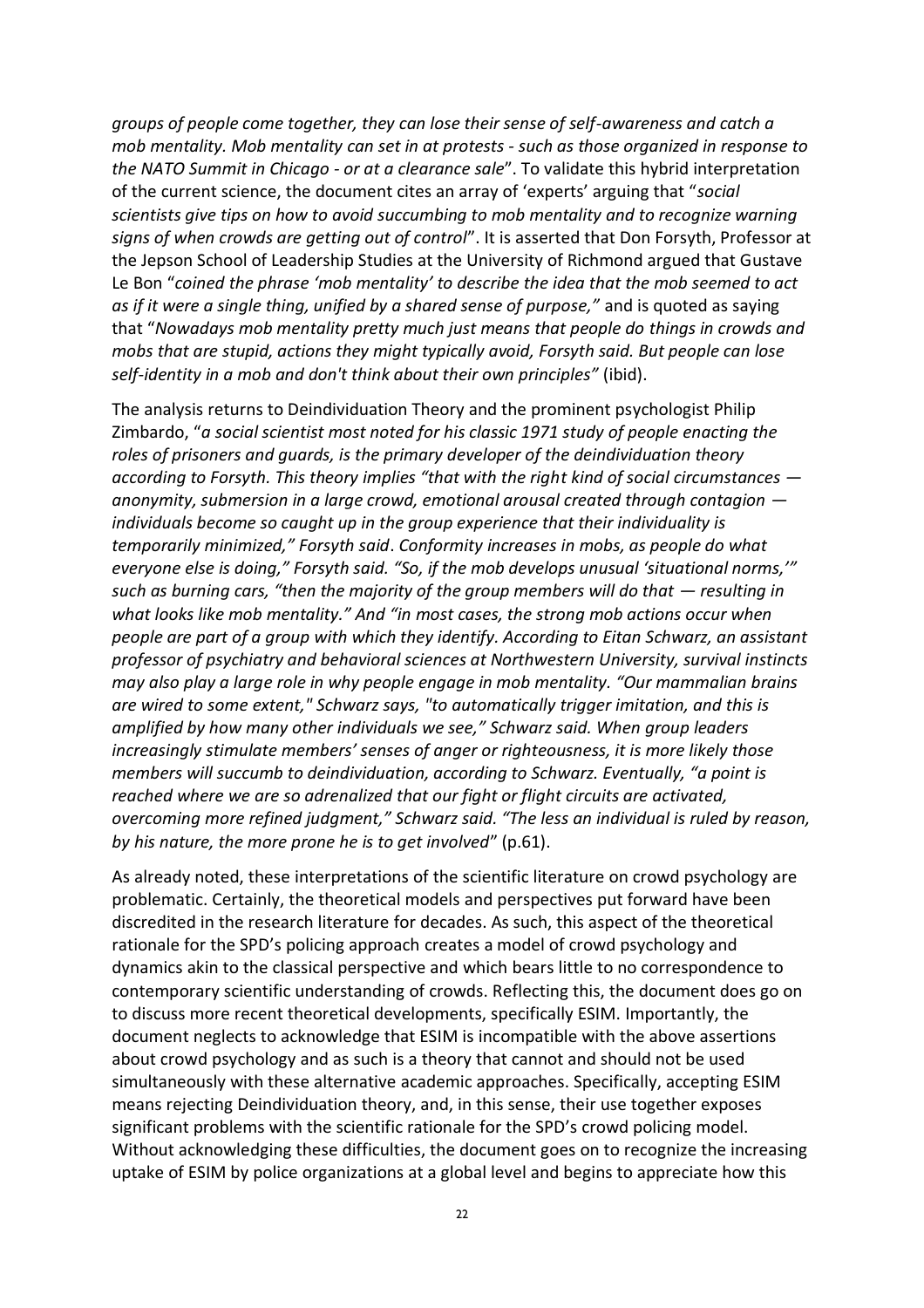*groups of people come together, they can lose their sense of self-awareness and catch a mob mentality. Mob mentality can set in at protests - such as those organized in response to the NATO Summit in Chicago - or at a clearance sale*". To validate this hybrid interpretation of the current science, the document cites an array of 'experts' arguing that "*social scientists give tips on how to avoid succumbing to mob mentality and to recognize warning signs of when crowds are getting out of control*". It is asserted that Don Forsyth, Professor at the Jepson School of Leadership Studies at the University of Richmond argued that Gustave Le Bon "*coined the phrase 'mob mentality' to describe the idea that the mob seemed to act as if it were a single thing, unified by a shared sense of purpose,"* and is quoted as saying that "*Nowadays mob mentality pretty much just means that people do things in crowds and mobs that are stupid, actions they might typically avoid, Forsyth said. But people can lose self-identity in a mob and don't think about their own principles"* (ibid).

The analysis returns to Deindividuation Theory and the prominent psychologist Philip Zimbardo, "*a social scientist most noted for his classic 1971 study of people enacting the roles of prisoners and guards, is the primary developer of the deindividuation theory according to Forsyth. This theory implies "that with the right kind of social circumstances — anonymity, submersion in a large crowd, emotional arousal created through contagion — individuals become so caught up in the group experience that their individuality is temporarily minimized," Forsyth said. Conformity increases in mobs, as people do what everyone else is doing," Forsyth said. "So, if the mob develops unusual 'situational norms,'" such as burning cars, "then the majority of the group members will do that — resulting in what looks like mob mentality." And "in most cases, the strong mob actions occur when people are part of a group with which they identify. According to Eitan Schwarz, an assistant professor of psychiatry and behavioral sciences at Northwestern University, survival instincts may also play a large role in why people engage in mob mentality. "Our mammalian brains are wired to some extent," Schwarz says, "to automatically trigger imitation, and this is amplified by how many other individuals we see," Schwarz said. When group leaders increasingly stimulate members' senses of anger or righteousness, it is more likely those members will succumb to deindividuation, according to Schwarz. Eventually, "a point is reached where we are so adrenalized that our fight or flight circuits are activated, overcoming more refined judgment," Schwarz said. "The less an individual is ruled by reason, by his nature, the more prone he is to get involved*" (p.61).

As already noted, these interpretations of the scientific literature on crowd psychology are problematic. Certainly, the theoretical models and perspectives put forward have been discredited in the research literature for decades. As such, this aspect of the theoretical rationale for the SPD's policing approach creates a model of crowd psychology and dynamics akin to the classical perspective and which bears little to no correspondence to contemporary scientific understanding of crowds. Reflecting this, the document does go on to discuss more recent theoretical developments, specifically ESIM. Importantly, the document neglects to acknowledge that ESIM is incompatible with the above assertions about crowd psychology and as such is a theory that cannot and should not be used simultaneously with these alternative academic approaches. Specifically, accepting ESIM means rejecting Deindividuation theory, and, in this sense, their use together exposes significant problems with the scientific rationale for the SPD's crowd policing model. Without acknowledging these difficulties, the document goes on to recognize the increasing uptake of ESIM by police organizations at a global level and begins to appreciate how this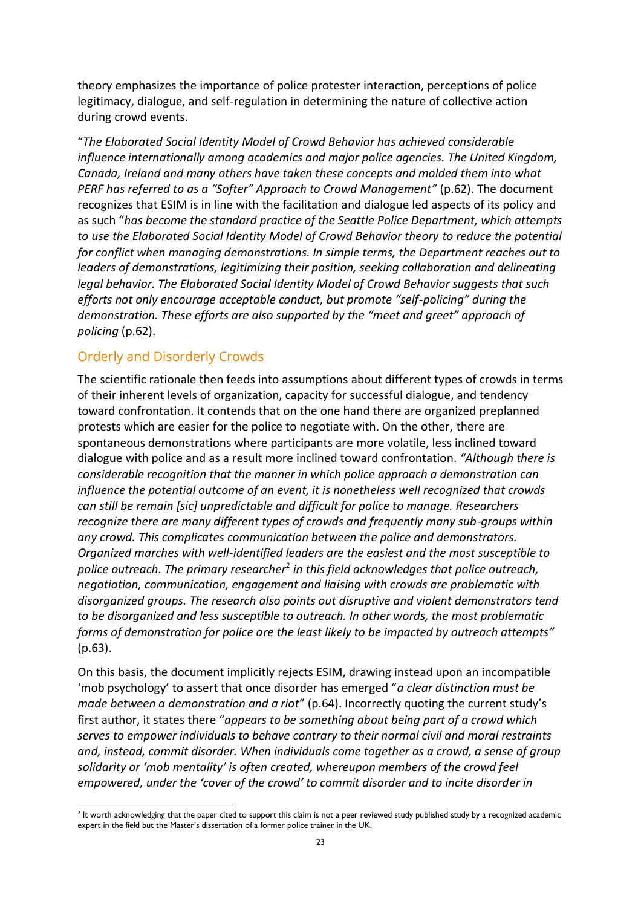theory emphasizes the importance of police protester interaction, perceptions of police legitimacy, dialogue, and self-regulation in determining the nature of collective action during crowd events.

"*The Elaborated Social Identity Model of Crowd Behavior has achieved considerable influence internationally among academics and major police agencies. The United Kingdom, Canada, Ireland and many others have taken these concepts and molded them into what PERF has referred to as a "Softer" Approach to Crowd Management"* (p.62). The document recognizes that ESIM is in line with the facilitation and dialogue led aspects of its policy and as such "*has become the standard practice of the Seattle Police Department, which attempts to use the Elaborated Social Identity Model of Crowd Behavior theory to reduce the potential for conflict when managing demonstrations. In simple terms, the Department reaches out to leaders of demonstrations, legitimizing their position, seeking collaboration and delineating legal behavior. The Elaborated Social Identity Model of Crowd Behavior suggests that such efforts not only encourage acceptable conduct, but promote "self-policing" during the demonstration. These efforts are also supported by the "meet and greet" approach of policing* (p.62).

## Orderly and Disorderly Crowds

The scientific rationale then feeds into assumptions about different types of crowds in terms of their inherent levels of organization, capacity for successful dialogue, and tendency toward confrontation. It contends that on the one hand there are organized preplanned protests which are easier for the police to negotiate with. On the other, there are spontaneous demonstrations where participants are more volatile, less inclined toward dialogue with police and as a result more inclined toward confrontation. *"Although there is considerable recognition that the manner in which police approach a demonstration can influence the potential outcome of an event, it is nonetheless well recognized that crowds can still be remain [sic] unpredictable and difficult for police to manage. Researchers recognize there are many different types of crowds and frequently many sub-groups within any crowd. This complicates communication between the police and demonstrators. Organized marches with well-identified leaders are the easiest and the most susceptible to police outreach. The primary researcher[2] in this field acknowledges that police outreach, negotiation, communication, engagement and liaising with crowds are problematic with disorganized groups. The research also points out disruptive and violent demonstrators tend to be disorganized and less susceptible to outreach. In other words, the most problematic forms of demonstration for police are the least likely to be impacted by outreach attempts"* (p.63).

On this basis, the document implicitly rejects ESIM, drawing instead upon an incompatible 'mob psychology' to assert that once disorder has emerged "*a clear distinction must be made between a demonstration and a riot*" (p.64). Incorrectly quoting the current study's first author, it states there "*appears to be something about being part of a crowd which serves to empower individuals to behave contrary to their normal civil and moral restraints and, instead, commit disorder. When individuals come together as a crowd, a sense of group solidarity or 'mob mentality' is often created, whereupon members of the crowd feel empowered, under the 'cover of the crowd' to commit disorder and to incite disorder in*

[2] It worth acknowledging that the paper cited to support this claim is not a peer reviewed study published study by a recognized academic expert in the field but the Master's dissertation of a former police trainer in the UK.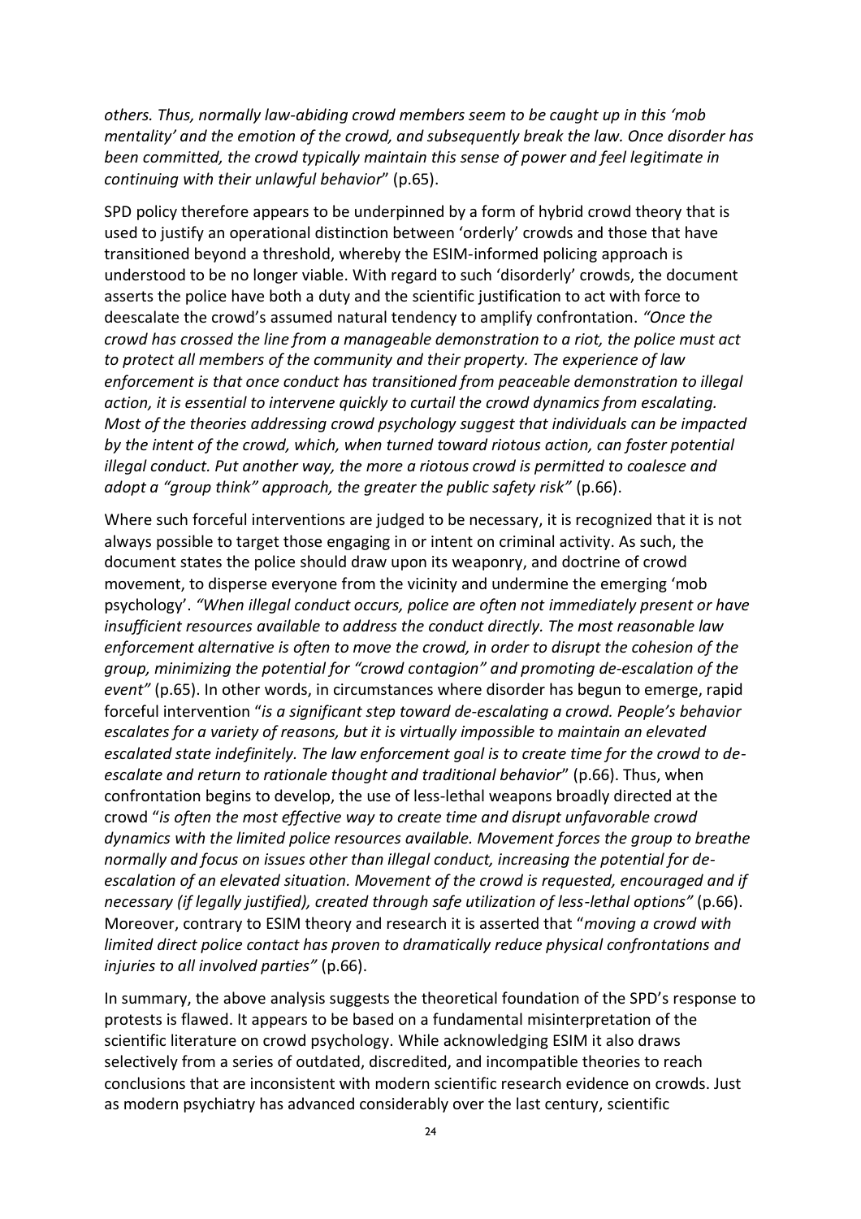*others. Thus, normally law-abiding crowd members seem to be caught up in this 'mob mentality' and the emotion of the crowd, and subsequently break the law. Once disorder has been committed, the crowd typically maintain this sense of power and feel legitimate in continuing with their unlawful behavior*" (p.65).

SPD policy therefore appears to be underpinned by a form of hybrid crowd theory that is used to justify an operational distinction between 'orderly' crowds and those that have transitioned beyond a threshold, whereby the ESIM-informed policing approach is understood to be no longer viable. With regard to such 'disorderly' crowds, the document asserts the police have both a duty and the scientific justification to act with force to deescalate the crowd's assumed natural tendency to amplify confrontation. *"Once the crowd has crossed the line from a manageable demonstration to a riot, the police must act to protect all members of the community and their property. The experience of law enforcement is that once conduct has transitioned from peaceable demonstration to illegal action, it is essential to intervene quickly to curtail the crowd dynamics from escalating. Most of the theories addressing crowd psychology suggest that individuals can be impacted by the intent of the crowd, which, when turned toward riotous action, can foster potential illegal conduct. Put another way, the more a riotous crowd is permitted to coalesce and adopt a "group think" approach, the greater the public safety risk"* (p.66).

Where such forceful interventions are judged to be necessary, it is recognized that it is not always possible to target those engaging in or intent on criminal activity. As such, the document states the police should draw upon its weaponry, and doctrine of crowd movement, to disperse everyone from the vicinity and undermine the emerging 'mob psychology'. *"When illegal conduct occurs, police are often not immediately present or have insufficient resources available to address the conduct directly. The most reasonable law enforcement alternative is often to move the crowd, in order to disrupt the cohesion of the group, minimizing the potential for "crowd contagion" and promoting de-escalation of the event"* (p.65). In other words, in circumstances where disorder has begun to emerge, rapid forceful intervention "*is a significant step toward de-escalating a crowd. People's behavior escalates for a variety of reasons, but it is virtually impossible to maintain an elevated escalated state indefinitely. The law enforcement goal is to create time for the crowd to de-escalate and return to rationale thought and traditional behavior*" (p.66). Thus, when confrontation begins to develop, the use of less-lethal weapons broadly directed at the crowd "*is often the most effective way to create time and disrupt unfavorable crowd dynamics with the limited police resources available. Movement forces the group to breathe normally and focus on issues other than illegal conduct, increasing the potential for de-escalation of an elevated situation. Movement of the crowd is requested, encouraged and if necessary (if legally justified), created through safe utilization of less-lethal options"* (p.66). Moreover, contrary to ESIM theory and research it is asserted that "*moving a crowd with limited direct police contact has proven to dramatically reduce physical confrontations and injuries to all involved parties"* (p.66).

In summary, the above analysis suggests the theoretical foundation of the SPD's response to protests is flawed. It appears to be based on a fundamental misinterpretation of the scientific literature on crowd psychology. While acknowledging ESIM it also draws selectively from a series of outdated, discredited, and incompatible theories to reach conclusions that are inconsistent with modern scientific research evidence on crowds. Just as modern psychiatry has advanced considerably over the last century, scientific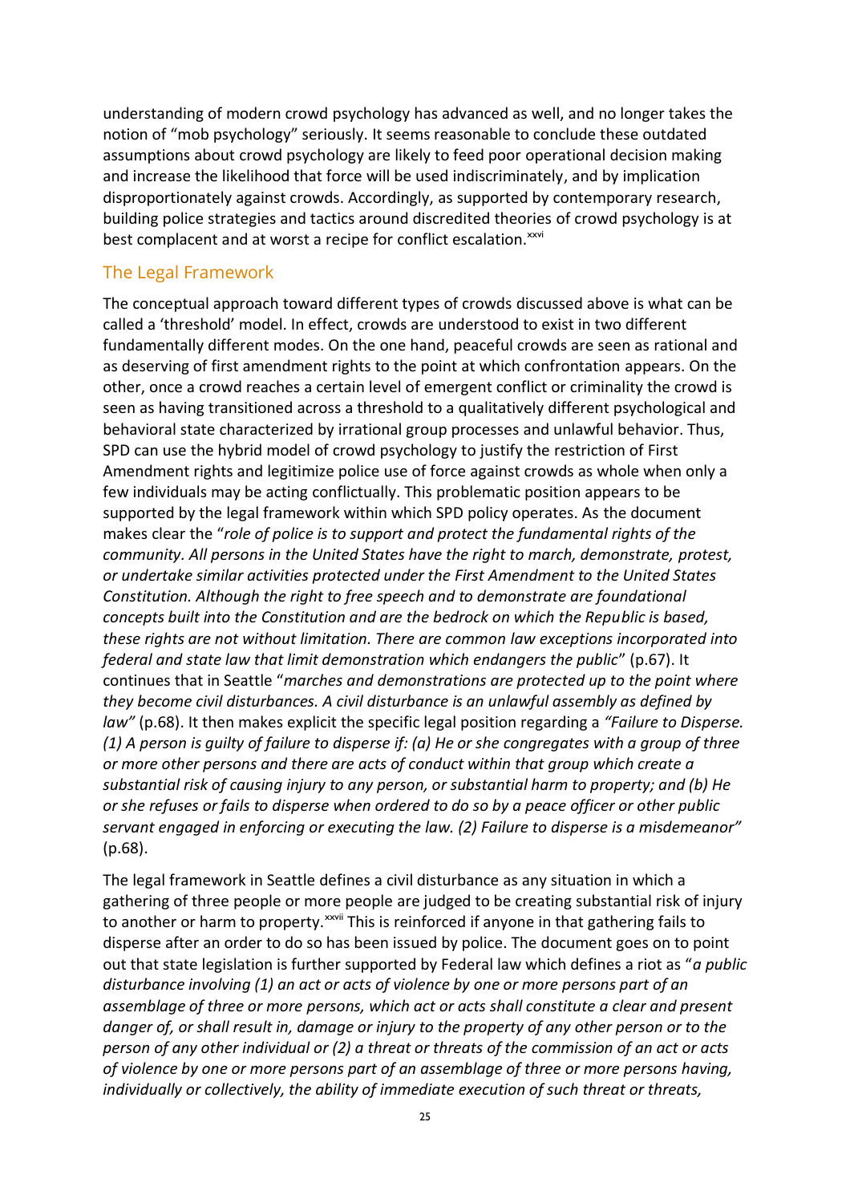understanding of modern crowd psychology has advanced as well, and no longer takes the notion of "mob psychology" seriously. It seems reasonable to conclude these outdated assumptions about crowd psychology are likely to feed poor operational decision making and increase the likelihood that force will be used indiscriminately, and by implication disproportionately against crowds. Accordingly, as supported by contemporary research, building police strategies and tactics around discredited theories of crowd psychology is at best complacent and at worst a recipe for conflict escalation.[xxvi]

## The Legal Framework

The conceptual approach toward different types of crowds discussed above is what can be called a 'threshold' model. In effect, crowds are understood to exist in two different fundamentally different modes. On the one hand, peaceful crowds are seen as rational and as deserving of first amendment rights to the point at which confrontation appears. On the other, once a crowd reaches a certain level of emergent conflict or criminality the crowd is seen as having transitioned across a threshold to a qualitatively different psychological and behavioral state characterized by irrational group processes and unlawful behavior. Thus, SPD can use the hybrid model of crowd psychology to justify the restriction of First Amendment rights and legitimize police use of force against crowds as whole when only a few individuals may be acting conflictually. This problematic position appears to be supported by the legal framework within which SPD policy operates. As the document makes clear the "*role of police is to support and protect the fundamental rights of the community. All persons in the United States have the right to march, demonstrate, protest, or undertake similar activities protected under the First Amendment to the United States Constitution. Although the right to free speech and to demonstrate are foundational concepts built into the Constitution and are the bedrock on which the Republic is based, these rights are not without limitation. There are common law exceptions incorporated into federal and state law that limit demonstration which endangers the public*" (p.67). It continues that in Seattle "*marches and demonstrations are protected up to the point where they become civil disturbances. A civil disturbance is an unlawful assembly as defined by law"* (p.68). It then makes explicit the specific legal position regarding a *"Failure to Disperse. (1) A person is guilty of failure to disperse if: (a) He or she congregates with a group of three or more other persons and there are acts of conduct within that group which create a substantial risk of causing injury to any person, or substantial harm to property; and (b) He or she refuses or fails to disperse when ordered to do so by a peace officer or other public servant engaged in enforcing or executing the law. (2) Failure to disperse is a misdemeanor"* (p.68).

The legal framework in Seattle defines a civil disturbance as any situation in which a gathering of three people or more people are judged to be creating substantial risk of injury to another or harm to property.[xxvii] This is reinforced if anyone in that gathering fails to disperse after an order to do so has been issued by police. The document goes on to point out that state legislation is further supported by Federal law which defines a riot as "*a public disturbance involving (1) an act or acts of violence by one or more persons part of an assemblage of three or more persons, which act or acts shall constitute a clear and present danger of, or shall result in, damage or injury to the property of any other person or to the person of any other individual or (2) a threat or threats of the commission of an act or acts of violence by one or more persons part of an assemblage of three or more persons having, individually or collectively, the ability of immediate execution of such threat or threats,*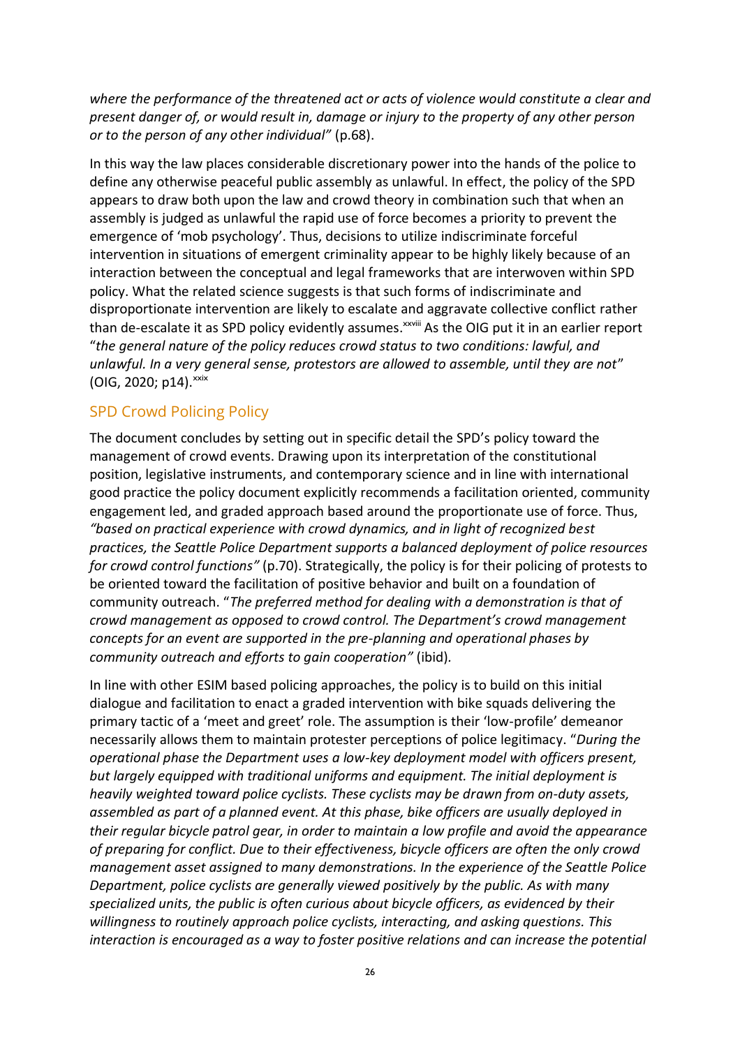*where the performance of the threatened act or acts of violence would constitute a clear and present danger of, or would result in, damage or injury to the property of any other person or to the person of any other individual"* (p.68).

In this way the law places considerable discretionary power into the hands of the police to define any otherwise peaceful public assembly as unlawful. In effect, the policy of the SPD appears to draw both upon the law and crowd theory in combination such that when an assembly is judged as unlawful the rapid use of force becomes a priority to prevent the emergence of 'mob psychology'. Thus, decisions to utilize indiscriminate forceful intervention in situations of emergent criminality appear to be highly likely because of an interaction between the conceptual and legal frameworks that are interwoven within SPD policy. What the related science suggests is that such forms of indiscriminate and disproportionate intervention are likely to escalate and aggravate collective conflict rather than de-escalate it as SPD policy evidently assumes.[xxviii] As the OIG put it in an earlier report "*the general nature of the policy reduces crowd status to two conditions: lawful, and unlawful. In a very general sense, protestors are allowed to assemble, until they are not*" (OIG, 2020; p14).[xxix]

## SPD Crowd Policing Policy

The document concludes by setting out in specific detail the SPD's policy toward the management of crowd events. Drawing upon its interpretation of the constitutional position, legislative instruments, and contemporary science and in line with international good practice the policy document explicitly recommends a facilitation oriented, community engagement led, and graded approach based around the proportionate use of force. Thus, *"based on practical experience with crowd dynamics, and in light of recognized best practices, the Seattle Police Department supports a balanced deployment of police resources for crowd control functions"* (p.70). Strategically, the policy is for their policing of protests to be oriented toward the facilitation of positive behavior and built on a foundation of community outreach. "*The preferred method for dealing with a demonstration is that of crowd management as opposed to crowd control. The Department's crowd management concepts for an event are supported in the pre-planning and operational phases by community outreach and efforts to gain cooperation"* (ibid).

In line with other ESIM based policing approaches, the policy is to build on this initial dialogue and facilitation to enact a graded intervention with bike squads delivering the primary tactic of a 'meet and greet' role. The assumption is their 'low-profile' demeanor necessarily allows them to maintain protester perceptions of police legitimacy. "*During the operational phase the Department uses a low-key deployment model with officers present, but largely equipped with traditional uniforms and equipment. The initial deployment is heavily weighted toward police cyclists. These cyclists may be drawn from on-duty assets, assembled as part of a planned event. At this phase, bike officers are usually deployed in their regular bicycle patrol gear, in order to maintain a low profile and avoid the appearance of preparing for conflict. Due to their effectiveness, bicycle officers are often the only crowd management asset assigned to many demonstrations. In the experience of the Seattle Police Department, police cyclists are generally viewed positively by the public. As with many specialized units, the public is often curious about bicycle officers, as evidenced by their willingness to routinely approach police cyclists, interacting, and asking questions. This interaction is encouraged as a way to foster positive relations and can increase the potential*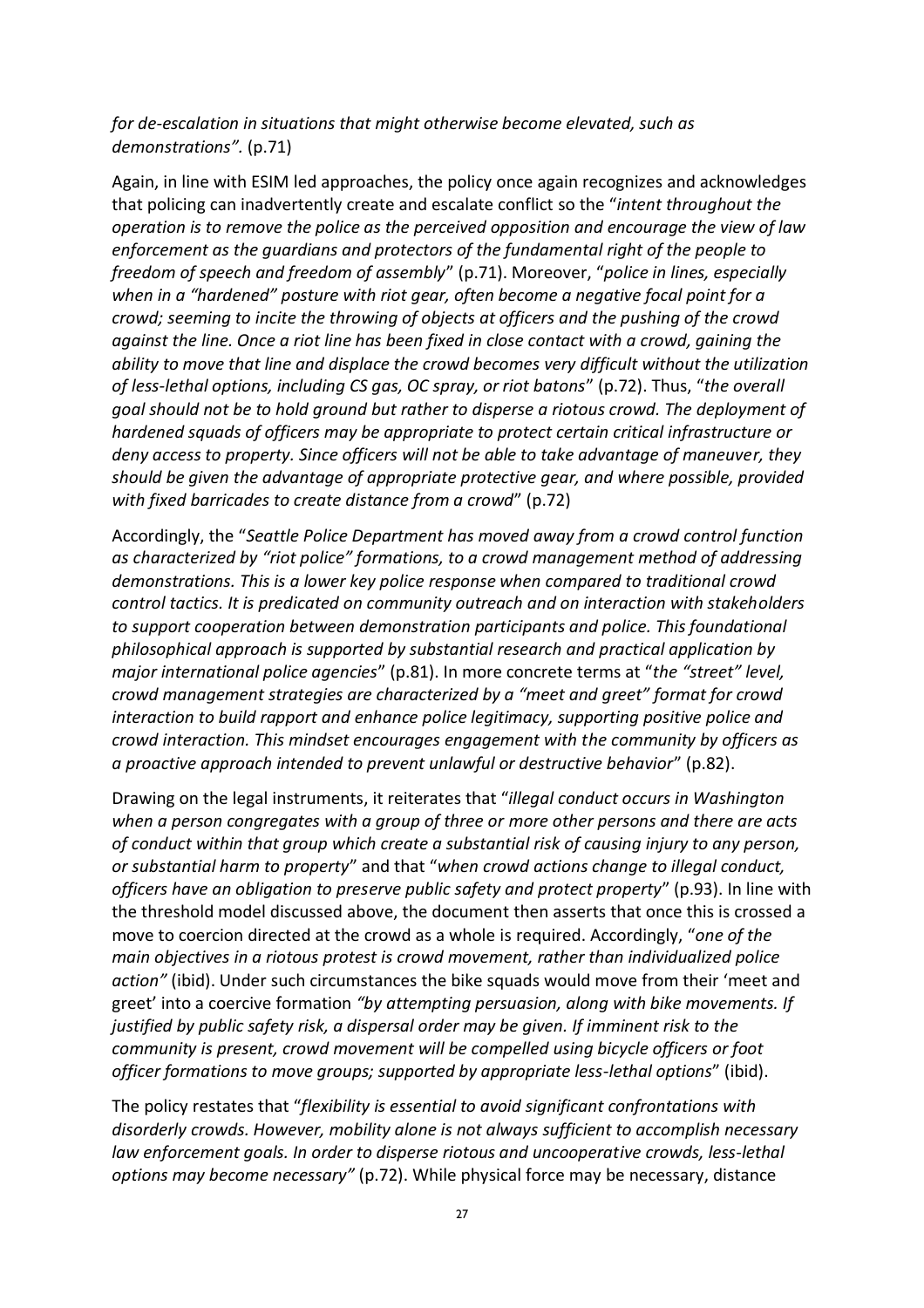*for de-escalation in situations that might otherwise become elevated, such as demonstrations".* (p.71)

Again, in line with ESIM led approaches, the policy once again recognizes and acknowledges that policing can inadvertently create and escalate conflict so the "*intent throughout the operation is to remove the police as the perceived opposition and encourage the view of law enforcement as the guardians and protectors of the fundamental right of the people to freedom of speech and freedom of assembly*" (p.71). Moreover, "*police in lines, especially when in a "hardened" posture with riot gear, often become a negative focal point for a crowd; seeming to incite the throwing of objects at officers and the pushing of the crowd against the line. Once a riot line has been fixed in close contact with a crowd, gaining the ability to move that line and displace the crowd becomes very difficult without the utilization of less-lethal options, including CS gas, OC spray, or riot batons*" (p.72). Thus, "*the overall goal should not be to hold ground but rather to disperse a riotous crowd. The deployment of hardened squads of officers may be appropriate to protect certain critical infrastructure or deny access to property. Since officers will not be able to take advantage of maneuver, they should be given the advantage of appropriate protective gear, and where possible, provided with fixed barricades to create distance from a crowd*" (p.72)

Accordingly, the "*Seattle Police Department has moved away from a crowd control function as characterized by "riot police" formations, to a crowd management method of addressing demonstrations. This is a lower key police response when compared to traditional crowd control tactics. It is predicated on community outreach and on interaction with stakeholders to support cooperation between demonstration participants and police. This foundational philosophical approach is supported by substantial research and practical application by major international police agencies*" (p.81). In more concrete terms at "*the "street" level, crowd management strategies are characterized by a "meet and greet" format for crowd interaction to build rapport and enhance police legitimacy, supporting positive police and crowd interaction. This mindset encourages engagement with the community by officers as a proactive approach intended to prevent unlawful or destructive behavior*" (p.82).

Drawing on the legal instruments, it reiterates that "*illegal conduct occurs in Washington when a person congregates with a group of three or more other persons and there are acts of conduct within that group which create a substantial risk of causing injury to any person, or substantial harm to property*" and that "*when crowd actions change to illegal conduct, officers have an obligation to preserve public safety and protect property*" (p.93). In line with the threshold model discussed above, the document then asserts that once this is crossed a move to coercion directed at the crowd as a whole is required. Accordingly, "*one of the main objectives in a riotous protest is crowd movement, rather than individualized police action"* (ibid). Under such circumstances the bike squads would move from their 'meet and greet' into a coercive formation *"by attempting persuasion, along with bike movements. If justified by public safety risk, a dispersal order may be given. If imminent risk to the community is present, crowd movement will be compelled using bicycle officers or foot officer formations to move groups; supported by appropriate less-lethal options*" (ibid).

The policy restates that "*flexibility is essential to avoid significant confrontations with disorderly crowds. However, mobility alone is not always sufficient to accomplish necessary law enforcement goals. In order to disperse riotous and uncooperative crowds, less-lethal options may become necessary"* (p.72). While physical force may be necessary, distance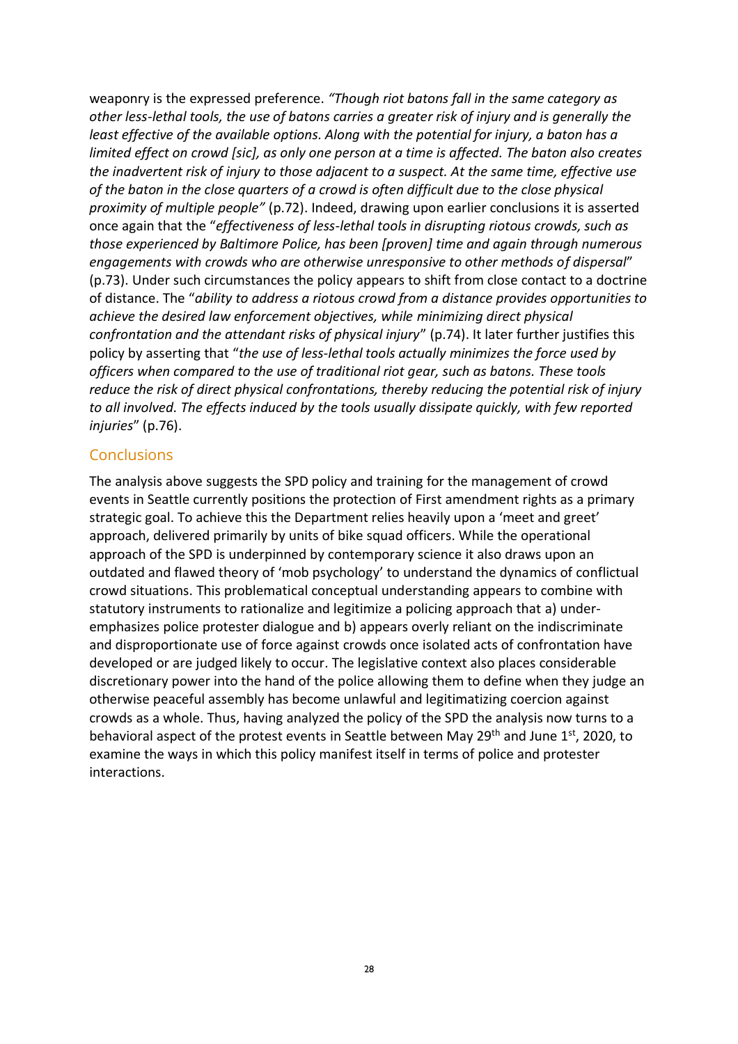weaponry is the expressed preference. *"Though riot batons fall in the same category as other less-lethal tools, the use of batons carries a greater risk of injury and is generally the least effective of the available options. Along with the potential for injury, a baton has a limited effect on crowd [sic], as only one person at a time is affected. The baton also creates the inadvertent risk of injury to those adjacent to a suspect. At the same time, effective use of the baton in the close quarters of a crowd is often difficult due to the close physical proximity of multiple people"* (p.72). Indeed, drawing upon earlier conclusions it is asserted once again that the "*effectiveness of less-lethal tools in disrupting riotous crowds, such as those experienced by Baltimore Police, has been [proven] time and again through numerous engagements with crowds who are otherwise unresponsive to other methods of dispersal*" (p.73). Under such circumstances the policy appears to shift from close contact to a doctrine of distance. The "*ability to address a riotous crowd from a distance provides opportunities to achieve the desired law enforcement objectives, while minimizing direct physical confrontation and the attendant risks of physical injury*" (p.74). It later further justifies this policy by asserting that "*the use of less-lethal tools actually minimizes the force used by officers when compared to the use of traditional riot gear, such as batons. These tools reduce the risk of direct physical confrontations, thereby reducing the potential risk of injury to all involved. The effects induced by the tools usually dissipate quickly, with few reported injuries*" (p.76).

## Conclusions

The analysis above suggests the SPD policy and training for the management of crowd events in Seattle currently positions the protection of First amendment rights as a primary strategic goal. To achieve this the Department relies heavily upon a 'meet and greet' approach, delivered primarily by units of bike squad officers. While the operational approach of the SPD is underpinned by contemporary science it also draws upon an outdated and flawed theory of 'mob psychology' to understand the dynamics of conflictual crowd situations. This problematical conceptual understanding appears to combine with statutory instruments to rationalize and legitimize a policing approach that a) under-emphasizes police protester dialogue and b) appears overly reliant on the indiscriminate and disproportionate use of force against crowds once isolated acts of confrontation have developed or are judged likely to occur. The legislative context also places considerable discretionary power into the hand of the police allowing them to define when they judge an otherwise peaceful assembly has become unlawful and legitimatizing coercion against crowds as a whole. Thus, having analyzed the policy of the SPD the analysis now turns to a behavioral aspect of the protest events in Seattle between May 29th and June 1st, 2020, to examine the ways in which this policy manifest itself in terms of police and protester interactions.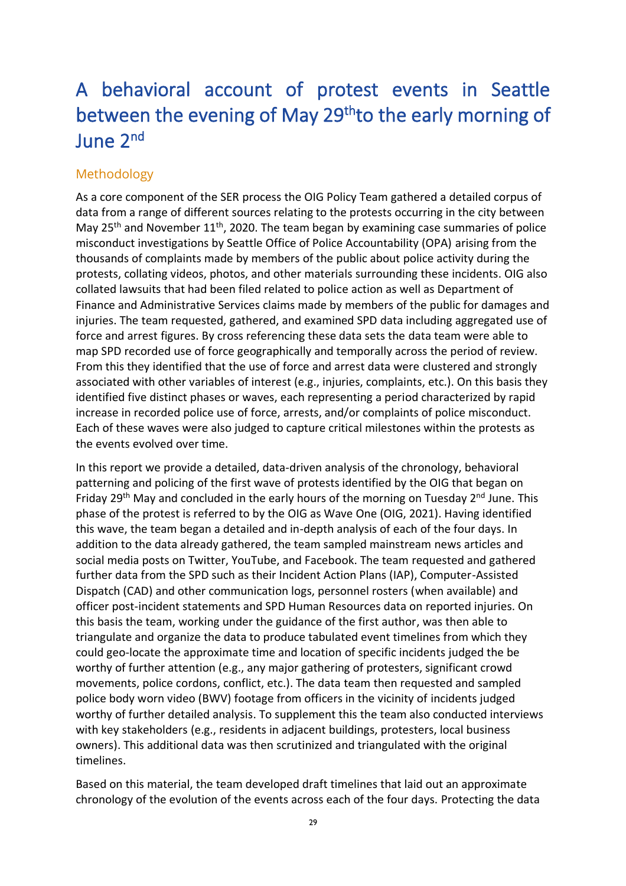# A behavioral account of protest events in Seattle between the evening of May 29th to the early morning of June 2nd

## Methodology

As a core component of the SER process the OIG Policy Team gathered a detailed corpus of data from a range of different sources relating to the protests occurring in the city between May 25th and November 11th, 2020. The team began by examining case summaries of police misconduct investigations by Seattle Office of Police Accountability (OPA) arising from the thousands of complaints made by members of the public about police activity during the protests, collating videos, photos, and other materials surrounding these incidents. OIG also collated lawsuits that had been filed related to police action as well as Department of Finance and Administrative Services claims made by members of the public for damages and injuries. The team requested, gathered, and examined SPD data including aggregated use of force and arrest figures. By cross referencing these data sets the data team were able to map SPD recorded use of force geographically and temporally across the period of review. From this they identified that the use of force and arrest data were clustered and strongly associated with other variables of interest (e.g., injuries, complaints, etc.). On this basis they identified five distinct phases or waves, each representing a period characterized by rapid increase in recorded police use of force, arrests, and/or complaints of police misconduct. Each of these waves were also judged to capture critical milestones within the protests as the events evolved over time.

In this report we provide a detailed, data-driven analysis of the chronology, behavioral patterning and policing of the first wave of protests identified by the OIG that began on Friday 29th May and concluded in the early hours of the morning on Tuesday 2nd June. This phase of the protest is referred to by the OIG as Wave One (OIG, 2021). Having identified this wave, the team began a detailed and in-depth analysis of each of the four days. In addition to the data already gathered, the team sampled mainstream news articles and social media posts on Twitter, YouTube, and Facebook. The team requested and gathered further data from the SPD such as their Incident Action Plans (IAP), Computer-Assisted Dispatch (CAD) and other communication logs, personnel rosters (when available) and officer post-incident statements and SPD Human Resources data on reported injuries. On this basis the team, working under the guidance of the first author, was then able to triangulate and organize the data to produce tabulated event timelines from which they could geo-locate the approximate time and location of specific incidents judged the be worthy of further attention (e.g., any major gathering of protesters, significant crowd movements, police cordons, conflict, etc.). The data team then requested and sampled police body worn video (BWV) footage from officers in the vicinity of incidents judged worthy of further detailed analysis. To supplement this the team also conducted interviews with key stakeholders (e.g., residents in adjacent buildings, protesters, local business owners). This additional data was then scrutinized and triangulated with the original timelines.

Based on this material, the team developed draft timelines that laid out an approximate chronology of the evolution of the events across each of the four days. Protecting the data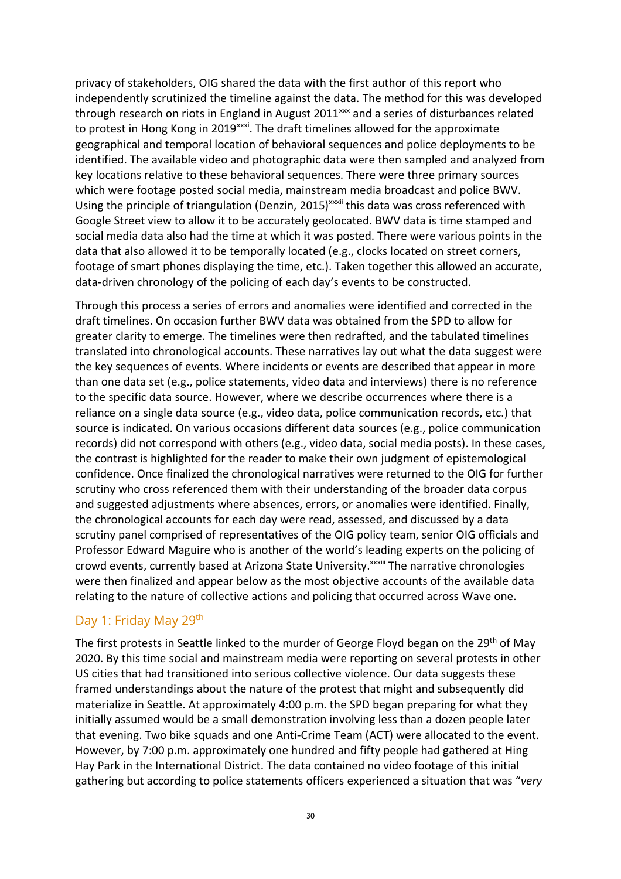privacy of stakeholders, OIG shared the data with the first author of this report who independently scrutinized the timeline against the data. The method for this was developed through research on riots in England in August 2011[xxx] and a series of disturbances related to protest in Hong Kong in 2019[xxxi]. The draft timelines allowed for the approximate geographical and temporal location of behavioral sequences and police deployments to be identified. The available video and photographic data were then sampled and analyzed from key locations relative to these behavioral sequences. There were three primary sources which were footage posted social media, mainstream media broadcast and police BWV. Using the principle of triangulation (Denzin, 2015)[xxxii] this data was cross referenced with Google Street view to allow it to be accurately geolocated. BWV data is time stamped and social media data also had the time at which it was posted. There were various points in the data that also allowed it to be temporally located (e.g., clocks located on street corners, footage of smart phones displaying the time, etc.). Taken together this allowed an accurate, data-driven chronology of the policing of each day's events to be constructed.

Through this process a series of errors and anomalies were identified and corrected in the draft timelines. On occasion further BWV data was obtained from the SPD to allow for greater clarity to emerge. The timelines were then redrafted, and the tabulated timelines translated into chronological accounts. These narratives lay out what the data suggest were the key sequences of events. Where incidents or events are described that appear in more than one data set (e.g., police statements, video data and interviews) there is no reference to the specific data source. However, where we describe occurrences where there is a reliance on a single data source (e.g., video data, police communication records, etc.) that source is indicated. On various occasions different data sources (e.g., police communication records) did not correspond with others (e.g., video data, social media posts). In these cases, the contrast is highlighted for the reader to make their own judgment of epistemological confidence. Once finalized the chronological narratives were returned to the OIG for further scrutiny who cross referenced them with their understanding of the broader data corpus and suggested adjustments where absences, errors, or anomalies were identified. Finally, the chronological accounts for each day were read, assessed, and discussed by a data scrutiny panel comprised of representatives of the OIG policy team, senior OIG officials and Professor Edward Maguire who is another of the world's leading experts on the policing of crowd events, currently based at Arizona State University.[xxxiii] The narrative chronologies were then finalized and appear below as the most objective accounts of the available data relating to the nature of collective actions and policing that occurred across Wave one.

## Day 1: Friday May 29th

The first protests in Seattle linked to the murder of George Floyd began on the 29th of May 2020. By this time social and mainstream media were reporting on several protests in other US cities that had transitioned into serious collective violence. Our data suggests these framed understandings about the nature of the protest that might and subsequently did materialize in Seattle. At approximately 4:00 p.m. the SPD began preparing for what they initially assumed would be a small demonstration involving less than a dozen people later that evening. Two bike squads and one Anti-Crime Team (ACT) were allocated to the event. However, by 7:00 p.m. approximately one hundred and fifty people had gathered at Hing Hay Park in the International District. The data contained no video footage of this initial gathering but according to police statements officers experienced a situation that was "*very*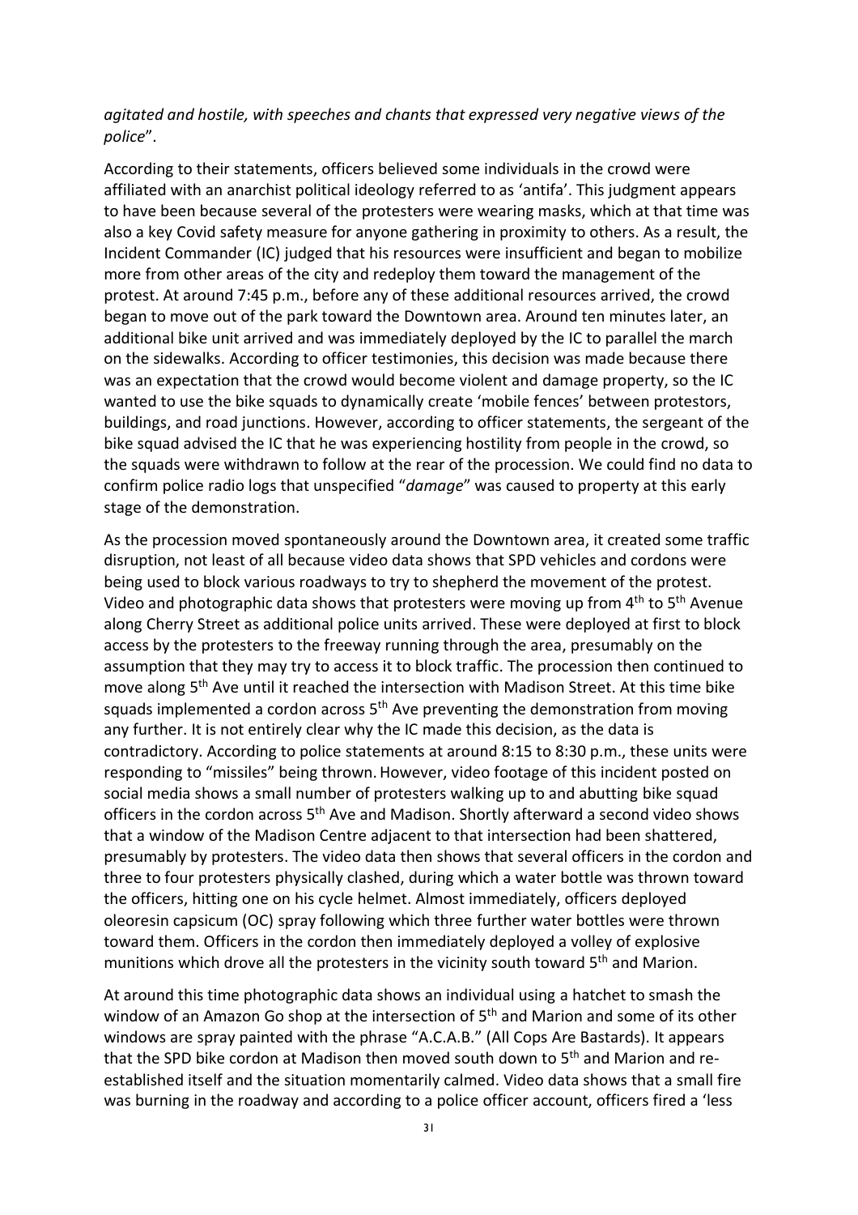*agitated and hostile, with speeches and chants that expressed very negative views of the police*".

According to their statements, officers believed some individuals in the crowd were affiliated with an anarchist political ideology referred to as 'antifa'. This judgment appears to have been because several of the protesters were wearing masks, which at that time was also a key Covid safety measure for anyone gathering in proximity to others. As a result, the Incident Commander (IC) judged that his resources were insufficient and began to mobilize more from other areas of the city and redeploy them toward the management of the protest. At around 7:45 p.m., before any of these additional resources arrived, the crowd began to move out of the park toward the Downtown area. Around ten minutes later, an additional bike unit arrived and was immediately deployed by the IC to parallel the march on the sidewalks. According to officer testimonies, this decision was made because there was an expectation that the crowd would become violent and damage property, so the IC wanted to use the bike squads to dynamically create 'mobile fences' between protestors, buildings, and road junctions. However, according to officer statements, the sergeant of the bike squad advised the IC that he was experiencing hostility from people in the crowd, so the squads were withdrawn to follow at the rear of the procession. We could find no data to confirm police radio logs that unspecified "*damage*" was caused to property at this early stage of the demonstration.

As the procession moved spontaneously around the Downtown area, it created some traffic disruption, not least of all because video data shows that SPD vehicles and cordons were being used to block various roadways to try to shepherd the movement of the protest. Video and photographic data shows that protesters were moving up from 4th to 5th Avenue along Cherry Street as additional police units arrived. These were deployed at first to block access by the protesters to the freeway running through the area, presumably on the assumption that they may try to access it to block traffic. The procession then continued to move along 5th Ave until it reached the intersection with Madison Street. At this time bike squads implemented a cordon across 5th Ave preventing the demonstration from moving any further. It is not entirely clear why the IC made this decision, as the data is contradictory. According to police statements at around 8:15 to 8:30 p.m., these units were responding to "missiles" being thrown. However, video footage of this incident posted on social media shows a small number of protesters walking up to and abutting bike squad officers in the cordon across 5th Ave and Madison. Shortly afterward a second video shows that a window of the Madison Centre adjacent to that intersection had been shattered, presumably by protesters. The video data then shows that several officers in the cordon and three to four protesters physically clashed, during which a water bottle was thrown toward the officers, hitting one on his cycle helmet. Almost immediately, officers deployed oleoresin capsicum (OC) spray following which three further water bottles were thrown toward them. Officers in the cordon then immediately deployed a volley of explosive munitions which drove all the protesters in the vicinity south toward 5th and Marion.

At around this time photographic data shows an individual using a hatchet to smash the window of an Amazon Go shop at the intersection of 5th and Marion and some of its other windows are spray painted with the phrase "A.C.A.B." (All Cops Are Bastards). It appears that the SPD bike cordon at Madison then moved south down to 5th and Marion and re-established itself and the situation momentarily calmed. Video data shows that a small fire was burning in the roadway and according to a police officer account, officers fired a 'less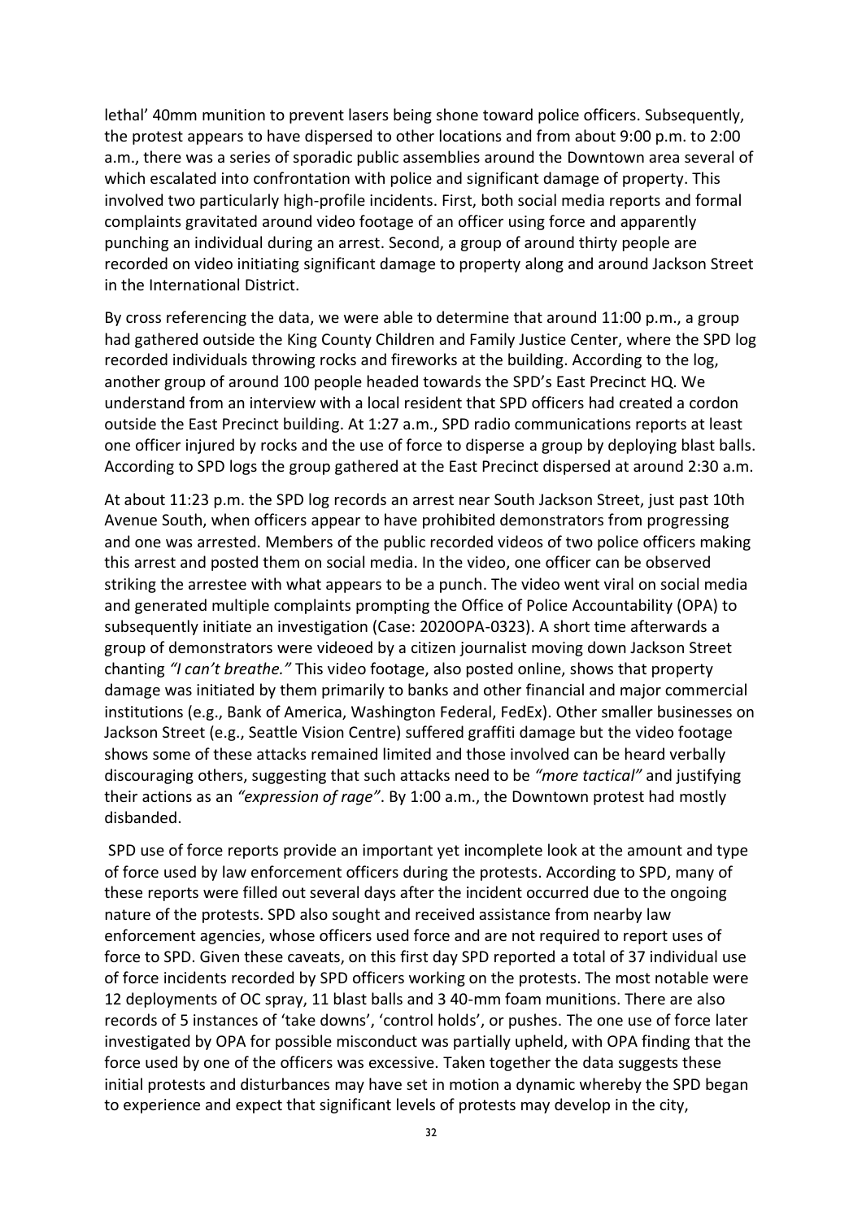lethal' 40mm munition to prevent lasers being shone toward police officers. Subsequently, the protest appears to have dispersed to other locations and from about 9:00 p.m. to 2:00 a.m., there was a series of sporadic public assemblies around the Downtown area several of which escalated into confrontation with police and significant damage of property. This involved two particularly high-profile incidents. First, both social media reports and formal complaints gravitated around video footage of an officer using force and apparently punching an individual during an arrest. Second, a group of around thirty people are recorded on video initiating significant damage to property along and around Jackson Street in the International District.

By cross referencing the data, we were able to determine that around 11:00 p.m., a group had gathered outside the King County Children and Family Justice Center, where the SPD log recorded individuals throwing rocks and fireworks at the building. According to the log, another group of around 100 people headed towards the SPD's East Precinct HQ. We understand from an interview with a local resident that SPD officers had created a cordon outside the East Precinct building. At 1:27 a.m., SPD radio communications reports at least one officer injured by rocks and the use of force to disperse a group by deploying blast balls. According to SPD logs the group gathered at the East Precinct dispersed at around 2:30 a.m.

At about 11:23 p.m. the SPD log records an arrest near South Jackson Street, just past 10th Avenue South, when officers appear to have prohibited demonstrators from progressing and one was arrested. Members of the public recorded videos of two police officers making this arrest and posted them on social media. In the video, one officer can be observed striking the arrestee with what appears to be a punch. The video went viral on social media and generated multiple complaints prompting the Office of Police Accountability (OPA) to subsequently initiate an investigation (Case: 2020OPA-0323). A short time afterwards a group of demonstrators were videoed by a citizen journalist moving down Jackson Street chanting *"I can't breathe."* This video footage, also posted online, shows that property damage was initiated by them primarily to banks and other financial and major commercial institutions (e.g., Bank of America, Washington Federal, FedEx). Other smaller businesses on Jackson Street (e.g., Seattle Vision Centre) suffered graffiti damage but the video footage shows some of these attacks remained limited and those involved can be heard verbally discouraging others, suggesting that such attacks need to be *"more tactical"* and justifying their actions as an *"expression of rage"*. By 1:00 a.m., the Downtown protest had mostly disbanded.

SPD use of force reports provide an important yet incomplete look at the amount and type of force used by law enforcement officers during the protests. According to SPD, many of these reports were filled out several days after the incident occurred due to the ongoing nature of the protests. SPD also sought and received assistance from nearby law enforcement agencies, whose officers used force and are not required to report uses of force to SPD. Given these caveats, on this first day SPD reported a total of 37 individual use of force incidents recorded by SPD officers working on the protests. The most notable were 12 deployments of OC spray, 11 blast balls and 3 40-mm foam munitions. There are also records of 5 instances of 'take downs', 'control holds', or pushes. The one use of force later investigated by OPA for possible misconduct was partially upheld, with OPA finding that the force used by one of the officers was excessive. Taken together the data suggests these initial protests and disturbances may have set in motion a dynamic whereby the SPD began to experience and expect that significant levels of protests may develop in the city,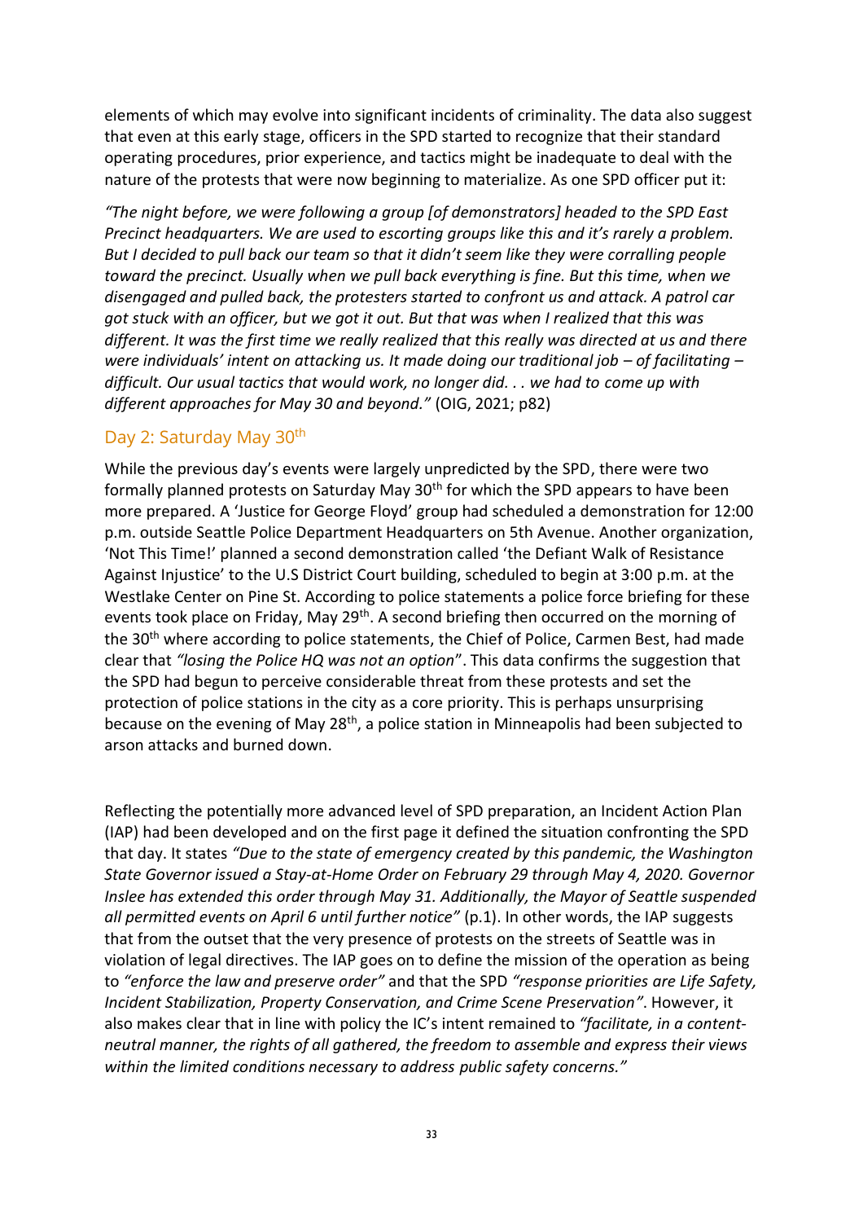elements of which may evolve into significant incidents of criminality. The data also suggest that even at this early stage, officers in the SPD started to recognize that their standard operating procedures, prior experience, and tactics might be inadequate to deal with the nature of the protests that were now beginning to materialize. As one SPD officer put it:

*"The night before, we were following a group [of demonstrators] headed to the SPD East Precinct headquarters. We are used to escorting groups like this and it's rarely a problem. But I decided to pull back our team so that it didn't seem like they were corralling people toward the precinct. Usually when we pull back everything is fine. But this time, when we disengaged and pulled back, the protesters started to confront us and attack. A patrol car got stuck with an officer, but we got it out. But that was when I realized that this was different. It was the first time we really realized that this really was directed at us and there were individuals' intent on attacking us. It made doing our traditional job – of facilitating – difficult. Our usual tactics that would work, no longer did. . . we had to come up with different approaches for May 30 and beyond."* (OIG, 2021; p82)

## Day 2: Saturday May 30th

While the previous day's events were largely unpredicted by the SPD, there were two formally planned protests on Saturday May 30th for which the SPD appears to have been more prepared. A 'Justice for George Floyd' group had scheduled a demonstration for 12:00 p.m. outside Seattle Police Department Headquarters on 5th Avenue. Another organization, 'Not This Time!' planned a second demonstration called 'the Defiant Walk of Resistance Against Injustice' to the U.S District Court building, scheduled to begin at 3:00 p.m. at the Westlake Center on Pine St. According to police statements a police force briefing for these events took place on Friday, May 29th. A second briefing then occurred on the morning of the 30th where according to police statements, the Chief of Police, Carmen Best, had made clear that *"losing the Police HQ was not an option*". This data confirms the suggestion that the SPD had begun to perceive considerable threat from these protests and set the protection of police stations in the city as a core priority. This is perhaps unsurprising because on the evening of May 28th, a police station in Minneapolis had been subjected to arson attacks and burned down.

Reflecting the potentially more advanced level of SPD preparation, an Incident Action Plan (IAP) had been developed and on the first page it defined the situation confronting the SPD that day. It states *"Due to the state of emergency created by this pandemic, the Washington State Governor issued a Stay-at-Home Order on February 29 through May 4, 2020. Governor Inslee has extended this order through May 31. Additionally, the Mayor of Seattle suspended all permitted events on April 6 until further notice"* (p.1). In other words, the IAP suggests that from the outset that the very presence of protests on the streets of Seattle was in violation of legal directives. The IAP goes on to define the mission of the operation as being to *"enforce the law and preserve order"* and that the SPD *"response priorities are Life Safety, Incident Stabilization, Property Conservation, and Crime Scene Preservation"*. However, it also makes clear that in line with policy the IC's intent remained to *"facilitate, in a content-neutral manner, the rights of all gathered, the freedom to assemble and express their views within the limited conditions necessary to address public safety concerns."*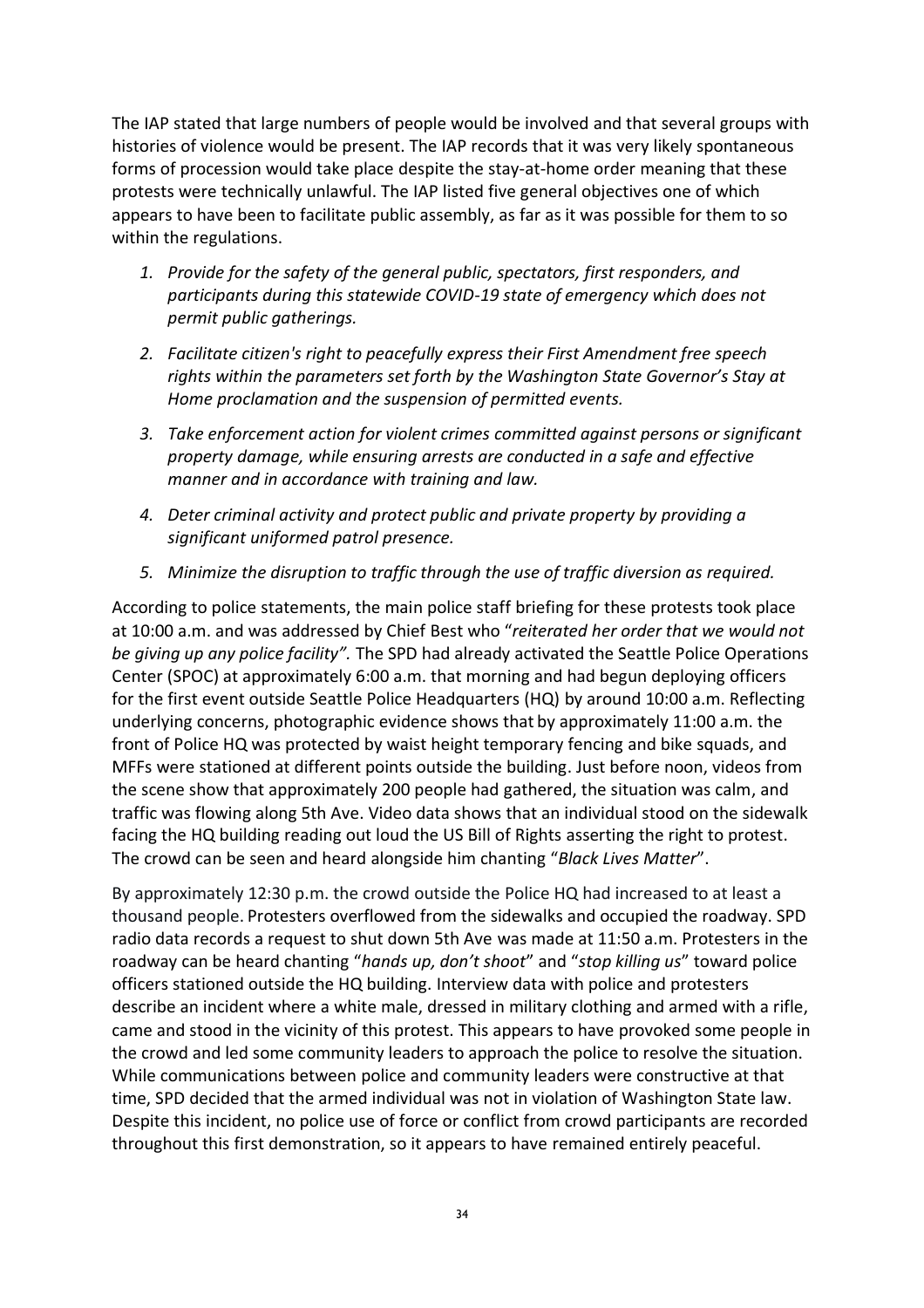The IAP stated that large numbers of people would be involved and that several groups with histories of violence would be present. The IAP records that it was very likely spontaneous forms of procession would take place despite the stay-at-home order meaning that these protests were technically unlawful. The IAP listed five general objectives one of which appears to have been to facilitate public assembly, as far as it was possible for them to so within the regulations.

1. *Provide for the safety of the general public, spectators, first responders, and participants during this statewide COVID-19 state of emergency which does not permit public gatherings.*
2. *Facilitate citizen's right to peacefully express their First Amendment free speech rights within the parameters set forth by the Washington State Governor's Stay at Home proclamation and the suspension of permitted events.*
3. *Take enforcement action for violent crimes committed against persons or significant property damage, while ensuring arrests are conducted in a safe and effective manner and in accordance with training and law.*
4. *Deter criminal activity and protect public and private property by providing a significant uniformed patrol presence.*
5. *Minimize the disruption to traffic through the use of traffic diversion as required.*

According to police statements, the main police staff briefing for these protests took place at 10:00 a.m. and was addressed by Chief Best who "*reiterated her order that we would not be giving up any police facility".* The SPD had already activated the Seattle Police Operations Center (SPOC) at approximately 6:00 a.m. that morning and had begun deploying officers for the first event outside Seattle Police Headquarters (HQ) by around 10:00 a.m. Reflecting underlying concerns, photographic evidence shows that by approximately 11:00 a.m. the front of Police HQ was protected by waist height temporary fencing and bike squads, and MFFs were stationed at different points outside the building. Just before noon, videos from the scene show that approximately 200 people had gathered, the situation was calm, and traffic was flowing along 5th Ave. Video data shows that an individual stood on the sidewalk facing the HQ building reading out loud the US Bill of Rights asserting the right to protest. The crowd can be seen and heard alongside him chanting "*Black Lives Matter*".

By approximately 12:30 p.m. the crowd outside the Police HQ had increased to at least a thousand people. Protesters overflowed from the sidewalks and occupied the roadway. SPD radio data records a request to shut down 5th Ave was made at 11:50 a.m. Protesters in the roadway can be heard chanting "*hands up, don't shoot*" and "*stop killing us*" toward police officers stationed outside the HQ building. Interview data with police and protesters describe an incident where a white male, dressed in military clothing and armed with a rifle, came and stood in the vicinity of this protest. This appears to have provoked some people in the crowd and led some community leaders to approach the police to resolve the situation. While communications between police and community leaders were constructive at that time, SPD decided that the armed individual was not in violation of Washington State law. Despite this incident, no police use of force or conflict from crowd participants are recorded throughout this first demonstration, so it appears to have remained entirely peaceful.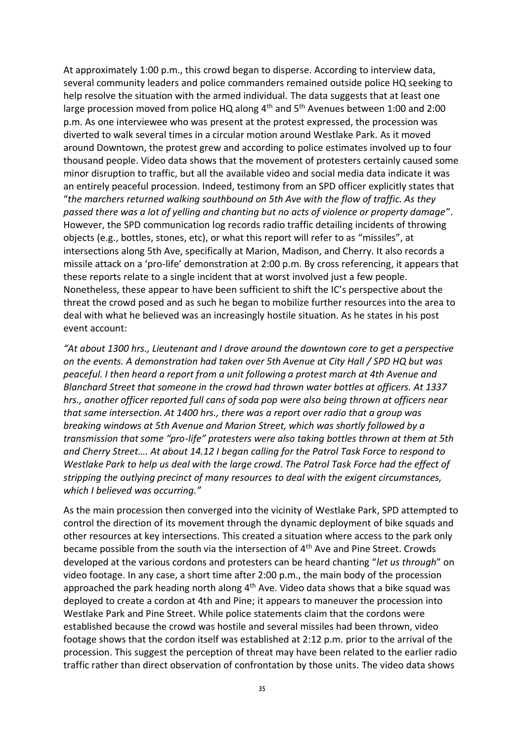At approximately 1:00 p.m., this crowd began to disperse. According to interview data, several community leaders and police commanders remained outside police HQ seeking to help resolve the situation with the armed individual. The data suggests that at least one large procession moved from police HQ along 4th and 5th Avenues between 1:00 and 2:00 p.m. As one interviewee who was present at the protest expressed, the procession was diverted to walk several times in a circular motion around Westlake Park. As it moved around Downtown, the protest grew and according to police estimates involved up to four thousand people. Video data shows that the movement of protesters certainly caused some minor disruption to traffic, but all the available video and social media data indicate it was an entirely peaceful procession. Indeed, testimony from an SPD officer explicitly states that "*the marchers returned walking southbound on 5th Ave with the flow of traffic. As they passed there was a lot of yelling and chanting but no acts of violence or property damage*". However, the SPD communication log records radio traffic detailing incidents of throwing objects (e.g., bottles, stones, etc), or what this report will refer to as "missiles", at intersections along 5th Ave, specifically at Marion, Madison, and Cherry. It also records a missile attack on a 'pro-life' demonstration at 2:00 p.m. By cross referencing, it appears that these reports relate to a single incident that at worst involved just a few people. Nonetheless, these appear to have been sufficient to shift the IC's perspective about the threat the crowd posed and as such he began to mobilize further resources into the area to deal with what he believed was an increasingly hostile situation. As he states in his post event account:

*"At about 1300 hrs., Lieutenant and I drove around the downtown core to get a perspective on the events. A demonstration had taken over 5th Avenue at City Hall / SPD HQ but was peaceful. I then heard a report from a unit following a protest march at 4th Avenue and Blanchard Street that someone in the crowd had thrown water bottles at officers. At 1337 hrs., another officer reported full cans of soda pop were also being thrown at officers near that same intersection. At 1400 hrs., there was a report over radio that a group was breaking windows at 5th Avenue and Marion Street, which was shortly followed by a transmission that some "pro-life" protesters were also taking bottles thrown at them at 5th and Cherry Street…. At about 14.12 I began calling for the Patrol Task Force to respond to Westlake Park to help us deal with the large crowd. The Patrol Task Force had the effect of stripping the outlying precinct of many resources to deal with the exigent circumstances, which I believed was occurring."*

As the main procession then converged into the vicinity of Westlake Park, SPD attempted to control the direction of its movement through the dynamic deployment of bike squads and other resources at key intersections. This created a situation where access to the park only became possible from the south via the intersection of 4th Ave and Pine Street. Crowds developed at the various cordons and protesters can be heard chanting "*let us through*" on video footage. In any case, a short time after 2:00 p.m., the main body of the procession approached the park heading north along 4th Ave. Video data shows that a bike squad was deployed to create a cordon at 4th and Pine; it appears to maneuver the procession into Westlake Park and Pine Street. While police statements claim that the cordons were established because the crowd was hostile and several missiles had been thrown, video footage shows that the cordon itself was established at 2:12 p.m. prior to the arrival of the procession. This suggest the perception of threat may have been related to the earlier radio traffic rather than direct observation of confrontation by those units. The video data shows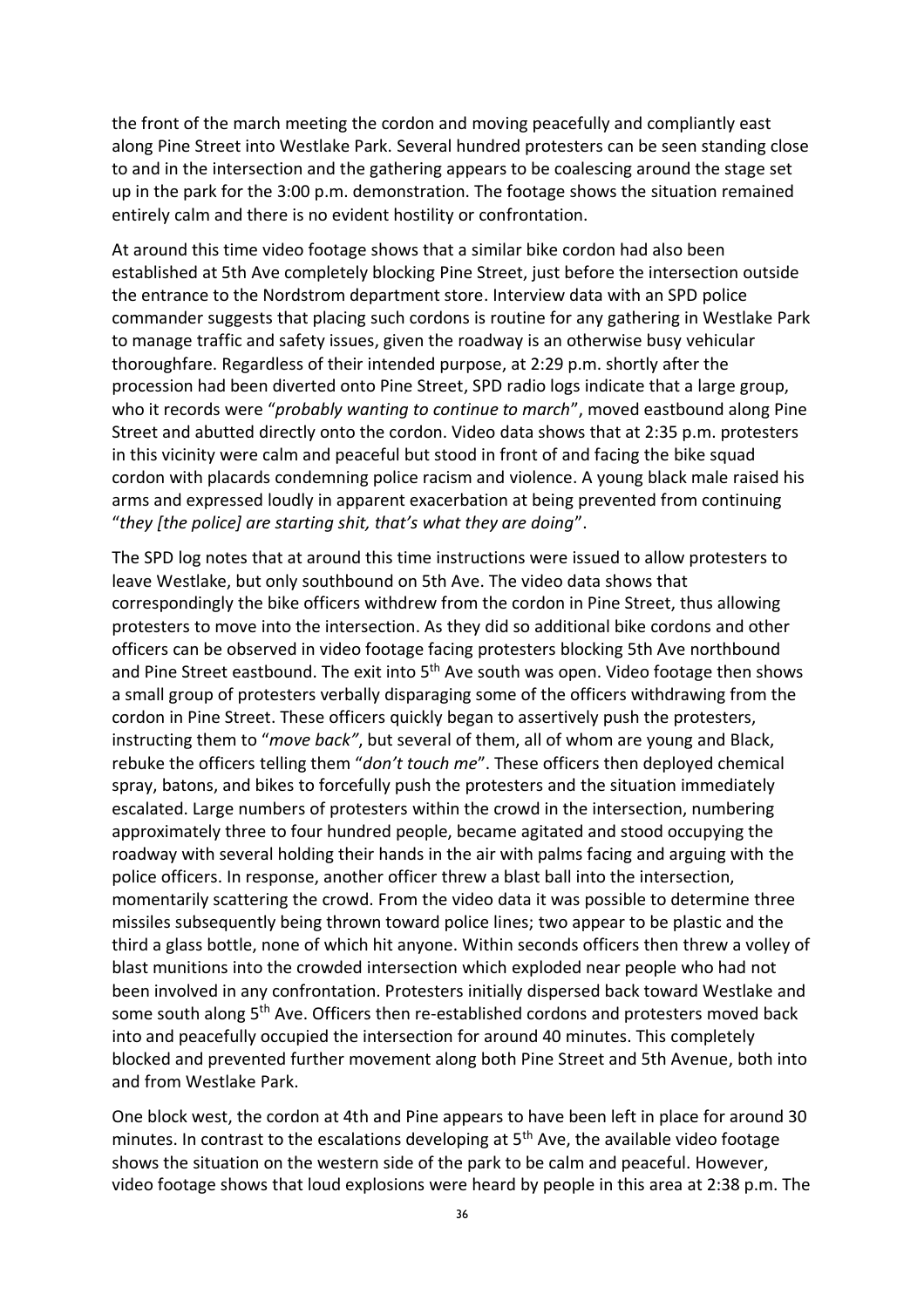the front of the march meeting the cordon and moving peacefully and compliantly east along Pine Street into Westlake Park. Several hundred protesters can be seen standing close to and in the intersection and the gathering appears to be coalescing around the stage set up in the park for the 3:00 p.m. demonstration. The footage shows the situation remained entirely calm and there is no evident hostility or confrontation.

At around this time video footage shows that a similar bike cordon had also been established at 5th Ave completely blocking Pine Street, just before the intersection outside the entrance to the Nordstrom department store. Interview data with an SPD police commander suggests that placing such cordons is routine for any gathering in Westlake Park to manage traffic and safety issues, given the roadway is an otherwise busy vehicular thoroughfare. Regardless of their intended purpose, at 2:29 p.m. shortly after the procession had been diverted onto Pine Street, SPD radio logs indicate that a large group, who it records were "*probably wanting to continue to march*", moved eastbound along Pine Street and abutted directly onto the cordon. Video data shows that at 2:35 p.m. protesters in this vicinity were calm and peaceful but stood in front of and facing the bike squad cordon with placards condemning police racism and violence. A young black male raised his arms and expressed loudly in apparent exacerbation at being prevented from continuing "*they [the police] are starting shit, that's what they are doing*".

The SPD log notes that at around this time instructions were issued to allow protesters to leave Westlake, but only southbound on 5th Ave. The video data shows that correspondingly the bike officers withdrew from the cordon in Pine Street, thus allowing protesters to move into the intersection. As they did so additional bike cordons and other officers can be observed in video footage facing protesters blocking 5th Ave northbound and Pine Street eastbound. The exit into 5th Ave south was open. Video footage then shows a small group of protesters verbally disparaging some of the officers withdrawing from the cordon in Pine Street. These officers quickly began to assertively push the protesters, instructing them to "*move back"*, but several of them, all of whom are young and Black, rebuke the officers telling them "*don't touch me*". These officers then deployed chemical spray, batons, and bikes to forcefully push the protesters and the situation immediately escalated. Large numbers of protesters within the crowd in the intersection, numbering approximately three to four hundred people, became agitated and stood occupying the roadway with several holding their hands in the air with palms facing and arguing with the police officers. In response, another officer threw a blast ball into the intersection, momentarily scattering the crowd. From the video data it was possible to determine three missiles subsequently being thrown toward police lines; two appear to be plastic and the third a glass bottle, none of which hit anyone. Within seconds officers then threw a volley of blast munitions into the crowded intersection which exploded near people who had not been involved in any confrontation. Protesters initially dispersed back toward Westlake and some south along 5th Ave. Officers then re-established cordons and protesters moved back into and peacefully occupied the intersection for around 40 minutes. This completely blocked and prevented further movement along both Pine Street and 5th Avenue, both into and from Westlake Park.

One block west, the cordon at 4th and Pine appears to have been left in place for around 30 minutes. In contrast to the escalations developing at 5th Ave, the available video footage shows the situation on the western side of the park to be calm and peaceful. However, video footage shows that loud explosions were heard by people in this area at 2:38 p.m. The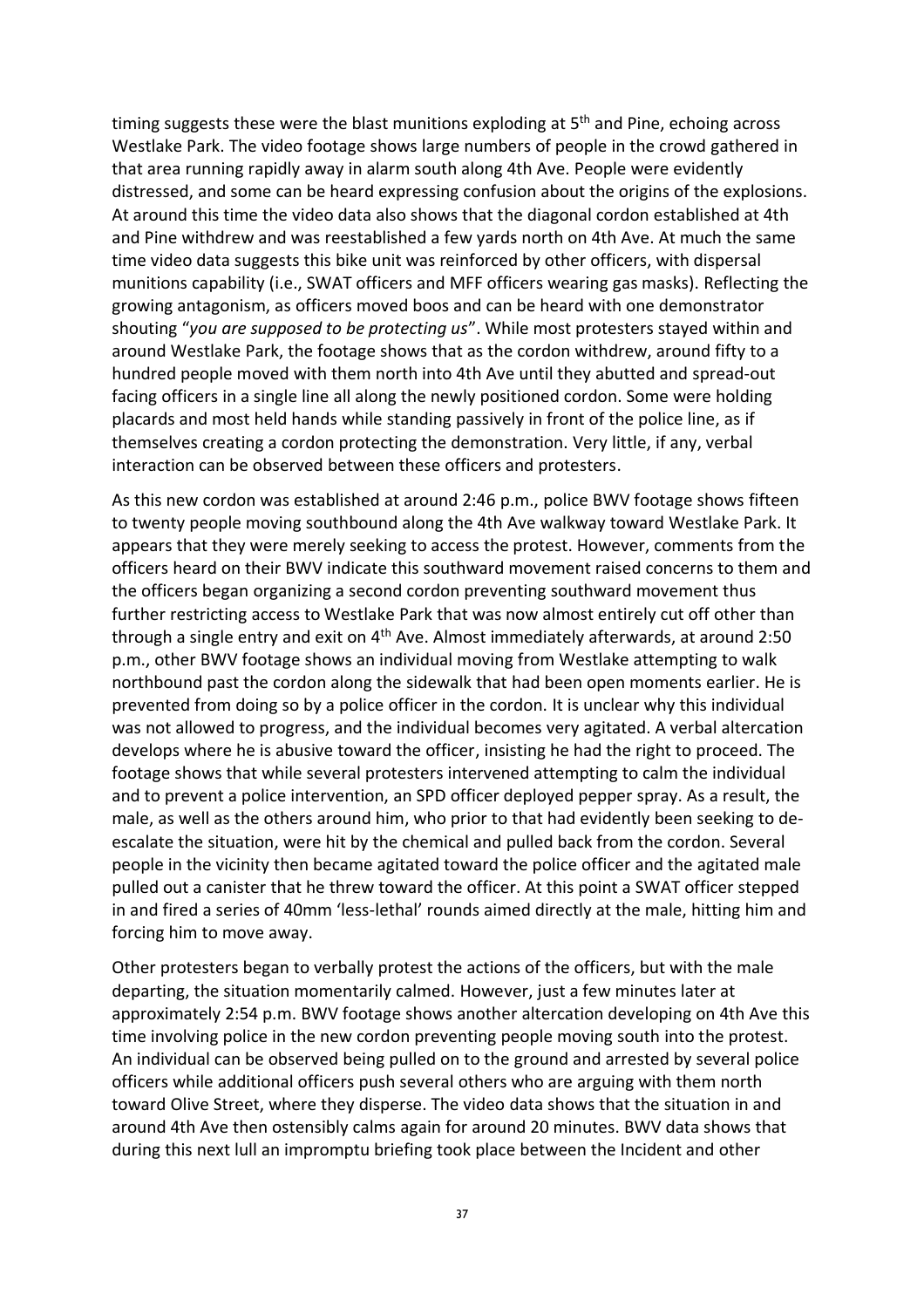timing suggests these were the blast munitions exploding at 5th and Pine, echoing across Westlake Park. The video footage shows large numbers of people in the crowd gathered in that area running rapidly away in alarm south along 4th Ave. People were evidently distressed, and some can be heard expressing confusion about the origins of the explosions. At around this time the video data also shows that the diagonal cordon established at 4th and Pine withdrew and was reestablished a few yards north on 4th Ave. At much the same time video data suggests this bike unit was reinforced by other officers, with dispersal munitions capability (i.e., SWAT officers and MFF officers wearing gas masks). Reflecting the growing antagonism, as officers moved boos and can be heard with one demonstrator shouting "*you are supposed to be protecting us*". While most protesters stayed within and around Westlake Park, the footage shows that as the cordon withdrew, around fifty to a hundred people moved with them north into 4th Ave until they abutted and spread-out facing officers in a single line all along the newly positioned cordon. Some were holding placards and most held hands while standing passively in front of the police line, as if themselves creating a cordon protecting the demonstration. Very little, if any, verbal interaction can be observed between these officers and protesters.

As this new cordon was established at around 2:46 p.m., police BWV footage shows fifteen to twenty people moving southbound along the 4th Ave walkway toward Westlake Park. It appears that they were merely seeking to access the protest. However, comments from the officers heard on their BWV indicate this southward movement raised concerns to them and the officers began organizing a second cordon preventing southward movement thus further restricting access to Westlake Park that was now almost entirely cut off other than through a single entry and exit on 4th Ave. Almost immediately afterwards, at around 2:50 p.m., other BWV footage shows an individual moving from Westlake attempting to walk northbound past the cordon along the sidewalk that had been open moments earlier. He is prevented from doing so by a police officer in the cordon. It is unclear why this individual was not allowed to progress, and the individual becomes very agitated. A verbal altercation develops where he is abusive toward the officer, insisting he had the right to proceed. The footage shows that while several protesters intervened attempting to calm the individual and to prevent a police intervention, an SPD officer deployed pepper spray. As a result, the male, as well as the others around him, who prior to that had evidently been seeking to de-escalate the situation, were hit by the chemical and pulled back from the cordon. Several people in the vicinity then became agitated toward the police officer and the agitated male pulled out a canister that he threw toward the officer. At this point a SWAT officer stepped in and fired a series of 40mm 'less-lethal' rounds aimed directly at the male, hitting him and forcing him to move away.

Other protesters began to verbally protest the actions of the officers, but with the male departing, the situation momentarily calmed. However, just a few minutes later at approximately 2:54 p.m. BWV footage shows another altercation developing on 4th Ave this time involving police in the new cordon preventing people moving south into the protest. An individual can be observed being pulled on to the ground and arrested by several police officers while additional officers push several others who are arguing with them north toward Olive Street, where they disperse. The video data shows that the situation in and around 4th Ave then ostensibly calms again for around 20 minutes. BWV data shows that during this next lull an impromptu briefing took place between the Incident and other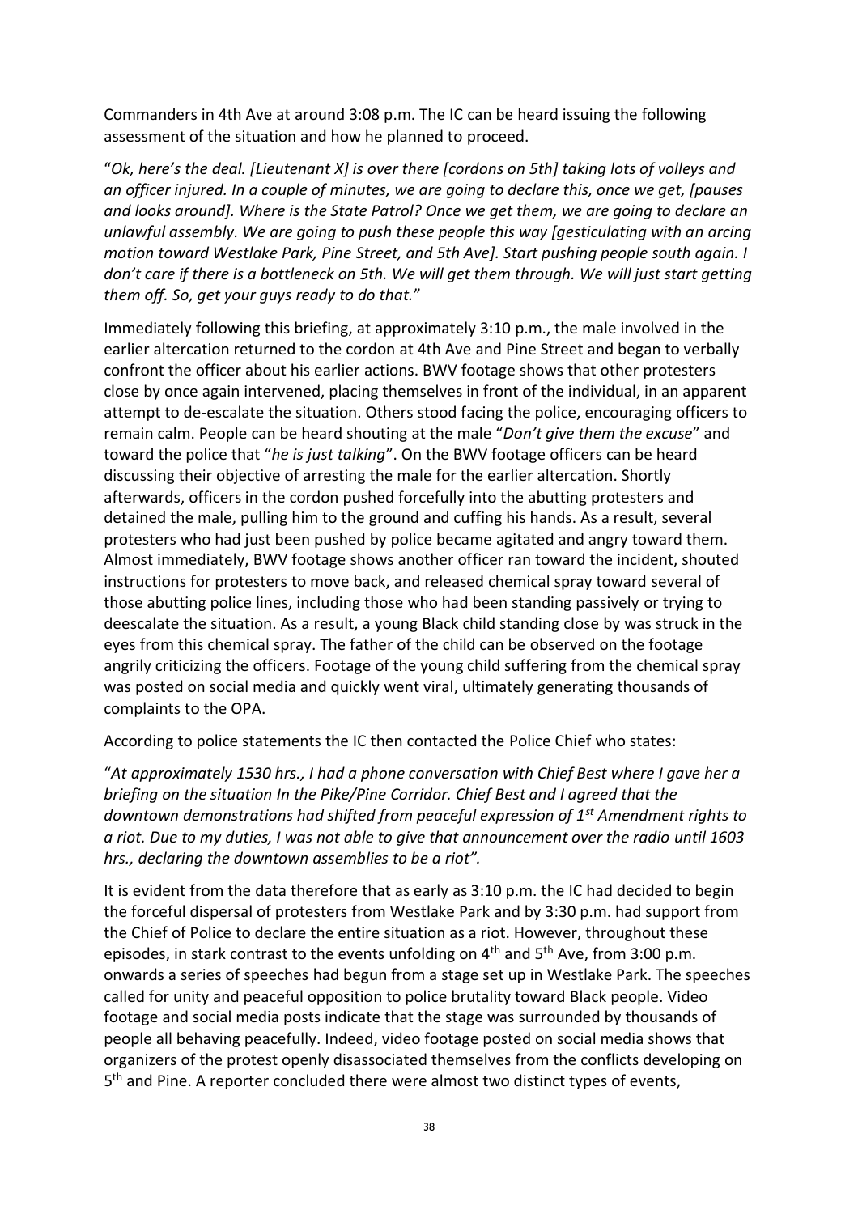Commanders in 4th Ave at around 3:08 p.m. The IC can be heard issuing the following assessment of the situation and how he planned to proceed.

"*Ok, here's the deal. [Lieutenant X] is over there [cordons on 5th] taking lots of volleys and an officer injured. In a couple of minutes, we are going to declare this, once we get, [pauses and looks around]. Where is the State Patrol? Once we get them, we are going to declare an unlawful assembly. We are going to push these people this way [gesticulating with an arcing motion toward Westlake Park, Pine Street, and 5th Ave]. Start pushing people south again. I don't care if there is a bottleneck on 5th. We will get them through. We will just start getting them off. So, get your guys ready to do that.*"

Immediately following this briefing, at approximately 3:10 p.m., the male involved in the earlier altercation returned to the cordon at 4th Ave and Pine Street and began to verbally confront the officer about his earlier actions. BWV footage shows that other protesters close by once again intervened, placing themselves in front of the individual, in an apparent attempt to de-escalate the situation. Others stood facing the police, encouraging officers to remain calm. People can be heard shouting at the male "*Don't give them the excuse*" and toward the police that "*he is just talking*". On the BWV footage officers can be heard discussing their objective of arresting the male for the earlier altercation. Shortly afterwards, officers in the cordon pushed forcefully into the abutting protesters and detained the male, pulling him to the ground and cuffing his hands. As a result, several protesters who had just been pushed by police became agitated and angry toward them. Almost immediately, BWV footage shows another officer ran toward the incident, shouted instructions for protesters to move back, and released chemical spray toward several of those abutting police lines, including those who had been standing passively or trying to deescalate the situation. As a result, a young Black child standing close by was struck in the eyes from this chemical spray. The father of the child can be observed on the footage angrily criticizing the officers. Footage of the young child suffering from the chemical spray was posted on social media and quickly went viral, ultimately generating thousands of complaints to the OPA.

According to police statements the IC then contacted the Police Chief who states:

"*At approximately 1530 hrs., I had a phone conversation with Chief Best where I gave her a briefing on the situation In the Pike/Pine Corridor. Chief Best and I agreed that the downtown demonstrations had shifted from peaceful expression of 1st Amendment rights to a riot. Due to my duties, I was not able to give that announcement over the radio until 1603 hrs., declaring the downtown assemblies to be a riot".*

It is evident from the data therefore that as early as 3:10 p.m. the IC had decided to begin the forceful dispersal of protesters from Westlake Park and by 3:30 p.m. had support from the Chief of Police to declare the entire situation as a riot. However, throughout these episodes, in stark contrast to the events unfolding on 4th and 5th Ave, from 3:00 p.m. onwards a series of speeches had begun from a stage set up in Westlake Park. The speeches called for unity and peaceful opposition to police brutality toward Black people. Video footage and social media posts indicate that the stage was surrounded by thousands of people all behaving peacefully. Indeed, video footage posted on social media shows that organizers of the protest openly disassociated themselves from the conflicts developing on 5th and Pine. A reporter concluded there were almost two distinct types of events,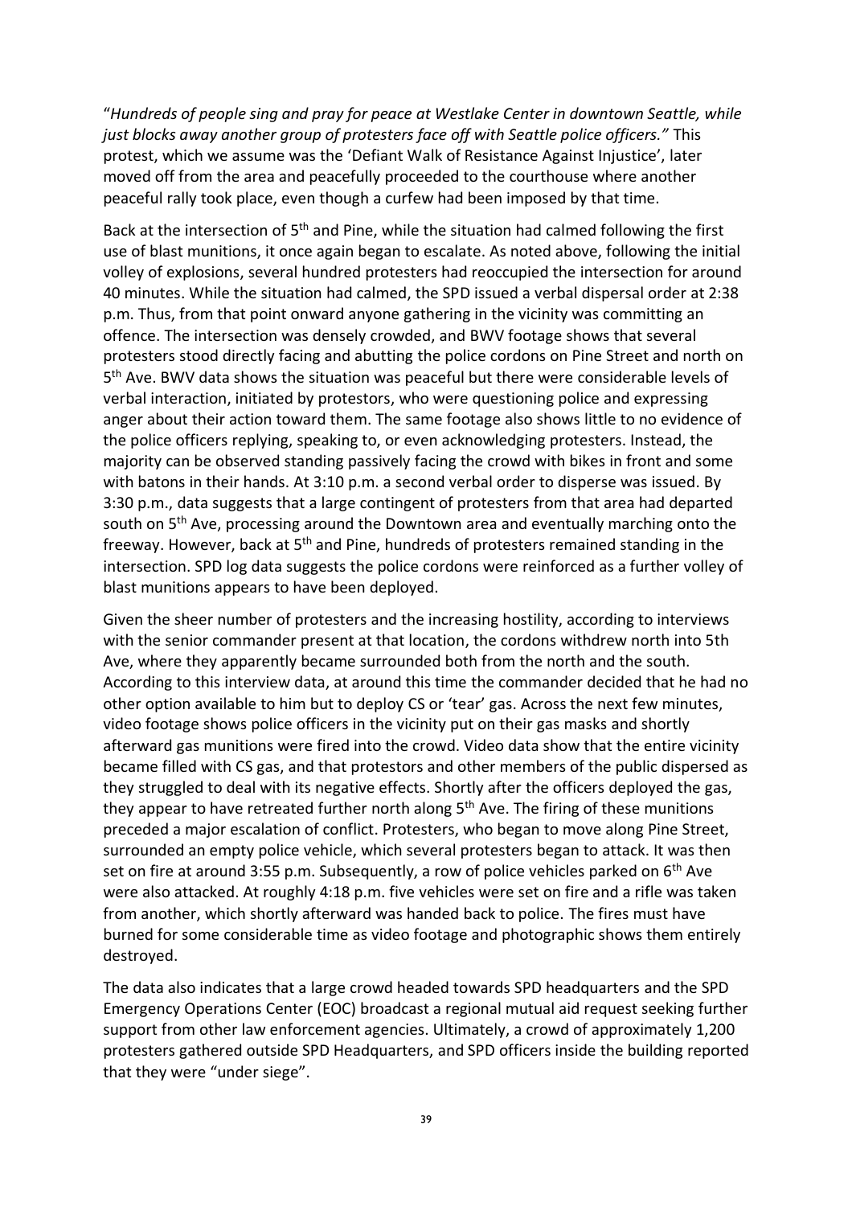"*Hundreds of people sing and pray for peace at Westlake Center in downtown Seattle, while just blocks away another group of protesters face off with Seattle police officers."* This protest, which we assume was the 'Defiant Walk of Resistance Against Injustice', later moved off from the area and peacefully proceeded to the courthouse where another peaceful rally took place, even though a curfew had been imposed by that time.

Back at the intersection of 5th and Pine, while the situation had calmed following the first use of blast munitions, it once again began to escalate. As noted above, following the initial volley of explosions, several hundred protesters had reoccupied the intersection for around 40 minutes. While the situation had calmed, the SPD issued a verbal dispersal order at 2:38 p.m. Thus, from that point onward anyone gathering in the vicinity was committing an offence. The intersection was densely crowded, and BWV footage shows that several protesters stood directly facing and abutting the police cordons on Pine Street and north on 5th Ave. BWV data shows the situation was peaceful but there were considerable levels of verbal interaction, initiated by protestors, who were questioning police and expressing anger about their action toward them. The same footage also shows little to no evidence of the police officers replying, speaking to, or even acknowledging protesters. Instead, the majority can be observed standing passively facing the crowd with bikes in front and some with batons in their hands. At 3:10 p.m. a second verbal order to disperse was issued. By 3:30 p.m., data suggests that a large contingent of protesters from that area had departed south on 5th Ave, processing around the Downtown area and eventually marching onto the freeway. However, back at 5th and Pine, hundreds of protesters remained standing in the intersection. SPD log data suggests the police cordons were reinforced as a further volley of blast munitions appears to have been deployed.

Given the sheer number of protesters and the increasing hostility, according to interviews with the senior commander present at that location, the cordons withdrew north into 5th Ave, where they apparently became surrounded both from the north and the south. According to this interview data, at around this time the commander decided that he had no other option available to him but to deploy CS or 'tear' gas. Across the next few minutes, video footage shows police officers in the vicinity put on their gas masks and shortly afterward gas munitions were fired into the crowd. Video data show that the entire vicinity became filled with CS gas, and that protestors and other members of the public dispersed as they struggled to deal with its negative effects. Shortly after the officers deployed the gas, they appear to have retreated further north along 5th Ave. The firing of these munitions preceded a major escalation of conflict. Protesters, who began to move along Pine Street, surrounded an empty police vehicle, which several protesters began to attack. It was then set on fire at around 3:55 p.m. Subsequently, a row of police vehicles parked on 6th Ave were also attacked. At roughly 4:18 p.m. five vehicles were set on fire and a rifle was taken from another, which shortly afterward was handed back to police. The fires must have burned for some considerable time as video footage and photographic shows them entirely destroyed.

The data also indicates that a large crowd headed towards SPD headquarters and the SPD Emergency Operations Center (EOC) broadcast a regional mutual aid request seeking further support from other law enforcement agencies. Ultimately, a crowd of approximately 1,200 protesters gathered outside SPD Headquarters, and SPD officers inside the building reported that they were "under siege".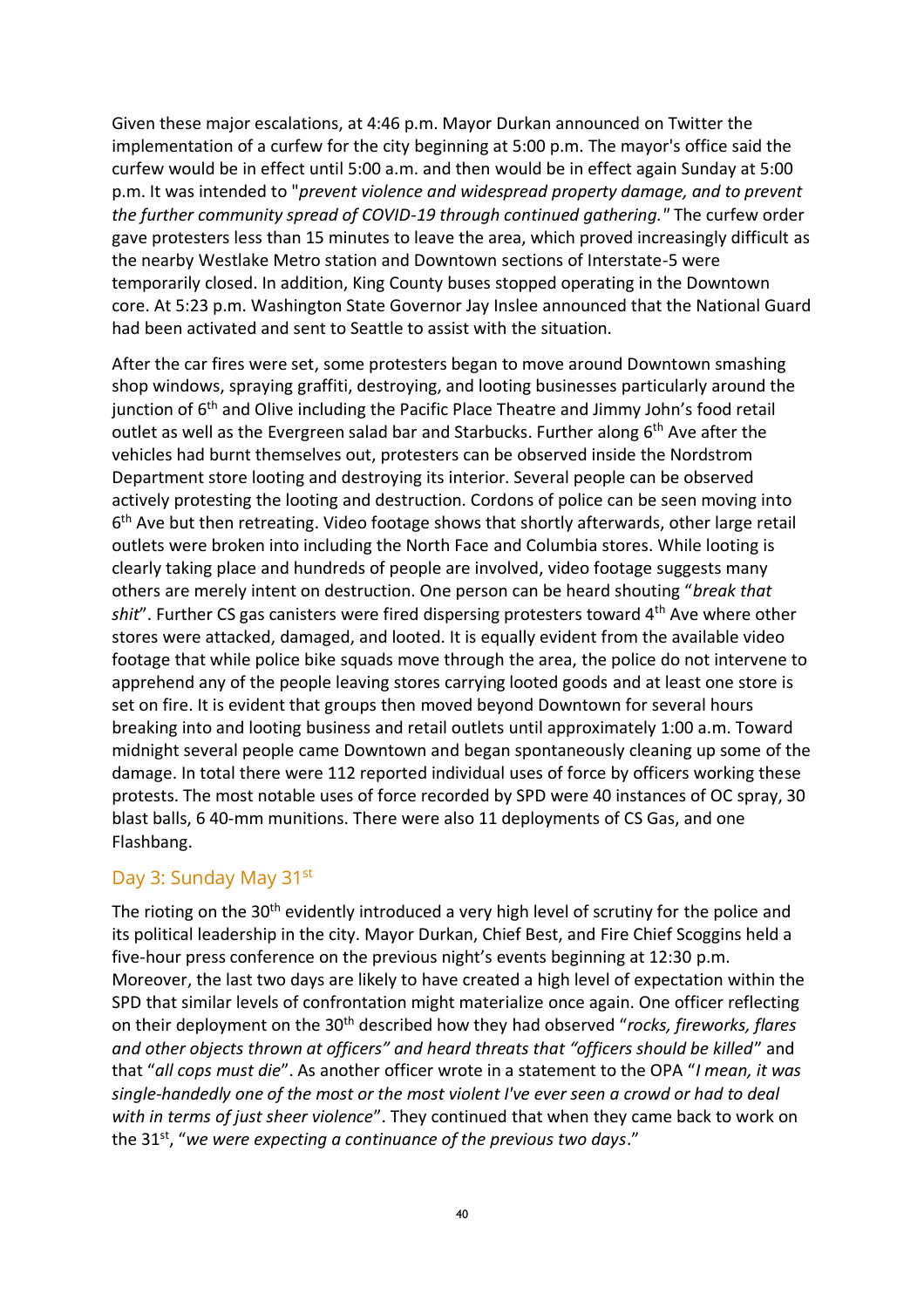Given these major escalations, at 4:46 p.m. Mayor Durkan announced on Twitter the implementation of a curfew for the city beginning at 5:00 p.m. The mayor's office said the curfew would be in effect until 5:00 a.m. and then would be in effect again Sunday at 5:00 p.m. It was intended to "*prevent violence and widespread property damage, and to prevent the further community spread of COVID-19 through continued gathering."* The curfew order gave protesters less than 15 minutes to leave the area, which proved increasingly difficult as the nearby Westlake Metro station and Downtown sections of Interstate-5 were temporarily closed. In addition, King County buses stopped operating in the Downtown core. At 5:23 p.m. Washington State Governor Jay Inslee announced that the National Guard had been activated and sent to Seattle to assist with the situation.

After the car fires were set, some protesters began to move around Downtown smashing shop windows, spraying graffiti, destroying, and looting businesses particularly around the junction of 6th and Olive including the Pacific Place Theatre and Jimmy John's food retail outlet as well as the Evergreen salad bar and Starbucks. Further along 6th Ave after the vehicles had burnt themselves out, protesters can be observed inside the Nordstrom Department store looting and destroying its interior. Several people can be observed actively protesting the looting and destruction. Cordons of police can be seen moving into 6th Ave but then retreating. Video footage shows that shortly afterwards, other large retail outlets were broken into including the North Face and Columbia stores. While looting is clearly taking place and hundreds of people are involved, video footage suggests many others are merely intent on destruction. One person can be heard shouting "*break that shit*". Further CS gas canisters were fired dispersing protesters toward 4th Ave where other stores were attacked, damaged, and looted. It is equally evident from the available video footage that while police bike squads move through the area, the police do not intervene to apprehend any of the people leaving stores carrying looted goods and at least one store is set on fire. It is evident that groups then moved beyond Downtown for several hours breaking into and looting business and retail outlets until approximately 1:00 a.m. Toward midnight several people came Downtown and began spontaneously cleaning up some of the damage. In total there were 112 reported individual uses of force by officers working these protests. The most notable uses of force recorded by SPD were 40 instances of OC spray, 30 blast balls, 6 40-mm munitions. There were also 11 deployments of CS Gas, and one Flashbang.

## Day 3: Sunday May 31st

The rioting on the 30th evidently introduced a very high level of scrutiny for the police and its political leadership in the city. Mayor Durkan, Chief Best, and Fire Chief Scoggins held a five-hour press conference on the previous night's events beginning at 12:30 p.m. Moreover, the last two days are likely to have created a high level of expectation within the SPD that similar levels of confrontation might materialize once again. One officer reflecting on their deployment on the 30th described how they had observed "*rocks, fireworks, flares and other objects thrown at officers" and heard threats that "officers should be killed*" and that "*all cops must die*". As another officer wrote in a statement to the OPA "*I mean, it was single-handedly one of the most or the most violent I've ever seen a crowd or had to deal with in terms of just sheer violence*". They continued that when they came back to work on the 31st, "*we were expecting a continuance of the previous two days*."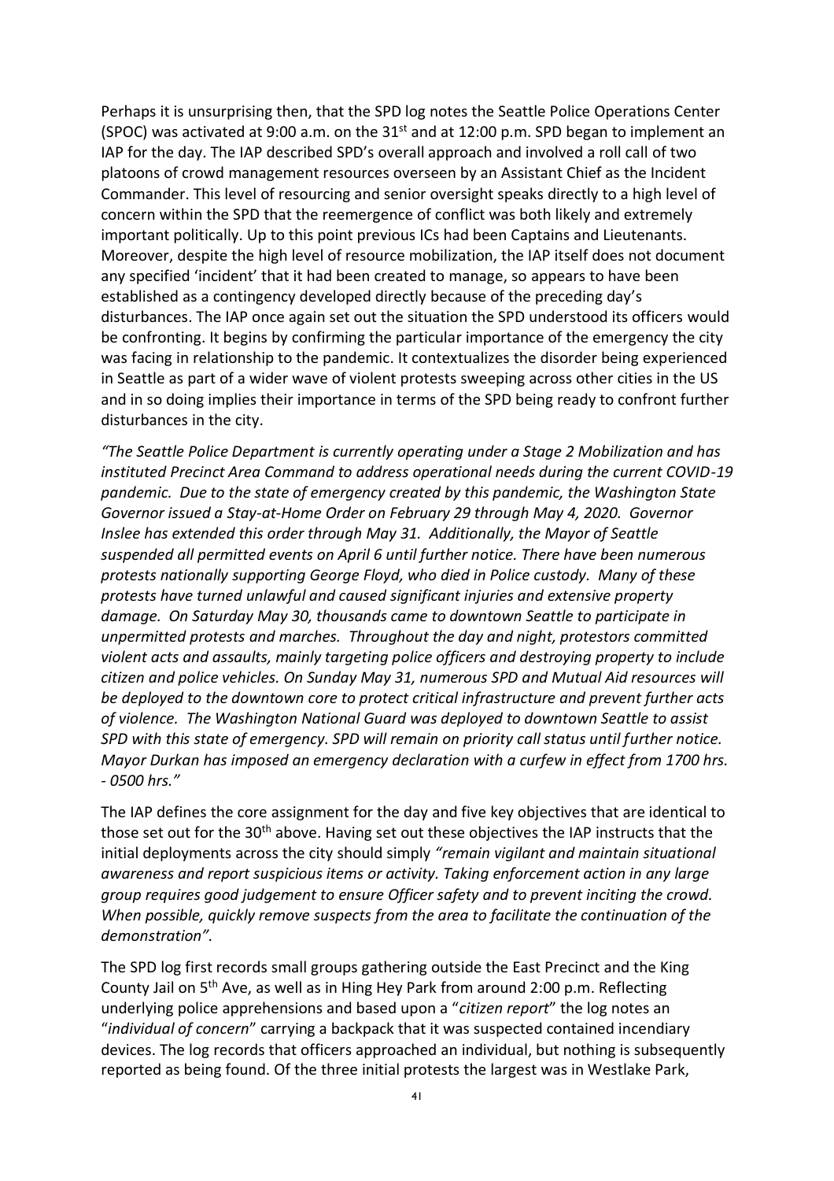Perhaps it is unsurprising then, that the SPD log notes the Seattle Police Operations Center (SPOC) was activated at 9:00 a.m. on the 31st and at 12:00 p.m. SPD began to implement an IAP for the day. The IAP described SPD's overall approach and involved a roll call of two platoons of crowd management resources overseen by an Assistant Chief as the Incident Commander. This level of resourcing and senior oversight speaks directly to a high level of concern within the SPD that the reemergence of conflict was both likely and extremely important politically. Up to this point previous ICs had been Captains and Lieutenants. Moreover, despite the high level of resource mobilization, the IAP itself does not document any specified 'incident' that it had been created to manage, so appears to have been established as a contingency developed directly because of the preceding day's disturbances. The IAP once again set out the situation the SPD understood its officers would be confronting. It begins by confirming the particular importance of the emergency the city was facing in relationship to the pandemic. It contextualizes the disorder being experienced in Seattle as part of a wider wave of violent protests sweeping across other cities in the US and in so doing implies their importance in terms of the SPD being ready to confront further disturbances in the city.

*"The Seattle Police Department is currently operating under a Stage 2 Mobilization and has instituted Precinct Area Command to address operational needs during the current COVID-19 pandemic. Due to the state of emergency created by this pandemic, the Washington State Governor issued a Stay-at-Home Order on February 29 through May 4, 2020. Governor Inslee has extended this order through May 31. Additionally, the Mayor of Seattle suspended all permitted events on April 6 until further notice. There have been numerous protests nationally supporting George Floyd, who died in Police custody. Many of these protests have turned unlawful and caused significant injuries and extensive property damage. On Saturday May 30, thousands came to downtown Seattle to participate in unpermitted protests and marches. Throughout the day and night, protestors committed violent acts and assaults, mainly targeting police officers and destroying property to include citizen and police vehicles. On Sunday May 31, numerous SPD and Mutual Aid resources will be deployed to the downtown core to protect critical infrastructure and prevent further acts of violence. The Washington National Guard was deployed to downtown Seattle to assist SPD with this state of emergency. SPD will remain on priority call status until further notice. Mayor Durkan has imposed an emergency declaration with a curfew in effect from 1700 hrs. - 0500 hrs."*

The IAP defines the core assignment for the day and five key objectives that are identical to those set out for the 30th above. Having set out these objectives the IAP instructs that the initial deployments across the city should simply *"remain vigilant and maintain situational awareness and report suspicious items or activity. Taking enforcement action in any large group requires good judgement to ensure Officer safety and to prevent inciting the crowd. When possible, quickly remove suspects from the area to facilitate the continuation of the demonstration".*

The SPD log first records small groups gathering outside the East Precinct and the King County Jail on 5th Ave, as well as in Hing Hey Park from around 2:00 p.m. Reflecting underlying police apprehensions and based upon a "*citizen report*" the log notes an "*individual of concern*" carrying a backpack that it was suspected contained incendiary devices. The log records that officers approached an individual, but nothing is subsequently reported as being found. Of the three initial protests the largest was in Westlake Park,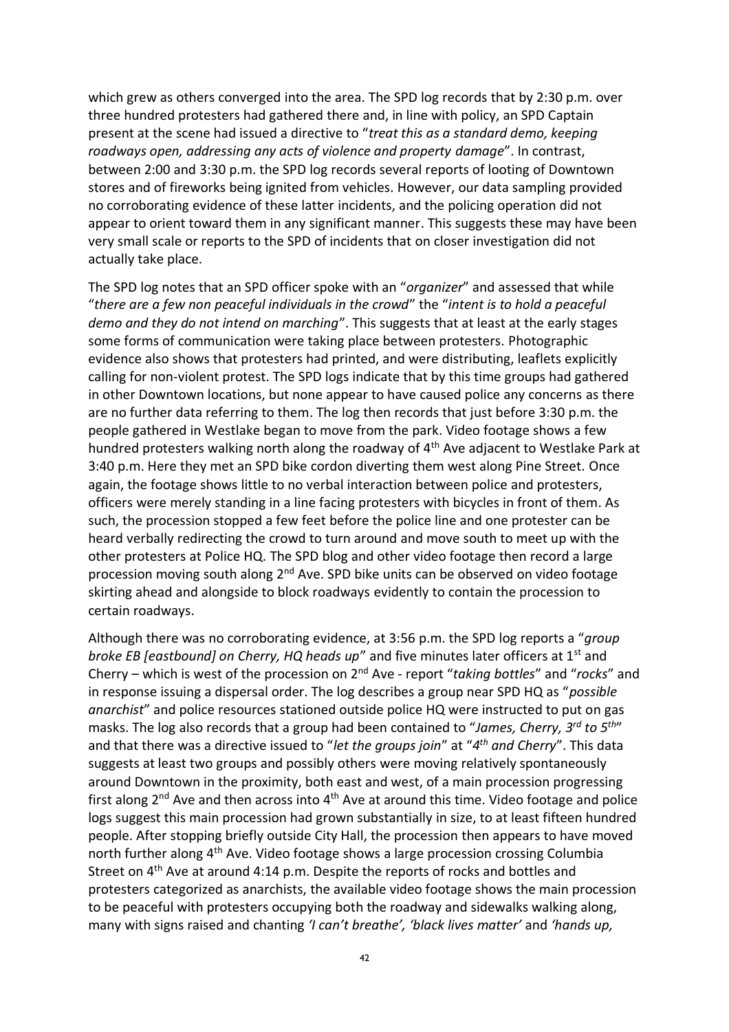which grew as others converged into the area. The SPD log records that by 2:30 p.m. over three hundred protesters had gathered there and, in line with policy, an SPD Captain present at the scene had issued a directive to "*treat this as a standard demo, keeping roadways open, addressing any acts of violence and property damage*". In contrast, between 2:00 and 3:30 p.m. the SPD log records several reports of looting of Downtown stores and of fireworks being ignited from vehicles. However, our data sampling provided no corroborating evidence of these latter incidents, and the policing operation did not appear to orient toward them in any significant manner. This suggests these may have been very small scale or reports to the SPD of incidents that on closer investigation did not actually take place.

The SPD log notes that an SPD officer spoke with an "*organizer*" and assessed that while "*there are a few non peaceful individuals in the crowd*" the "*intent is to hold a peaceful demo and they do not intend on marching*". This suggests that at least at the early stages some forms of communication were taking place between protesters. Photographic evidence also shows that protesters had printed, and were distributing, leaflets explicitly calling for non-violent protest. The SPD logs indicate that by this time groups had gathered in other Downtown locations, but none appear to have caused police any concerns as there are no further data referring to them. The log then records that just before 3:30 p.m. the people gathered in Westlake began to move from the park. Video footage shows a few hundred protesters walking north along the roadway of 4th Ave adjacent to Westlake Park at 3:40 p.m. Here they met an SPD bike cordon diverting them west along Pine Street. Once again, the footage shows little to no verbal interaction between police and protesters, officers were merely standing in a line facing protesters with bicycles in front of them. As such, the procession stopped a few feet before the police line and one protester can be heard verbally redirecting the crowd to turn around and move south to meet up with the other protesters at Police HQ. The SPD blog and other video footage then record a large procession moving south along 2nd Ave. SPD bike units can be observed on video footage skirting ahead and alongside to block roadways evidently to contain the procession to certain roadways.

Although there was no corroborating evidence, at 3:56 p.m. the SPD log reports a "*group broke EB [eastbound] on Cherry, HQ heads up*" and five minutes later officers at 1st and Cherry – which is west of the procession on 2nd Ave - report "*taking bottles*" and "*rocks*" and in response issuing a dispersal order. The log describes a group near SPD HQ as "*possible anarchist*" and police resources stationed outside police HQ were instructed to put on gas masks. The log also records that a group had been contained to "*James, Cherry, 3rd to 5th*" and that there was a directive issued to "*let the groups join*" at "*4th and Cherry*". This data suggests at least two groups and possibly others were moving relatively spontaneously around Downtown in the proximity, both east and west, of a main procession progressing first along 2nd Ave and then across into 4th Ave at around this time. Video footage and police logs suggest this main procession had grown substantially in size, to at least fifteen hundred people. After stopping briefly outside City Hall, the procession then appears to have moved north further along 4th Ave. Video footage shows a large procession crossing Columbia Street on 4th Ave at around 4:14 p.m. Despite the reports of rocks and bottles and protesters categorized as anarchists, the available video footage shows the main procession to be peaceful with protesters occupying both the roadway and sidewalks walking along, many with signs raised and chanting *'I can't breathe'*, *'black lives matter'* and *'hands up,*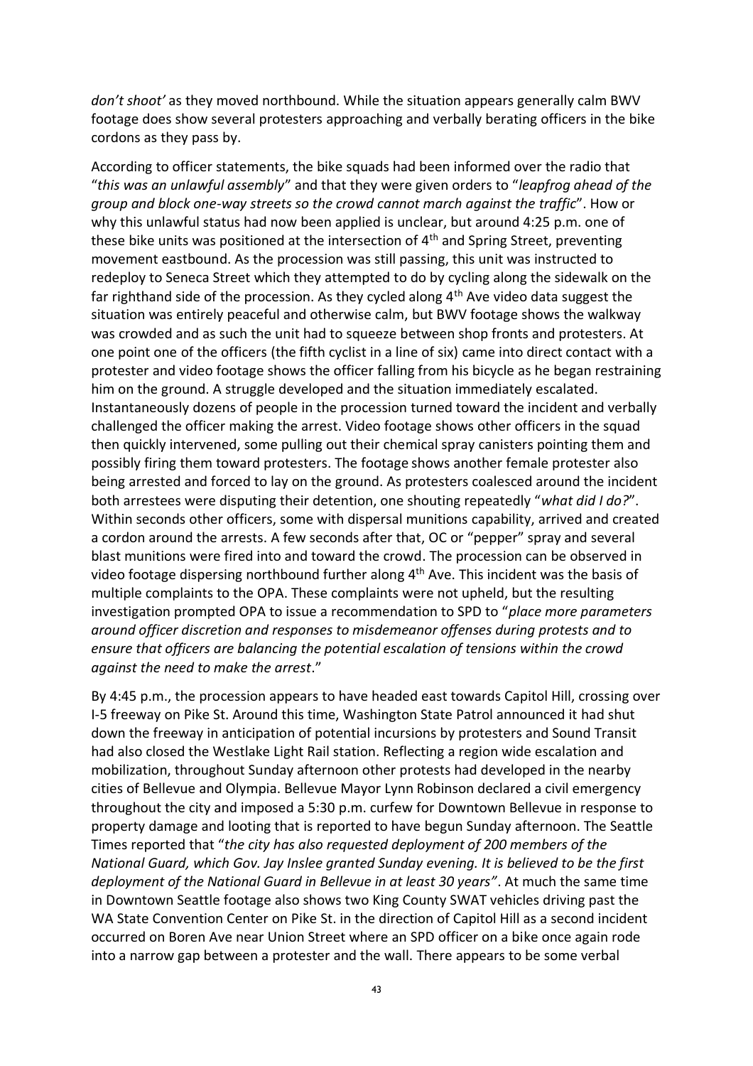*don't shoot'* as they moved northbound. While the situation appears generally calm BWV footage does show several protesters approaching and verbally berating officers in the bike cordons as they pass by.

According to officer statements, the bike squads had been informed over the radio that "*this was an unlawful assembly*" and that they were given orders to "*leapfrog ahead of the group and block one-way streets so the crowd cannot march against the traffic*". How or why this unlawful status had now been applied is unclear, but around 4:25 p.m. one of these bike units was positioned at the intersection of 4th and Spring Street, preventing movement eastbound. As the procession was still passing, this unit was instructed to redeploy to Seneca Street which they attempted to do by cycling along the sidewalk on the far righthand side of the procession. As they cycled along 4th Ave video data suggest the situation was entirely peaceful and otherwise calm, but BWV footage shows the walkway was crowded and as such the unit had to squeeze between shop fronts and protesters. At one point one of the officers (the fifth cyclist in a line of six) came into direct contact with a protester and video footage shows the officer falling from his bicycle as he began restraining him on the ground. A struggle developed and the situation immediately escalated. Instantaneously dozens of people in the procession turned toward the incident and verbally challenged the officer making the arrest. Video footage shows other officers in the squad then quickly intervened, some pulling out their chemical spray canisters pointing them and possibly firing them toward protesters. The footage shows another female protester also being arrested and forced to lay on the ground. As protesters coalesced around the incident both arrestees were disputing their detention, one shouting repeatedly "*what did I do?*". Within seconds other officers, some with dispersal munitions capability, arrived and created a cordon around the arrests. A few seconds after that, OC or "pepper" spray and several blast munitions were fired into and toward the crowd. The procession can be observed in video footage dispersing northbound further along 4th Ave. This incident was the basis of multiple complaints to the OPA. These complaints were not upheld, but the resulting investigation prompted OPA to issue a recommendation to SPD to "*place more parameters around officer discretion and responses to misdemeanor offenses during protests and to ensure that officers are balancing the potential escalation of tensions within the crowd against the need to make the arrest*."

By 4:45 p.m., the procession appears to have headed east towards Capitol Hill, crossing over I-5 freeway on Pike St. Around this time, Washington State Patrol announced it had shut down the freeway in anticipation of potential incursions by protesters and Sound Transit had also closed the Westlake Light Rail station. Reflecting a region wide escalation and mobilization, throughout Sunday afternoon other protests had developed in the nearby cities of Bellevue and Olympia. Bellevue Mayor Lynn Robinson declared a civil emergency throughout the city and imposed a 5:30 p.m. curfew for Downtown Bellevue in response to property damage and looting that is reported to have begun Sunday afternoon. The Seattle Times reported that "*the city has also requested deployment of 200 members of the National Guard, which Gov. Jay Inslee granted Sunday evening. It is believed to be the first deployment of the National Guard in Bellevue in at least 30 years"*. At much the same time in Downtown Seattle footage also shows two King County SWAT vehicles driving past the WA State Convention Center on Pike St. in the direction of Capitol Hill as a second incident occurred on Boren Ave near Union Street where an SPD officer on a bike once again rode into a narrow gap between a protester and the wall. There appears to be some verbal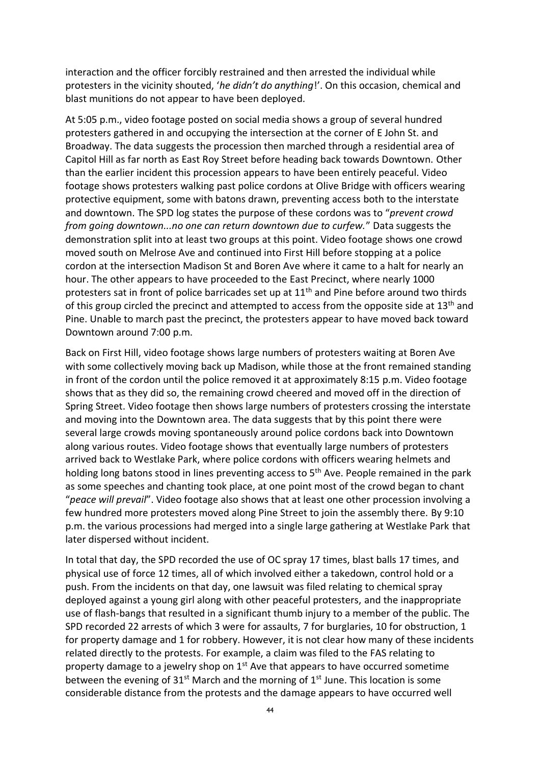interaction and the officer forcibly restrained and then arrested the individual while protesters in the vicinity shouted, '*he didn't do anything*!'. On this occasion, chemical and blast munitions do not appear to have been deployed.

At 5:05 p.m., video footage posted on social media shows a group of several hundred protesters gathered in and occupying the intersection at the corner of E John St. and Broadway. The data suggests the procession then marched through a residential area of Capitol Hill as far north as East Roy Street before heading back towards Downtown. Other than the earlier incident this procession appears to have been entirely peaceful. Video footage shows protesters walking past police cordons at Olive Bridge with officers wearing protective equipment, some with batons drawn, preventing access both to the interstate and downtown. The SPD log states the purpose of these cordons was to "*prevent crowd from going downtown...no one can return downtown due to curfew.*" Data suggests the demonstration split into at least two groups at this point. Video footage shows one crowd moved south on Melrose Ave and continued into First Hill before stopping at a police cordon at the intersection Madison St and Boren Ave where it came to a halt for nearly an hour. The other appears to have proceeded to the East Precinct, where nearly 1000 protesters sat in front of police barricades set up at 11th and Pine before around two thirds of this group circled the precinct and attempted to access from the opposite side at 13th and Pine. Unable to march past the precinct, the protesters appear to have moved back toward Downtown around 7:00 p.m.

Back on First Hill, video footage shows large numbers of protesters waiting at Boren Ave with some collectively moving back up Madison, while those at the front remained standing in front of the cordon until the police removed it at approximately 8:15 p.m. Video footage shows that as they did so, the remaining crowd cheered and moved off in the direction of Spring Street. Video footage then shows large numbers of protesters crossing the interstate and moving into the Downtown area. The data suggests that by this point there were several large crowds moving spontaneously around police cordons back into Downtown along various routes. Video footage shows that eventually large numbers of protesters arrived back to Westlake Park, where police cordons with officers wearing helmets and holding long batons stood in lines preventing access to 5th Ave. People remained in the park as some speeches and chanting took place, at one point most of the crowd began to chant "*peace will prevail*". Video footage also shows that at least one other procession involving a few hundred more protesters moved along Pine Street to join the assembly there. By 9:10 p.m. the various processions had merged into a single large gathering at Westlake Park that later dispersed without incident.

In total that day, the SPD recorded the use of OC spray 17 times, blast balls 17 times, and physical use of force 12 times, all of which involved either a takedown, control hold or a push. From the incidents on that day, one lawsuit was filed relating to chemical spray deployed against a young girl along with other peaceful protesters, and the inappropriate use of flash-bangs that resulted in a significant thumb injury to a member of the public. The SPD recorded 22 arrests of which 3 were for assaults, 7 for burglaries, 10 for obstruction, 1 for property damage and 1 for robbery. However, it is not clear how many of these incidents related directly to the protests. For example, a claim was filed to the FAS relating to property damage to a jewelry shop on 1st Ave that appears to have occurred sometime between the evening of 31st March and the morning of 1st June. This location is some considerable distance from the protests and the damage appears to have occurred well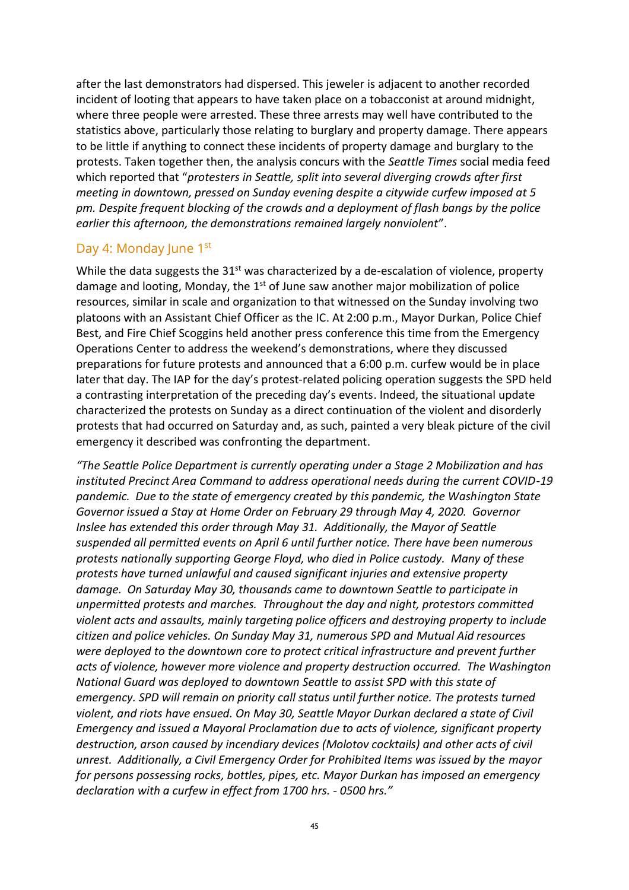after the last demonstrators had dispersed. This jeweler is adjacent to another recorded incident of looting that appears to have taken place on a tobacconist at around midnight, where three people were arrested. These three arrests may well have contributed to the statistics above, particularly those relating to burglary and property damage. There appears to be little if anything to connect these incidents of property damage and burglary to the protests. Taken together then, the analysis concurs with the *Seattle Times* social media feed which reported that "*protesters in Seattle, split into several diverging crowds after first meeting in downtown, pressed on Sunday evening despite a citywide curfew imposed at 5 pm. Despite frequent blocking of the crowds and a deployment of flash bangs by the police earlier this afternoon, the demonstrations remained largely nonviolent*".

## Day 4: Monday June 1st

While the data suggests the 31st was characterized by a de-escalation of violence, property damage and looting, Monday, the 1st of June saw another major mobilization of police resources, similar in scale and organization to that witnessed on the Sunday involving two platoons with an Assistant Chief Officer as the IC. At 2:00 p.m., Mayor Durkan, Police Chief Best, and Fire Chief Scoggins held another press conference this time from the Emergency Operations Center to address the weekend's demonstrations, where they discussed preparations for future protests and announced that a 6:00 p.m. curfew would be in place later that day. The IAP for the day's protest-related policing operation suggests the SPD held a contrasting interpretation of the preceding day's events. Indeed, the situational update characterized the protests on Sunday as a direct continuation of the violent and disorderly protests that had occurred on Saturday and, as such, painted a very bleak picture of the civil emergency it described was confronting the department.

*"The Seattle Police Department is currently operating under a Stage 2 Mobilization and has instituted Precinct Area Command to address operational needs during the current COVID-19 pandemic. Due to the state of emergency created by this pandemic, the Washington State Governor issued a Stay at Home Order on February 29 through May 4, 2020. Governor Inslee has extended this order through May 31. Additionally, the Mayor of Seattle suspended all permitted events on April 6 until further notice. There have been numerous protests nationally supporting George Floyd, who died in Police custody. Many of these protests have turned unlawful and caused significant injuries and extensive property damage. On Saturday May 30, thousands came to downtown Seattle to participate in unpermitted protests and marches. Throughout the day and night, protestors committed violent acts and assaults, mainly targeting police officers and destroying property to include citizen and police vehicles. On Sunday May 31, numerous SPD and Mutual Aid resources were deployed to the downtown core to protect critical infrastructure and prevent further acts of violence, however more violence and property destruction occurred. The Washington National Guard was deployed to downtown Seattle to assist SPD with this state of emergency. SPD will remain on priority call status until further notice. The protests turned violent, and riots have ensued. On May 30, Seattle Mayor Durkan declared a state of Civil Emergency and issued a Mayoral Proclamation due to acts of violence, significant property destruction, arson caused by incendiary devices (Molotov cocktails) and other acts of civil unrest. Additionally, a Civil Emergency Order for Prohibited Items was issued by the mayor for persons possessing rocks, bottles, pipes, etc. Mayor Durkan has imposed an emergency declaration with a curfew in effect from 1700 hrs. - 0500 hrs."*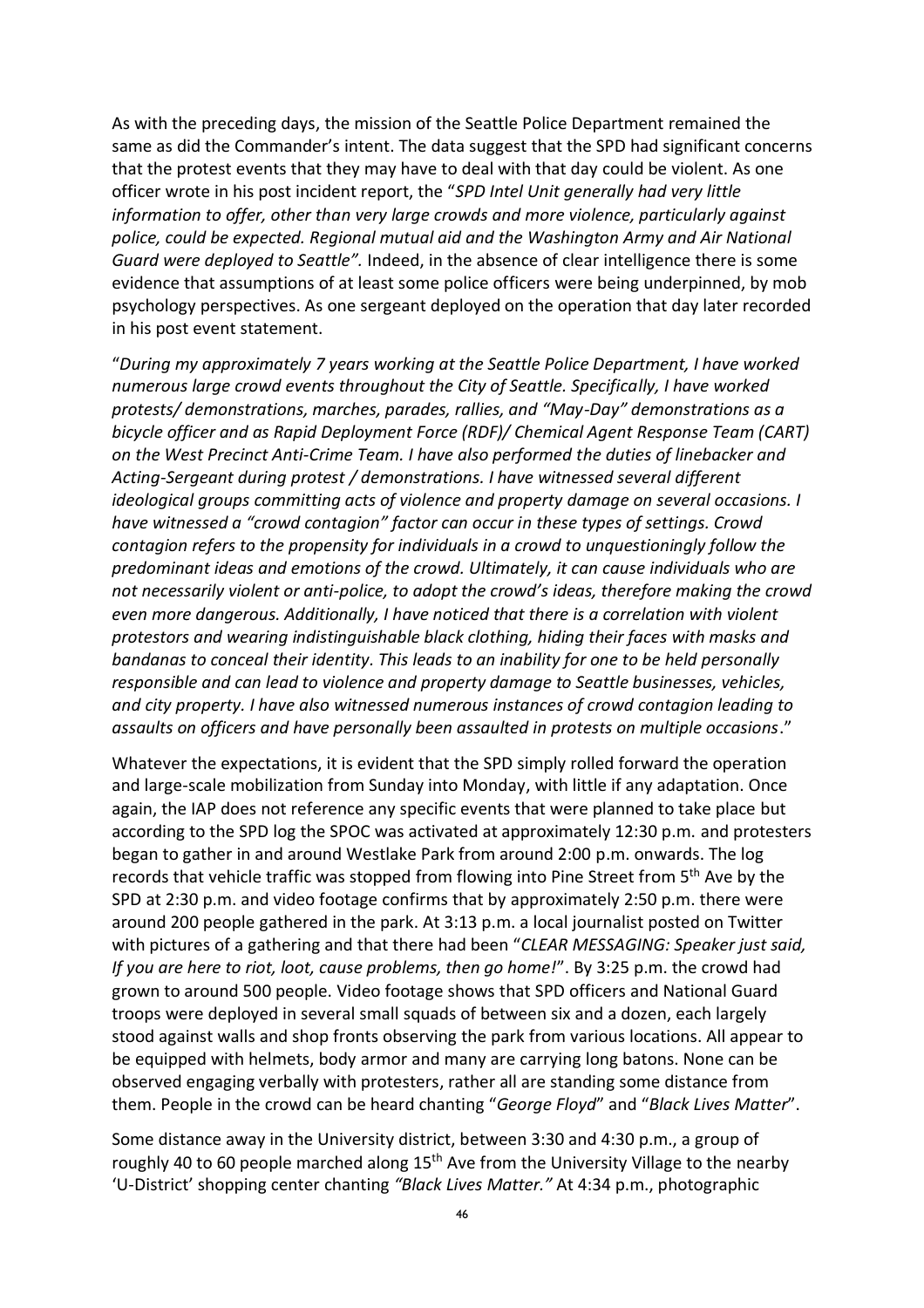As with the preceding days, the mission of the Seattle Police Department remained the same as did the Commander's intent. The data suggest that the SPD had significant concerns that the protest events that they may have to deal with that day could be violent. As one officer wrote in his post incident report, the "*SPD Intel Unit generally had very little information to offer, other than very large crowds and more violence, particularly against police, could be expected. Regional mutual aid and the Washington Army and Air National Guard were deployed to Seattle".* Indeed, in the absence of clear intelligence there is some evidence that assumptions of at least some police officers were being underpinned, by mob psychology perspectives. As one sergeant deployed on the operation that day later recorded in his post event statement.

"*During my approximately 7 years working at the Seattle Police Department, I have worked numerous large crowd events throughout the City of Seattle. Specifically, I have worked protests/ demonstrations, marches, parades, rallies, and "May-Day" demonstrations as a bicycle officer and as Rapid Deployment Force (RDF)/ Chemical Agent Response Team (CART) on the West Precinct Anti-Crime Team. I have also performed the duties of linebacker and Acting-Sergeant during protest / demonstrations. I have witnessed several different ideological groups committing acts of violence and property damage on several occasions. I have witnessed a "crowd contagion" factor can occur in these types of settings. Crowd contagion refers to the propensity for individuals in a crowd to unquestioningly follow the predominant ideas and emotions of the crowd. Ultimately, it can cause individuals who are not necessarily violent or anti-police, to adopt the crowd's ideas, therefore making the crowd even more dangerous. Additionally, I have noticed that there is a correlation with violent protestors and wearing indistinguishable black clothing, hiding their faces with masks and bandanas to conceal their identity. This leads to an inability for one to be held personally responsible and can lead to violence and property damage to Seattle businesses, vehicles, and city property. I have also witnessed numerous instances of crowd contagion leading to assaults on officers and have personally been assaulted in protests on multiple occasions*."

Whatever the expectations, it is evident that the SPD simply rolled forward the operation and large-scale mobilization from Sunday into Monday, with little if any adaptation. Once again, the IAP does not reference any specific events that were planned to take place but according to the SPD log the SPOC was activated at approximately 12:30 p.m. and protesters began to gather in and around Westlake Park from around 2:00 p.m. onwards. The log records that vehicle traffic was stopped from flowing into Pine Street from 5th Ave by the SPD at 2:30 p.m. and video footage confirms that by approximately 2:50 p.m. there were around 200 people gathered in the park. At 3:13 p.m. a local journalist posted on Twitter with pictures of a gathering and that there had been "*CLEAR MESSAGING: Speaker just said, If you are here to riot, loot, cause problems, then go home!*". By 3:25 p.m. the crowd had grown to around 500 people. Video footage shows that SPD officers and National Guard troops were deployed in several small squads of between six and a dozen, each largely stood against walls and shop fronts observing the park from various locations. All appear to be equipped with helmets, body armor and many are carrying long batons. None can be observed engaging verbally with protesters, rather all are standing some distance from them. People in the crowd can be heard chanting "*George Floyd*" and "*Black Lives Matter*".

Some distance away in the University district, between 3:30 and 4:30 p.m., a group of roughly 40 to 60 people marched along 15th Ave from the University Village to the nearby 'U-District' shopping center chanting *"Black Lives Matter."* At 4:34 p.m., photographic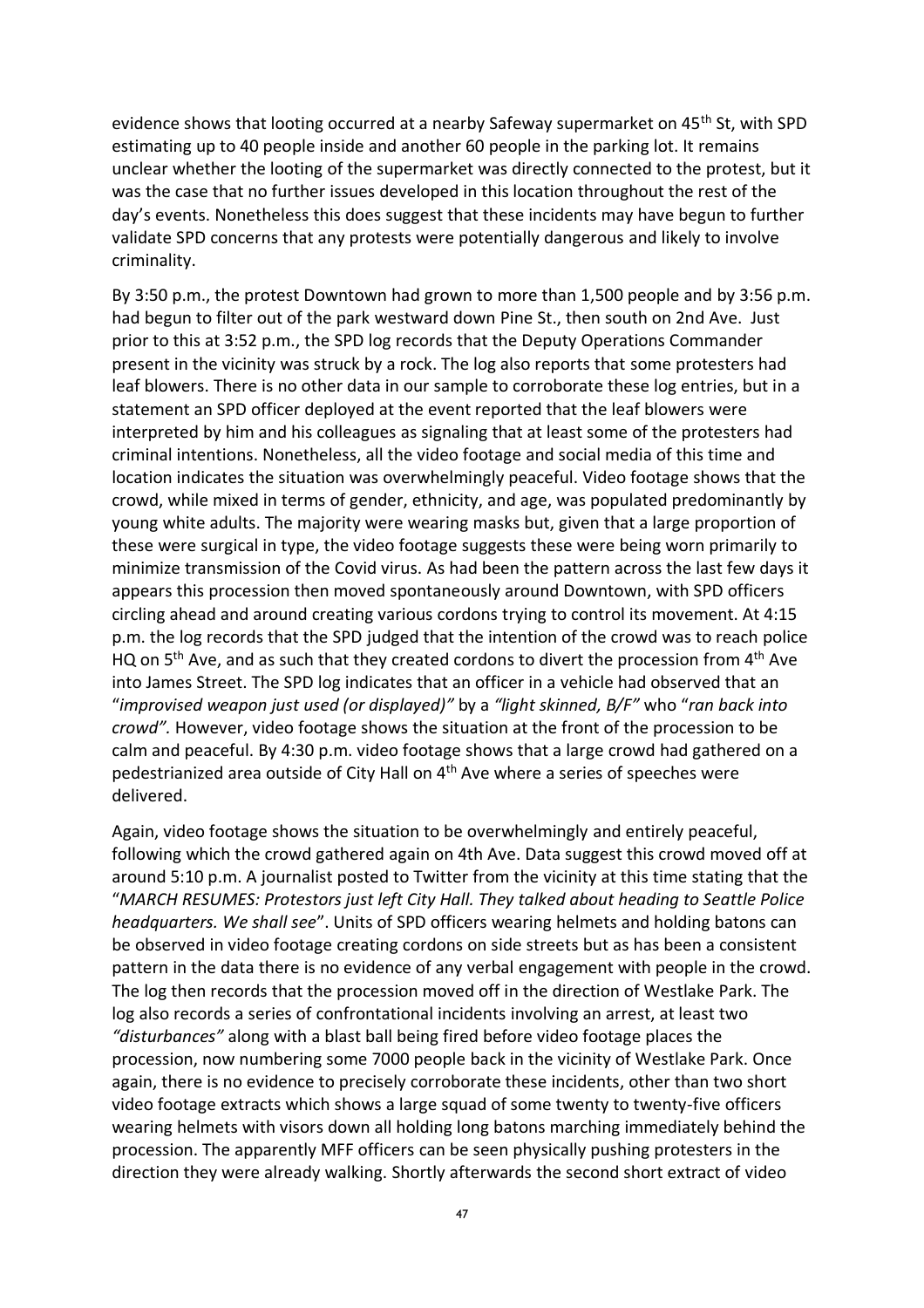evidence shows that looting occurred at a nearby Safeway supermarket on 45th St, with SPD estimating up to 40 people inside and another 60 people in the parking lot. It remains unclear whether the looting of the supermarket was directly connected to the protest, but it was the case that no further issues developed in this location throughout the rest of the day's events. Nonetheless this does suggest that these incidents may have begun to further validate SPD concerns that any protests were potentially dangerous and likely to involve criminality.

By 3:50 p.m., the protest Downtown had grown to more than 1,500 people and by 3:56 p.m. had begun to filter out of the park westward down Pine St., then south on 2nd Ave. Just prior to this at 3:52 p.m., the SPD log records that the Deputy Operations Commander present in the vicinity was struck by a rock. The log also reports that some protesters had leaf blowers. There is no other data in our sample to corroborate these log entries, but in a statement an SPD officer deployed at the event reported that the leaf blowers were interpreted by him and his colleagues as signaling that at least some of the protesters had criminal intentions. Nonetheless, all the video footage and social media of this time and location indicates the situation was overwhelmingly peaceful. Video footage shows that the crowd, while mixed in terms of gender, ethnicity, and age, was populated predominantly by young white adults. The majority were wearing masks but, given that a large proportion of these were surgical in type, the video footage suggests these were being worn primarily to minimize transmission of the Covid virus. As had been the pattern across the last few days it appears this procession then moved spontaneously around Downtown, with SPD officers circling ahead and around creating various cordons trying to control its movement. At 4:15 p.m. the log records that the SPD judged that the intention of the crowd was to reach police HQ on 5th Ave, and as such that they created cordons to divert the procession from 4th Ave into James Street. The SPD log indicates that an officer in a vehicle had observed that an "*improvised weapon just used (or displayed)"* by a *"light skinned, B/F"* who "*ran back into crowd".* However, video footage shows the situation at the front of the procession to be calm and peaceful. By 4:30 p.m. video footage shows that a large crowd had gathered on a pedestrianized area outside of City Hall on 4th Ave where a series of speeches were delivered.

Again, video footage shows the situation to be overwhelmingly and entirely peaceful, following which the crowd gathered again on 4th Ave. Data suggest this crowd moved off at around 5:10 p.m. A journalist posted to Twitter from the vicinity at this time stating that the "*MARCH RESUMES: Protestors just left City Hall. They talked about heading to Seattle Police headquarters. We shall see*". Units of SPD officers wearing helmets and holding batons can be observed in video footage creating cordons on side streets but as has been a consistent pattern in the data there is no evidence of any verbal engagement with people in the crowd. The log then records that the procession moved off in the direction of Westlake Park. The log also records a series of confrontational incidents involving an arrest, at least two *"disturbances"* along with a blast ball being fired before video footage places the procession, now numbering some 7000 people back in the vicinity of Westlake Park. Once again, there is no evidence to precisely corroborate these incidents, other than two short video footage extracts which shows a large squad of some twenty to twenty-five officers wearing helmets with visors down all holding long batons marching immediately behind the procession. The apparently MFF officers can be seen physically pushing protesters in the direction they were already walking. Shortly afterwards the second short extract of video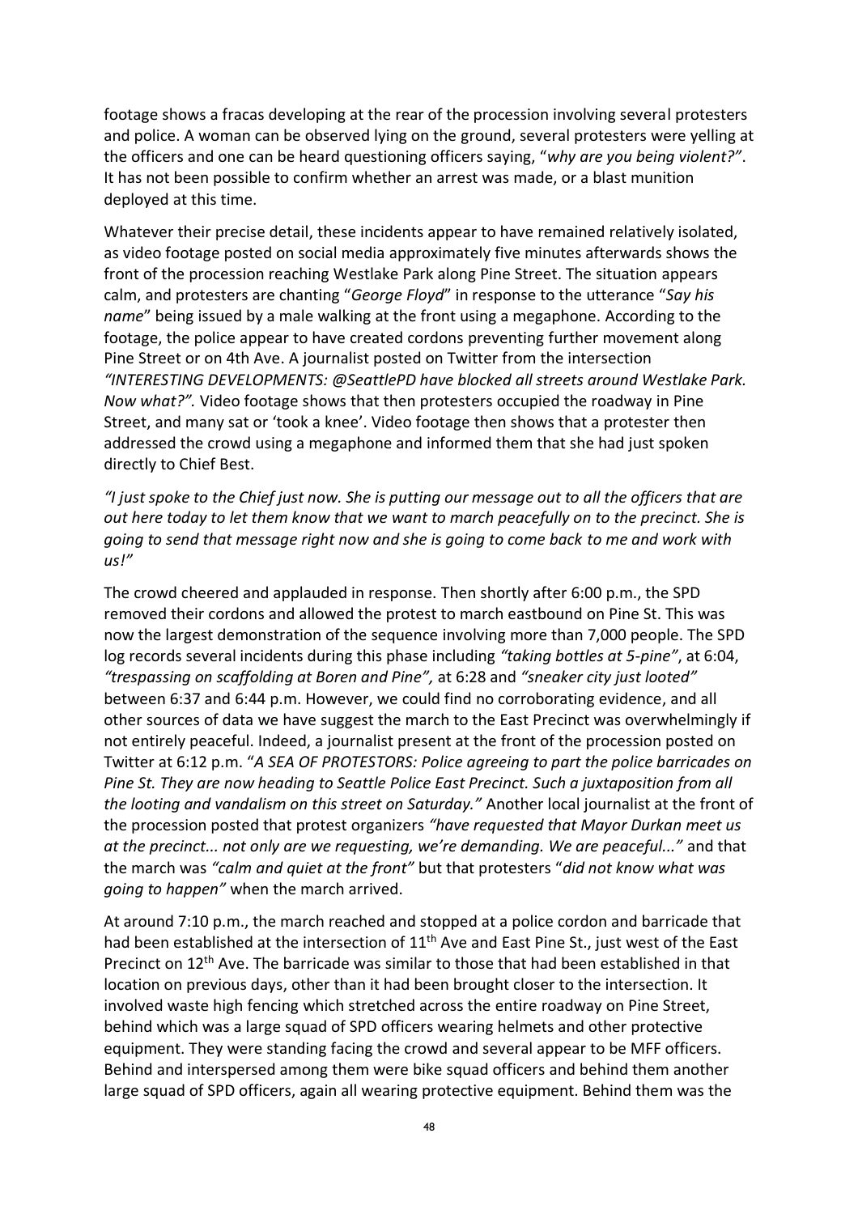footage shows a fracas developing at the rear of the procession involving several protesters and police. A woman can be observed lying on the ground, several protesters were yelling at the officers and one can be heard questioning officers saying, "*why are you being violent?"*. It has not been possible to confirm whether an arrest was made, or a blast munition deployed at this time.

Whatever their precise detail, these incidents appear to have remained relatively isolated, as video footage posted on social media approximately five minutes afterwards shows the front of the procession reaching Westlake Park along Pine Street. The situation appears calm, and protesters are chanting "*George Floyd*" in response to the utterance "*Say his name*" being issued by a male walking at the front using a megaphone. According to the footage, the police appear to have created cordons preventing further movement along Pine Street or on 4th Ave. A journalist posted on Twitter from the intersection *"INTERESTING DEVELOPMENTS: @SeattlePD have blocked all streets around Westlake Park. Now what?".* Video footage shows that then protesters occupied the roadway in Pine Street, and many sat or 'took a knee'. Video footage then shows that a protester then addressed the crowd using a megaphone and informed them that she had just spoken directly to Chief Best.

*"I just spoke to the Chief just now. She is putting our message out to all the officers that are out here today to let them know that we want to march peacefully on to the precinct. She is going to send that message right now and she is going to come back to me and work with us!"*

The crowd cheered and applauded in response. Then shortly after 6:00 p.m., the SPD removed their cordons and allowed the protest to march eastbound on Pine St. This was now the largest demonstration of the sequence involving more than 7,000 people. The SPD log records several incidents during this phase including *"taking bottles at 5-pine"*, at 6:04, *"trespassing on scaffolding at Boren and Pine",* at 6:28 and *"sneaker city just looted"* between 6:37 and 6:44 p.m. However, we could find no corroborating evidence, and all other sources of data we have suggest the march to the East Precinct was overwhelmingly if not entirely peaceful. Indeed, a journalist present at the front of the procession posted on Twitter at 6:12 p.m. "*A SEA OF PROTESTORS: Police agreeing to part the police barricades on Pine St. They are now heading to Seattle Police East Precinct. Such a juxtaposition from all the looting and vandalism on this street on Saturday."* Another local journalist at the front of the procession posted that protest organizers *"have requested that Mayor Durkan meet us at the precinct... not only are we requesting, we're demanding. We are peaceful..."* and that the march was *"calm and quiet at the front"* but that protesters "*did not know what was going to happen"* when the march arrived.

At around 7:10 p.m., the march reached and stopped at a police cordon and barricade that had been established at the intersection of 11th Ave and East Pine St., just west of the East Precinct on 12th Ave. The barricade was similar to those that had been established in that location on previous days, other than it had been brought closer to the intersection. It involved waste high fencing which stretched across the entire roadway on Pine Street, behind which was a large squad of SPD officers wearing helmets and other protective equipment. They were standing facing the crowd and several appear to be MFF officers. Behind and interspersed among them were bike squad officers and behind them another large squad of SPD officers, again all wearing protective equipment. Behind them was the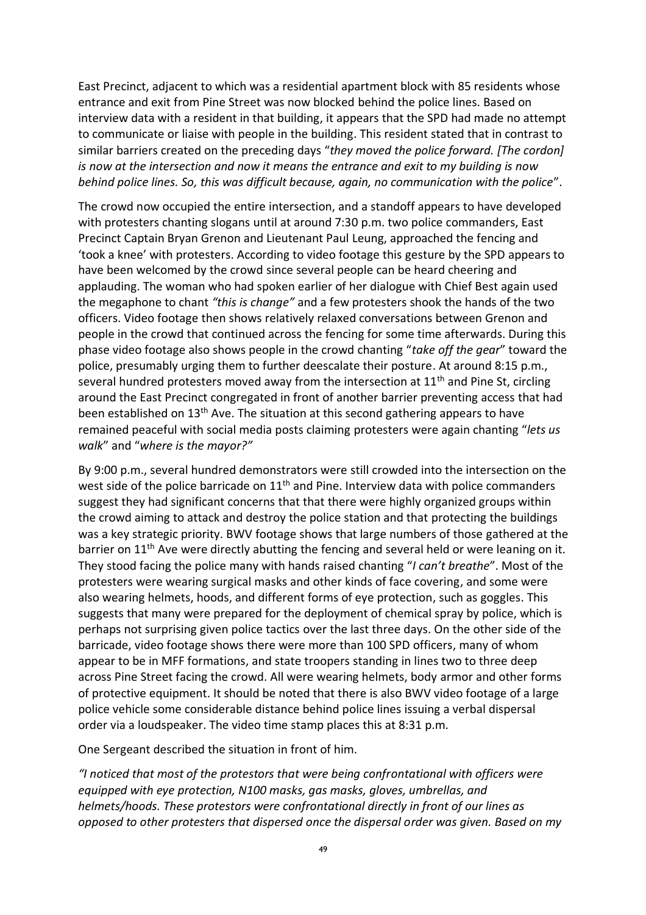East Precinct, adjacent to which was a residential apartment block with 85 residents whose entrance and exit from Pine Street was now blocked behind the police lines. Based on interview data with a resident in that building, it appears that the SPD had made no attempt to communicate or liaise with people in the building. This resident stated that in contrast to similar barriers created on the preceding days "*they moved the police forward. [The cordon] is now at the intersection and now it means the entrance and exit to my building is now behind police lines. So, this was difficult because, again, no communication with the police*".

The crowd now occupied the entire intersection, and a standoff appears to have developed with protesters chanting slogans until at around 7:30 p.m. two police commanders, East Precinct Captain Bryan Grenon and Lieutenant Paul Leung, approached the fencing and 'took a knee' with protesters. According to video footage this gesture by the SPD appears to have been welcomed by the crowd since several people can be heard cheering and applauding. The woman who had spoken earlier of her dialogue with Chief Best again used the megaphone to chant *"this is change"* and a few protesters shook the hands of the two officers. Video footage then shows relatively relaxed conversations between Grenon and people in the crowd that continued across the fencing for some time afterwards. During this phase video footage also shows people in the crowd chanting "*take off the gear*" toward the police, presumably urging them to further deescalate their posture. At around 8:15 p.m., several hundred protesters moved away from the intersection at 11th and Pine St, circling around the East Precinct congregated in front of another barrier preventing access that had been established on 13th Ave. The situation at this second gathering appears to have remained peaceful with social media posts claiming protesters were again chanting "*lets us walk*" and "*where is the mayor?"*

By 9:00 p.m., several hundred demonstrators were still crowded into the intersection on the west side of the police barricade on 11th and Pine. Interview data with police commanders suggest they had significant concerns that that there were highly organized groups within the crowd aiming to attack and destroy the police station and that protecting the buildings was a key strategic priority. BWV footage shows that large numbers of those gathered at the barrier on 11th Ave were directly abutting the fencing and several held or were leaning on it. They stood facing the police many with hands raised chanting "*I can't breathe*". Most of the protesters were wearing surgical masks and other kinds of face covering, and some were also wearing helmets, hoods, and different forms of eye protection, such as goggles. This suggests that many were prepared for the deployment of chemical spray by police, which is perhaps not surprising given police tactics over the last three days. On the other side of the barricade, video footage shows there were more than 100 SPD officers, many of whom appear to be in MFF formations, and state troopers standing in lines two to three deep across Pine Street facing the crowd. All were wearing helmets, body armor and other forms of protective equipment. It should be noted that there is also BWV video footage of a large police vehicle some considerable distance behind police lines issuing a verbal dispersal order via a loudspeaker. The video time stamp places this at 8:31 p.m.

One Sergeant described the situation in front of him.

*"I noticed that most of the protestors that were being confrontational with officers were equipped with eye protection, N100 masks, gas masks, gloves, umbrellas, and helmets/hoods. These protestors were confrontational directly in front of our lines as opposed to other protesters that dispersed once the dispersal order was given. Based on my*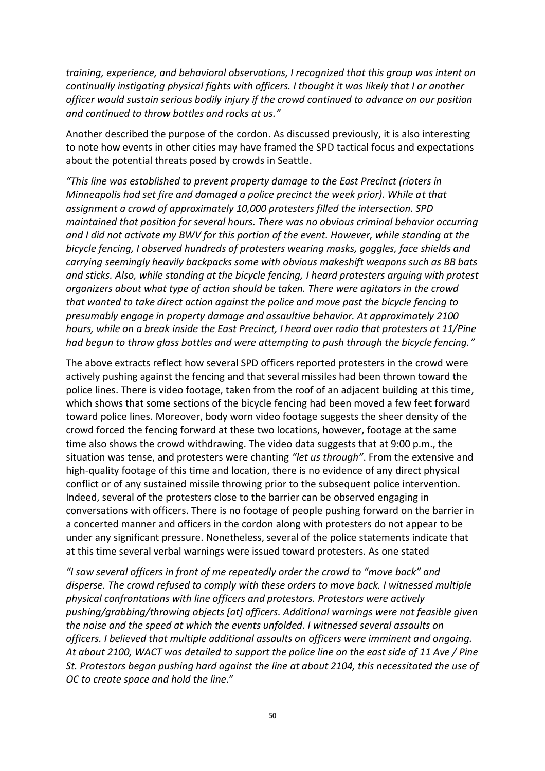*training, experience, and behavioral observations, I recognized that this group was intent on continually instigating physical fights with officers. I thought it was likely that I or another officer would sustain serious bodily injury if the crowd continued to advance on our position and continued to throw bottles and rocks at us."*

Another described the purpose of the cordon. As discussed previously, it is also interesting to note how events in other cities may have framed the SPD tactical focus and expectations about the potential threats posed by crowds in Seattle.

*"This line was established to prevent property damage to the East Precinct (rioters in Minneapolis had set fire and damaged a police precinct the week prior). While at that assignment a crowd of approximately 10,000 protesters filled the intersection. SPD maintained that position for several hours. There was no obvious criminal behavior occurring and I did not activate my BWV for this portion of the event. However, while standing at the bicycle fencing, I observed hundreds of protesters wearing masks, goggles, face shields and carrying seemingly heavily backpacks some with obvious makeshift weapons such as BB bats and sticks. Also, while standing at the bicycle fencing, I heard protesters arguing with protest organizers about what type of action should be taken. There were agitators in the crowd that wanted to take direct action against the police and move past the bicycle fencing to presumably engage in property damage and assaultive behavior. At approximately 2100 hours, while on a break inside the East Precinct, I heard over radio that protesters at 11/Pine had begun to throw glass bottles and were attempting to push through the bicycle fencing."*

The above extracts reflect how several SPD officers reported protesters in the crowd were actively pushing against the fencing and that several missiles had been thrown toward the police lines. There is video footage, taken from the roof of an adjacent building at this time, which shows that some sections of the bicycle fencing had been moved a few feet forward toward police lines. Moreover, body worn video footage suggests the sheer density of the crowd forced the fencing forward at these two locations, however, footage at the same time also shows the crowd withdrawing. The video data suggests that at 9:00 p.m., the situation was tense, and protesters were chanting *"let us through"*. From the extensive and high-quality footage of this time and location, there is no evidence of any direct physical conflict or of any sustained missile throwing prior to the subsequent police intervention. Indeed, several of the protesters close to the barrier can be observed engaging in conversations with officers. There is no footage of people pushing forward on the barrier in a concerted manner and officers in the cordon along with protesters do not appear to be under any significant pressure. Nonetheless, several of the police statements indicate that at this time several verbal warnings were issued toward protesters. As one stated

*"I saw several officers in front of me repeatedly order the crowd to "move back" and disperse. The crowd refused to comply with these orders to move back. I witnessed multiple physical confrontations with line officers and protestors. Protestors were actively pushing/grabbing/throwing objects [at] officers. Additional warnings were not feasible given the noise and the speed at which the events unfolded. I witnessed several assaults on officers. I believed that multiple additional assaults on officers were imminent and ongoing. At about 2100, WACT was detailed to support the police line on the east side of 11 Ave / Pine St. Protestors began pushing hard against the line at about 2104, this necessitated the use of OC to create space and hold the line*."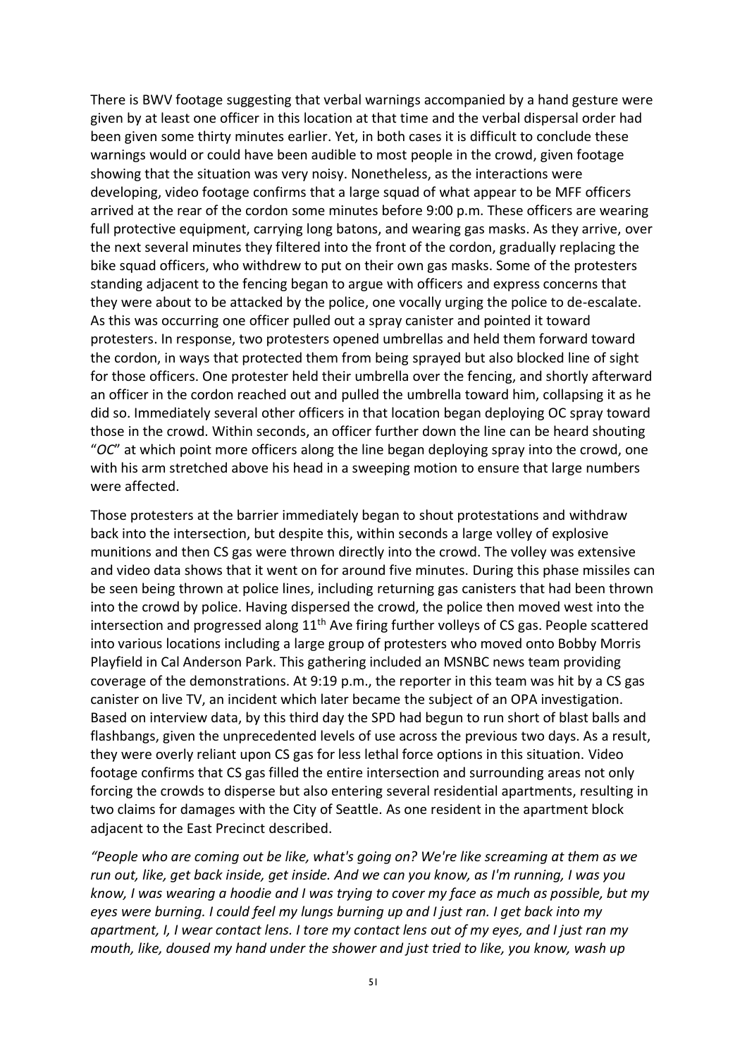There is BWV footage suggesting that verbal warnings accompanied by a hand gesture were given by at least one officer in this location at that time and the verbal dispersal order had been given some thirty minutes earlier. Yet, in both cases it is difficult to conclude these warnings would or could have been audible to most people in the crowd, given footage showing that the situation was very noisy. Nonetheless, as the interactions were developing, video footage confirms that a large squad of what appear to be MFF officers arrived at the rear of the cordon some minutes before 9:00 p.m. These officers are wearing full protective equipment, carrying long batons, and wearing gas masks. As they arrive, over the next several minutes they filtered into the front of the cordon, gradually replacing the bike squad officers, who withdrew to put on their own gas masks. Some of the protesters standing adjacent to the fencing began to argue with officers and express concerns that they were about to be attacked by the police, one vocally urging the police to de-escalate. As this was occurring one officer pulled out a spray canister and pointed it toward protesters. In response, two protesters opened umbrellas and held them forward toward the cordon, in ways that protected them from being sprayed but also blocked line of sight for those officers. One protester held their umbrella over the fencing, and shortly afterward an officer in the cordon reached out and pulled the umbrella toward him, collapsing it as he did so. Immediately several other officers in that location began deploying OC spray toward those in the crowd. Within seconds, an officer further down the line can be heard shouting "*OC*" at which point more officers along the line began deploying spray into the crowd, one with his arm stretched above his head in a sweeping motion to ensure that large numbers were affected.

Those protesters at the barrier immediately began to shout protestations and withdraw back into the intersection, but despite this, within seconds a large volley of explosive munitions and then CS gas were thrown directly into the crowd. The volley was extensive and video data shows that it went on for around five minutes. During this phase missiles can be seen being thrown at police lines, including returning gas canisters that had been thrown into the crowd by police. Having dispersed the crowd, the police then moved west into the intersection and progressed along 11th Ave firing further volleys of CS gas. People scattered into various locations including a large group of protesters who moved onto Bobby Morris Playfield in Cal Anderson Park. This gathering included an MSNBC news team providing coverage of the demonstrations. At 9:19 p.m., the reporter in this team was hit by a CS gas canister on live TV, an incident which later became the subject of an OPA investigation. Based on interview data, by this third day the SPD had begun to run short of blast balls and flashbangs, given the unprecedented levels of use across the previous two days. As a result, they were overly reliant upon CS gas for less lethal force options in this situation. Video footage confirms that CS gas filled the entire intersection and surrounding areas not only forcing the crowds to disperse but also entering several residential apartments, resulting in two claims for damages with the City of Seattle. As one resident in the apartment block adjacent to the East Precinct described.

*"People who are coming out be like, what's going on? We're like screaming at them as we run out, like, get back inside, get inside. And we can you know, as I'm running, I was you know, I was wearing a hoodie and I was trying to cover my face as much as possible, but my eyes were burning. I could feel my lungs burning up and I just ran. I get back into my apartment, I, I wear contact lens. I tore my contact lens out of my eyes, and I just ran my mouth, like, doused my hand under the shower and just tried to like, you know, wash up*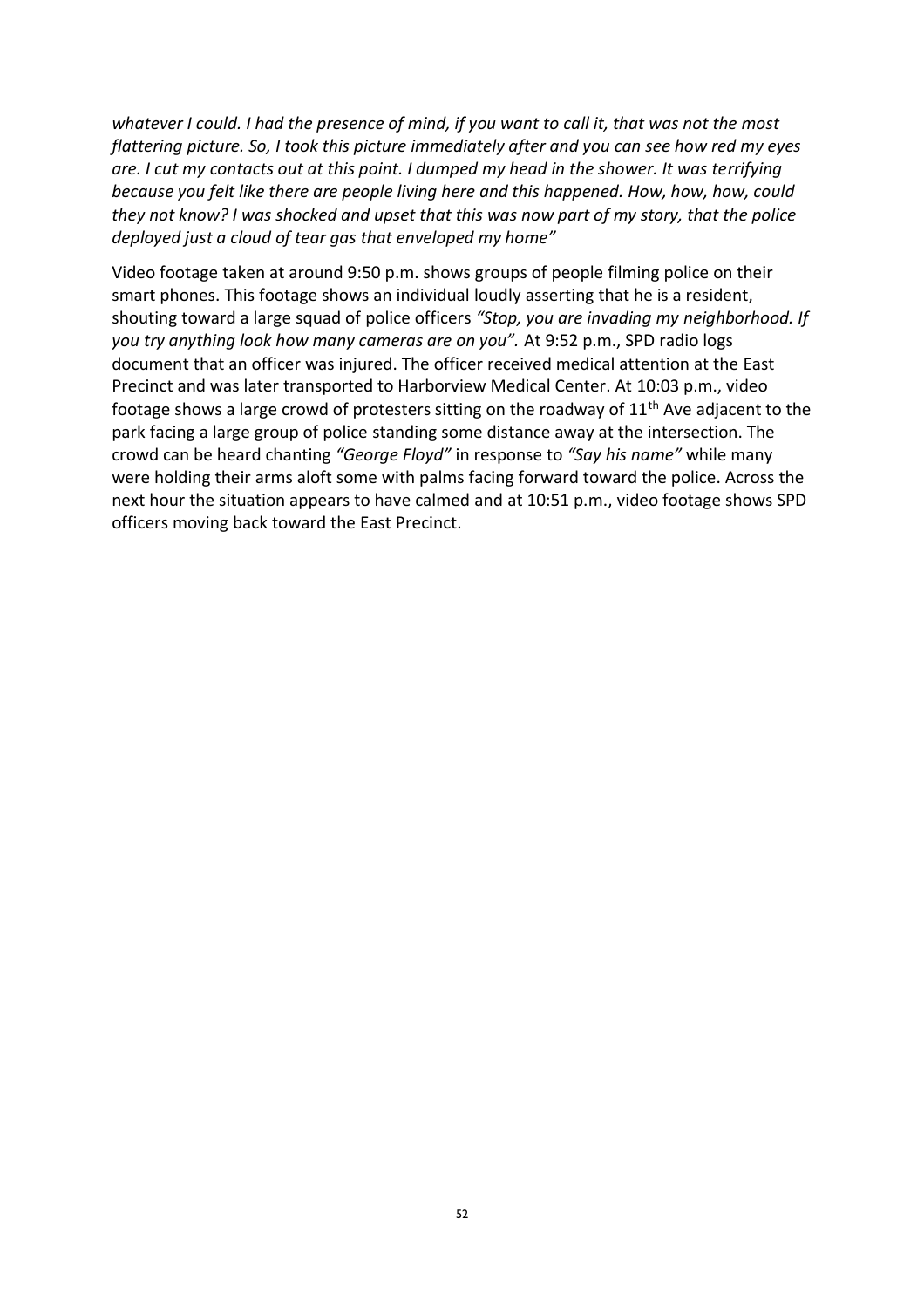*whatever I could. I had the presence of mind, if you want to call it, that was not the most flattering picture. So, I took this picture immediately after and you can see how red my eyes are. I cut my contacts out at this point. I dumped my head in the shower. It was terrifying because you felt like there are people living here and this happened. How, how, how, could they not know? I was shocked and upset that this was now part of my story, that the police deployed just a cloud of tear gas that enveloped my home"*

Video footage taken at around 9:50 p.m. shows groups of people filming police on their smart phones. This footage shows an individual loudly asserting that he is a resident, shouting toward a large squad of police officers *"Stop, you are invading my neighborhood. If you try anything look how many cameras are on you".* At 9:52 p.m., SPD radio logs document that an officer was injured. The officer received medical attention at the East Precinct and was later transported to Harborview Medical Center. At 10:03 p.m., video footage shows a large crowd of protesters sitting on the roadway of 11th Ave adjacent to the park facing a large group of police standing some distance away at the intersection. The crowd can be heard chanting *"George Floyd"* in response to *"Say his name"* while many were holding their arms aloft some with palms facing forward toward the police. Across the next hour the situation appears to have calmed and at 10:51 p.m., video footage shows SPD officers moving back toward the East Precinct.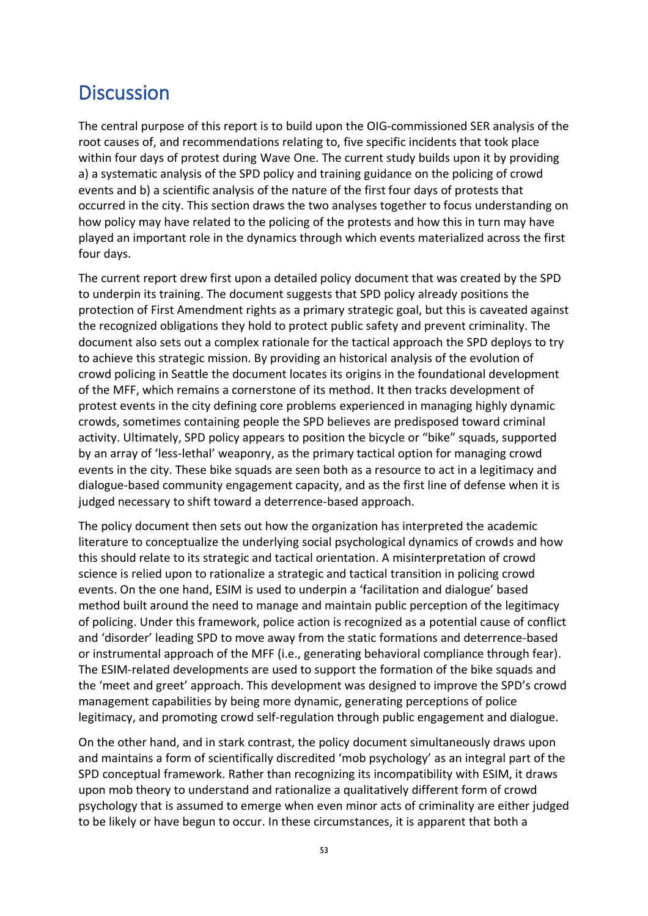# Discussion

The central purpose of this report is to build upon the OIG-commissioned SER analysis of the root causes of, and recommendations relating to, five specific incidents that took place within four days of protest during Wave One. The current study builds upon it by providing a) a systematic analysis of the SPD policy and training guidance on the policing of crowd events and b) a scientific analysis of the nature of the first four days of protests that occurred in the city. This section draws the two analyses together to focus understanding on how policy may have related to the policing of the protests and how this in turn may have played an important role in the dynamics through which events materialized across the first four days.

The current report drew first upon a detailed policy document that was created by the SPD to underpin its training. The document suggests that SPD policy already positions the protection of First Amendment rights as a primary strategic goal, but this is caveated against the recognized obligations they hold to protect public safety and prevent criminality. The document also sets out a complex rationale for the tactical approach the SPD deploys to try to achieve this strategic mission. By providing an historical analysis of the evolution of crowd policing in Seattle the document locates its origins in the foundational development of the MFF, which remains a cornerstone of its method. It then tracks development of protest events in the city defining core problems experienced in managing highly dynamic crowds, sometimes containing people the SPD believes are predisposed toward criminal activity. Ultimately, SPD policy appears to position the bicycle or "bike" squads, supported by an array of 'less-lethal' weaponry, as the primary tactical option for managing crowd events in the city. These bike squads are seen both as a resource to act in a legitimacy and dialogue-based community engagement capacity, and as the first line of defense when it is judged necessary to shift toward a deterrence-based approach.

The policy document then sets out how the organization has interpreted the academic literature to conceptualize the underlying social psychological dynamics of crowds and how this should relate to its strategic and tactical orientation. A misinterpretation of crowd science is relied upon to rationalize a strategic and tactical transition in policing crowd events. On the one hand, ESIM is used to underpin a 'facilitation and dialogue' based method built around the need to manage and maintain public perception of the legitimacy of policing. Under this framework, police action is recognized as a potential cause of conflict and 'disorder' leading SPD to move away from the static formations and deterrence-based or instrumental approach of the MFF (i.e., generating behavioral compliance through fear). The ESIM-related developments are used to support the formation of the bike squads and the 'meet and greet' approach. This development was designed to improve the SPD's crowd management capabilities by being more dynamic, generating perceptions of police legitimacy, and promoting crowd self-regulation through public engagement and dialogue.

On the other hand, and in stark contrast, the policy document simultaneously draws upon and maintains a form of scientifically discredited 'mob psychology' as an integral part of the SPD conceptual framework. Rather than recognizing its incompatibility with ESIM, it draws upon mob theory to understand and rationalize a qualitatively different form of crowd psychology that is assumed to emerge when even minor acts of criminality are either judged to be likely or have begun to occur. In these circumstances, it is apparent that both a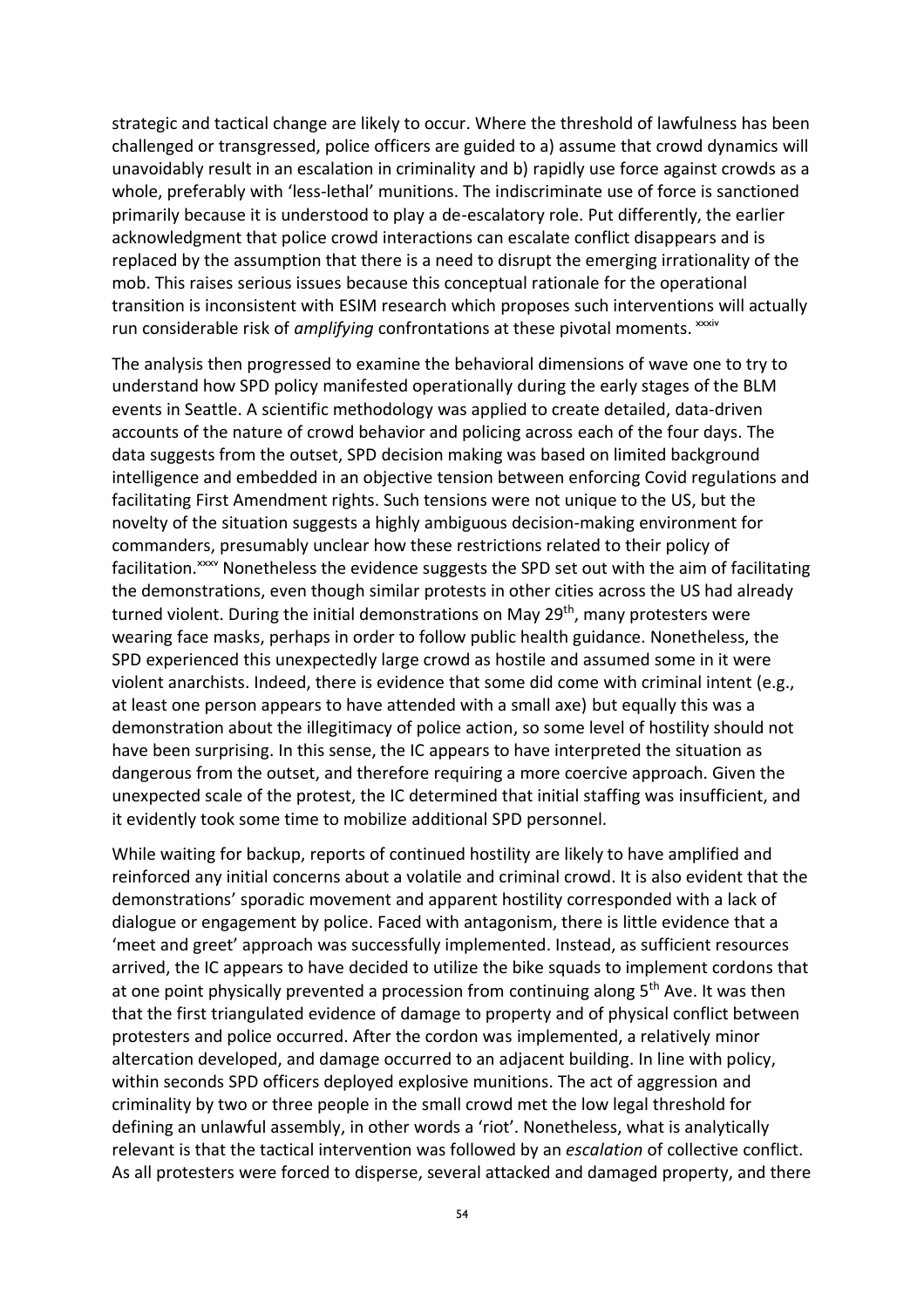strategic and tactical change are likely to occur. Where the threshold of lawfulness has been challenged or transgressed, police officers are guided to a) assume that crowd dynamics will unavoidably result in an escalation in criminality and b) rapidly use force against crowds as a whole, preferably with 'less-lethal' munitions. The indiscriminate use of force is sanctioned primarily because it is understood to play a de-escalatory role. Put differently, the earlier acknowledgment that police crowd interactions can escalate conflict disappears and is replaced by the assumption that there is a need to disrupt the emerging irrationality of the mob. This raises serious issues because this conceptual rationale for the operational transition is inconsistent with ESIM research which proposes such interventions will actually run considerable risk of *amplifying* confrontations at these pivotal moments. [xxxiv]

The analysis then progressed to examine the behavioral dimensions of wave one to try to understand how SPD policy manifested operationally during the early stages of the BLM events in Seattle. A scientific methodology was applied to create detailed, data-driven accounts of the nature of crowd behavior and policing across each of the four days. The data suggests from the outset, SPD decision making was based on limited background intelligence and embedded in an objective tension between enforcing Covid regulations and facilitating First Amendment rights. Such tensions were not unique to the US, but the novelty of the situation suggests a highly ambiguous decision-making environment for commanders, presumably unclear how these restrictions related to their policy of facilitation.[xxxv] Nonetheless the evidence suggests the SPD set out with the aim of facilitating the demonstrations, even though similar protests in other cities across the US had already turned violent. During the initial demonstrations on May 29th, many protesters were wearing face masks, perhaps in order to follow public health guidance. Nonetheless, the SPD experienced this unexpectedly large crowd as hostile and assumed some in it were violent anarchists. Indeed, there is evidence that some did come with criminal intent (e.g., at least one person appears to have attended with a small axe) but equally this was a demonstration about the illegitimacy of police action, so some level of hostility should not have been surprising. In this sense, the IC appears to have interpreted the situation as dangerous from the outset, and therefore requiring a more coercive approach. Given the unexpected scale of the protest, the IC determined that initial staffing was insufficient, and it evidently took some time to mobilize additional SPD personnel.

While waiting for backup, reports of continued hostility are likely to have amplified and reinforced any initial concerns about a volatile and criminal crowd. It is also evident that the demonstrations' sporadic movement and apparent hostility corresponded with a lack of dialogue or engagement by police. Faced with antagonism, there is little evidence that a 'meet and greet' approach was successfully implemented. Instead, as sufficient resources arrived, the IC appears to have decided to utilize the bike squads to implement cordons that at one point physically prevented a procession from continuing along 5th Ave. It was then that the first triangulated evidence of damage to property and of physical conflict between protesters and police occurred. After the cordon was implemented, a relatively minor altercation developed, and damage occurred to an adjacent building. In line with policy, within seconds SPD officers deployed explosive munitions. The act of aggression and criminality by two or three people in the small crowd met the low legal threshold for defining an unlawful assembly, in other words a 'riot'. Nonetheless, what is analytically relevant is that the tactical intervention was followed by an *escalation* of collective conflict. As all protesters were forced to disperse, several attacked and damaged property, and there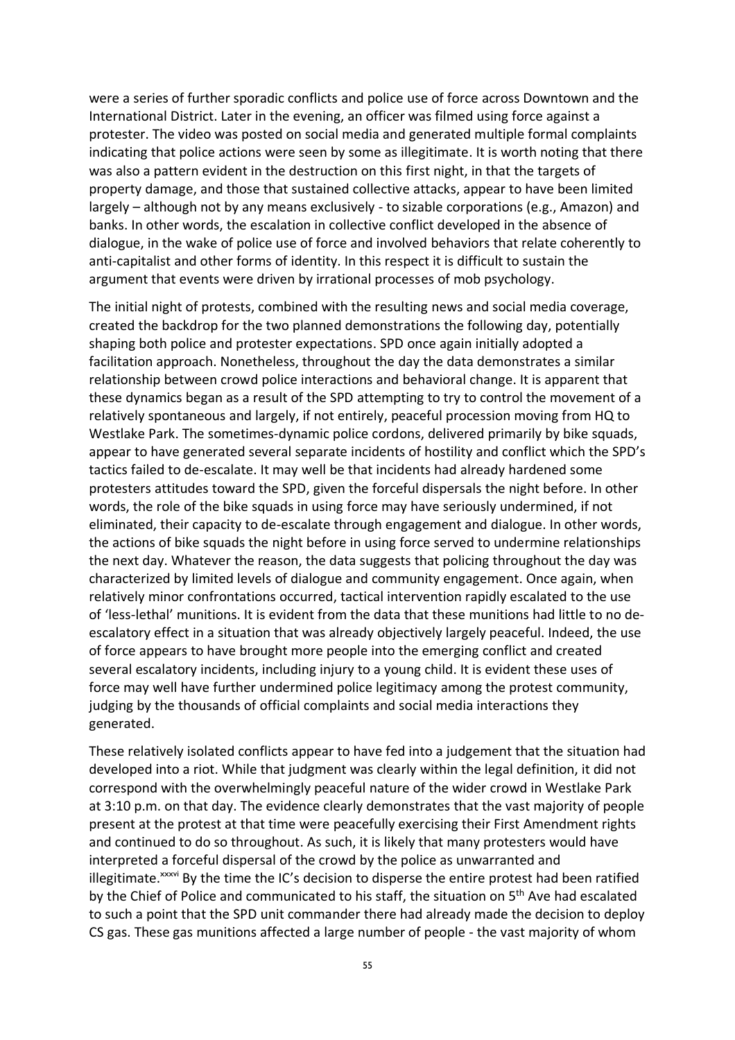were a series of further sporadic conflicts and police use of force across Downtown and the International District. Later in the evening, an officer was filmed using force against a protester. The video was posted on social media and generated multiple formal complaints indicating that police actions were seen by some as illegitimate. It is worth noting that there was also a pattern evident in the destruction on this first night, in that the targets of property damage, and those that sustained collective attacks, appear to have been limited largely – although not by any means exclusively - to sizable corporations (e.g., Amazon) and banks. In other words, the escalation in collective conflict developed in the absence of dialogue, in the wake of police use of force and involved behaviors that relate coherently to anti-capitalist and other forms of identity. In this respect it is difficult to sustain the argument that events were driven by irrational processes of mob psychology.

The initial night of protests, combined with the resulting news and social media coverage, created the backdrop for the two planned demonstrations the following day, potentially shaping both police and protester expectations. SPD once again initially adopted a facilitation approach. Nonetheless, throughout the day the data demonstrates a similar relationship between crowd police interactions and behavioral change. It is apparent that these dynamics began as a result of the SPD attempting to try to control the movement of a relatively spontaneous and largely, if not entirely, peaceful procession moving from HQ to Westlake Park. The sometimes-dynamic police cordons, delivered primarily by bike squads, appear to have generated several separate incidents of hostility and conflict which the SPD's tactics failed to de-escalate. It may well be that incidents had already hardened some protesters attitudes toward the SPD, given the forceful dispersals the night before. In other words, the role of the bike squads in using force may have seriously undermined, if not eliminated, their capacity to de-escalate through engagement and dialogue. In other words, the actions of bike squads the night before in using force served to undermine relationships the next day. Whatever the reason, the data suggests that policing throughout the day was characterized by limited levels of dialogue and community engagement. Once again, when relatively minor confrontations occurred, tactical intervention rapidly escalated to the use of 'less-lethal' munitions. It is evident from the data that these munitions had little to no de-escalatory effect in a situation that was already objectively largely peaceful. Indeed, the use of force appears to have brought more people into the emerging conflict and created several escalatory incidents, including injury to a young child. It is evident these uses of force may well have further undermined police legitimacy among the protest community, judging by the thousands of official complaints and social media interactions they generated.

These relatively isolated conflicts appear to have fed into a judgement that the situation had developed into a riot. While that judgment was clearly within the legal definition, it did not correspond with the overwhelmingly peaceful nature of the wider crowd in Westlake Park at 3:10 p.m. on that day. The evidence clearly demonstrates that the vast majority of people present at the protest at that time were peacefully exercising their First Amendment rights and continued to do so throughout. As such, it is likely that many protesters would have interpreted a forceful dispersal of the crowd by the police as unwarranted and illegitimate.[xxxvi] By the time the IC's decision to disperse the entire protest had been ratified by the Chief of Police and communicated to his staff, the situation on 5th Ave had escalated to such a point that the SPD unit commander there had already made the decision to deploy CS gas. These gas munitions affected a large number of people - the vast majority of whom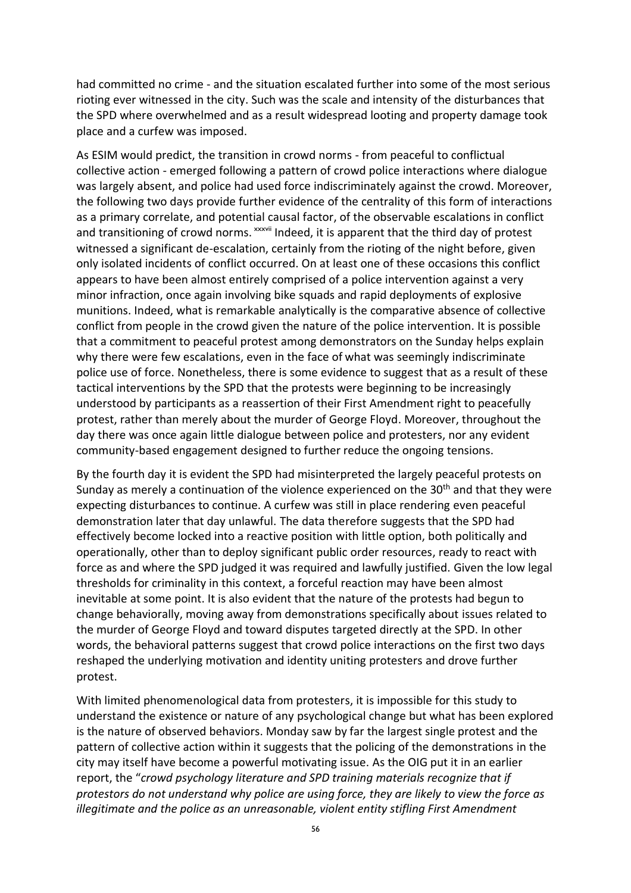had committed no crime - and the situation escalated further into some of the most serious rioting ever witnessed in the city. Such was the scale and intensity of the disturbances that the SPD where overwhelmed and as a result widespread looting and property damage took place and a curfew was imposed.

As ESIM would predict, the transition in crowd norms - from peaceful to conflictual collective action - emerged following a pattern of crowd police interactions where dialogue was largely absent, and police had used force indiscriminately against the crowd. Moreover, the following two days provide further evidence of the centrality of this form of interactions as a primary correlate, and potential causal factor, of the observable escalations in conflict and transitioning of crowd norms. [xxxvii] Indeed, it is apparent that the third day of protest witnessed a significant de-escalation, certainly from the rioting of the night before, given only isolated incidents of conflict occurred. On at least one of these occasions this conflict appears to have been almost entirely comprised of a police intervention against a very minor infraction, once again involving bike squads and rapid deployments of explosive munitions. Indeed, what is remarkable analytically is the comparative absence of collective conflict from people in the crowd given the nature of the police intervention. It is possible that a commitment to peaceful protest among demonstrators on the Sunday helps explain why there were few escalations, even in the face of what was seemingly indiscriminate police use of force. Nonetheless, there is some evidence to suggest that as a result of these tactical interventions by the SPD that the protests were beginning to be increasingly understood by participants as a reassertion of their First Amendment right to peacefully protest, rather than merely about the murder of George Floyd. Moreover, throughout the day there was once again little dialogue between police and protesters, nor any evident community-based engagement designed to further reduce the ongoing tensions.

By the fourth day it is evident the SPD had misinterpreted the largely peaceful protests on Sunday as merely a continuation of the violence experienced on the 30th and that they were expecting disturbances to continue. A curfew was still in place rendering even peaceful demonstration later that day unlawful. The data therefore suggests that the SPD had effectively become locked into a reactive position with little option, both politically and operationally, other than to deploy significant public order resources, ready to react with force as and where the SPD judged it was required and lawfully justified. Given the low legal thresholds for criminality in this context, a forceful reaction may have been almost inevitable at some point. It is also evident that the nature of the protests had begun to change behaviorally, moving away from demonstrations specifically about issues related to the murder of George Floyd and toward disputes targeted directly at the SPD. In other words, the behavioral patterns suggest that crowd police interactions on the first two days reshaped the underlying motivation and identity uniting protesters and drove further protest.

With limited phenomenological data from protesters, it is impossible for this study to understand the existence or nature of any psychological change but what has been explored is the nature of observed behaviors. Monday saw by far the largest single protest and the pattern of collective action within it suggests that the policing of the demonstrations in the city may itself have become a powerful motivating issue. As the OIG put it in an earlier report, the "*crowd psychology literature and SPD training materials recognize that if protestors do not understand why police are using force, they are likely to view the force as illegitimate and the police as an unreasonable, violent entity stifling First Amendment*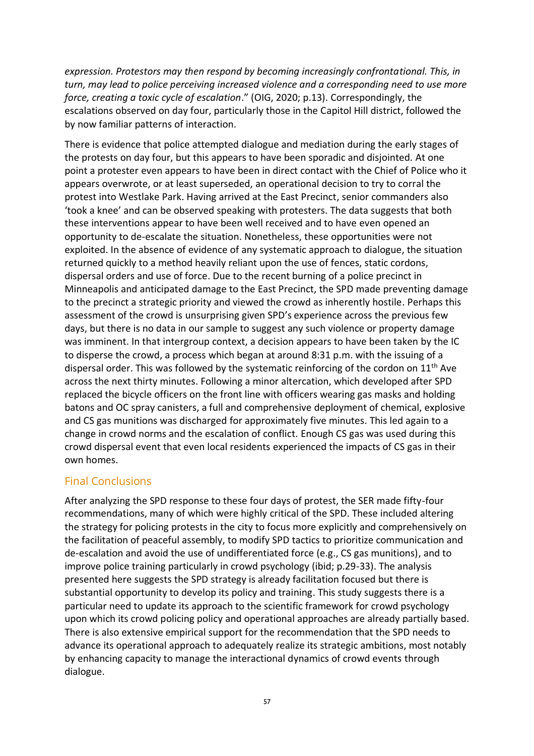*expression. Protestors may then respond by becoming increasingly confrontational. This, in turn, may lead to police perceiving increased violence and a corresponding need to use more force, creating a toxic cycle of escalation*." (OIG, 2020; p.13). Correspondingly, the escalations observed on day four, particularly those in the Capitol Hill district, followed the by now familiar patterns of interaction.

There is evidence that police attempted dialogue and mediation during the early stages of the protests on day four, but this appears to have been sporadic and disjointed. At one point a protester even appears to have been in direct contact with the Chief of Police who it appears overwrote, or at least superseded, an operational decision to try to corral the protest into Westlake Park. Having arrived at the East Precinct, senior commanders also 'took a knee' and can be observed speaking with protesters. The data suggests that both these interventions appear to have been well received and to have even opened an opportunity to de-escalate the situation. Nonetheless, these opportunities were not exploited. In the absence of evidence of any systematic approach to dialogue, the situation returned quickly to a method heavily reliant upon the use of fences, static cordons, dispersal orders and use of force. Due to the recent burning of a police precinct in Minneapolis and anticipated damage to the East Precinct, the SPD made preventing damage to the precinct a strategic priority and viewed the crowd as inherently hostile. Perhaps this assessment of the crowd is unsurprising given SPD's experience across the previous few days, but there is no data in our sample to suggest any such violence or property damage was imminent. In that intergroup context, a decision appears to have been taken by the IC to disperse the crowd, a process which began at around 8:31 p.m. with the issuing of a dispersal order. This was followed by the systematic reinforcing of the cordon on 11th Ave across the next thirty minutes. Following a minor altercation, which developed after SPD replaced the bicycle officers on the front line with officers wearing gas masks and holding batons and OC spray canisters, a full and comprehensive deployment of chemical, explosive and CS gas munitions was discharged for approximately five minutes. This led again to a change in crowd norms and the escalation of conflict. Enough CS gas was used during this crowd dispersal event that even local residents experienced the impacts of CS gas in their own homes.

## Final Conclusions

After analyzing the SPD response to these four days of protest, the SER made fifty-four recommendations, many of which were highly critical of the SPD. These included altering the strategy for policing protests in the city to focus more explicitly and comprehensively on the facilitation of peaceful assembly, to modify SPD tactics to prioritize communication and de-escalation and avoid the use of undifferentiated force (e.g., CS gas munitions), and to improve police training particularly in crowd psychology (ibid; p.29-33). The analysis presented here suggests the SPD strategy is already facilitation focused but there is substantial opportunity to develop its policy and training. This study suggests there is a particular need to update its approach to the scientific framework for crowd psychology upon which its crowd policing policy and operational approaches are already partially based. There is also extensive empirical support for the recommendation that the SPD needs to advance its operational approach to adequately realize its strategic ambitions, most notably by enhancing capacity to manage the interactional dynamics of crowd events through dialogue.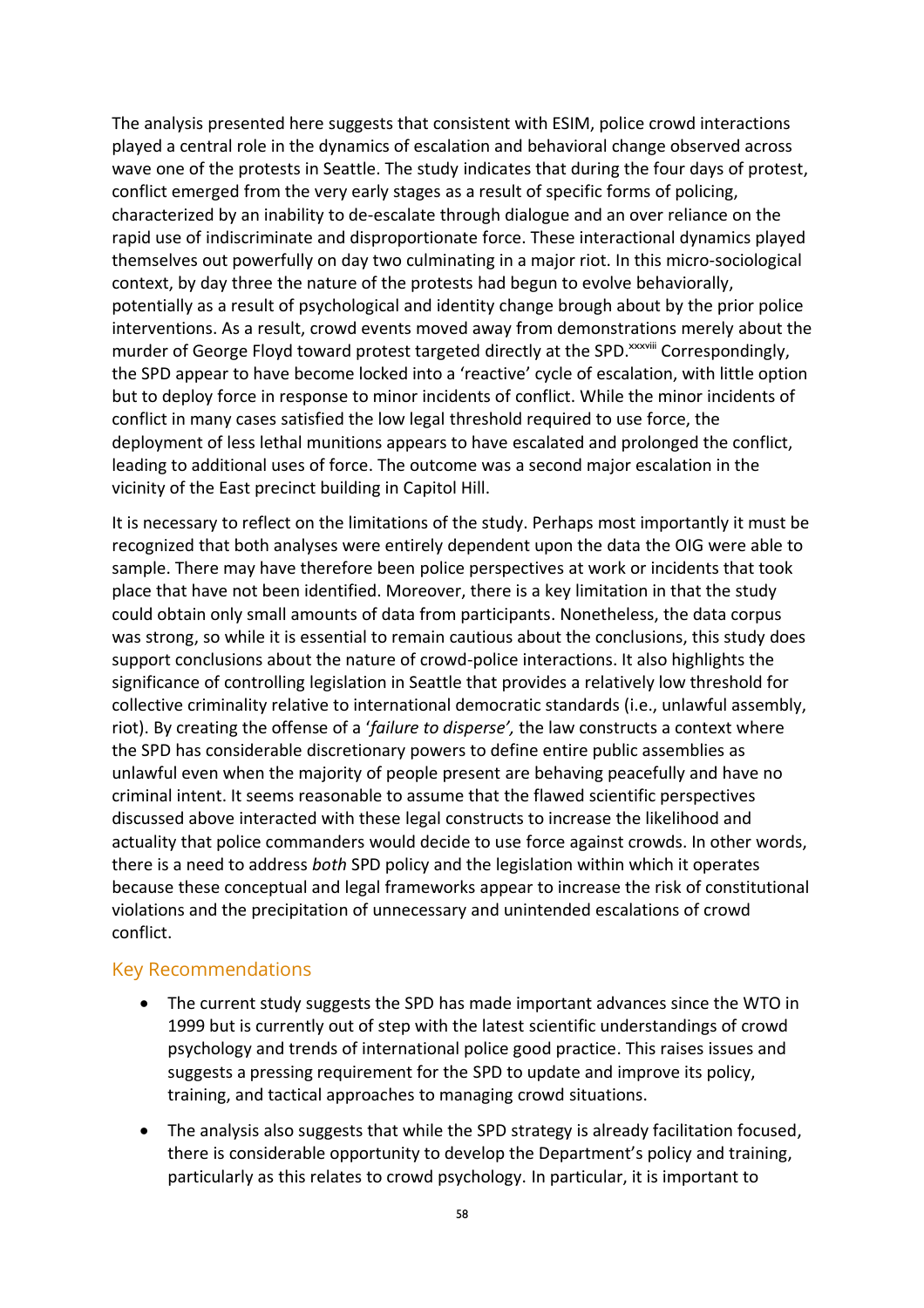The analysis presented here suggests that consistent with ESIM, police crowd interactions played a central role in the dynamics of escalation and behavioral change observed across wave one of the protests in Seattle. The study indicates that during the four days of protest, conflict emerged from the very early stages as a result of specific forms of policing, characterized by an inability to de-escalate through dialogue and an over reliance on the rapid use of indiscriminate and disproportionate force. These interactional dynamics played themselves out powerfully on day two culminating in a major riot. In this micro-sociological context, by day three the nature of the protests had begun to evolve behaviorally, potentially as a result of psychological and identity change brough about by the prior police interventions. As a result, crowd events moved away from demonstrations merely about the murder of George Floyd toward protest targeted directly at the SPD.[xxxviii] Correspondingly, the SPD appear to have become locked into a 'reactive' cycle of escalation, with little option but to deploy force in response to minor incidents of conflict. While the minor incidents of conflict in many cases satisfied the low legal threshold required to use force, the deployment of less lethal munitions appears to have escalated and prolonged the conflict, leading to additional uses of force. The outcome was a second major escalation in the vicinity of the East precinct building in Capitol Hill.

It is necessary to reflect on the limitations of the study. Perhaps most importantly it must be recognized that both analyses were entirely dependent upon the data the OIG were able to sample. There may have therefore been police perspectives at work or incidents that took place that have not been identified. Moreover, there is a key limitation in that the study could obtain only small amounts of data from participants. Nonetheless, the data corpus was strong, so while it is essential to remain cautious about the conclusions, this study does support conclusions about the nature of crowd-police interactions. It also highlights the significance of controlling legislation in Seattle that provides a relatively low threshold for collective criminality relative to international democratic standards (i.e., unlawful assembly, riot). By creating the offense of a '*failure to disperse',* the law constructs a context where the SPD has considerable discretionary powers to define entire public assemblies as unlawful even when the majority of people present are behaving peacefully and have no criminal intent. It seems reasonable to assume that the flawed scientific perspectives discussed above interacted with these legal constructs to increase the likelihood and actuality that police commanders would decide to use force against crowds. In other words, there is a need to address *both* SPD policy and the legislation within which it operates because these conceptual and legal frameworks appear to increase the risk of constitutional violations and the precipitation of unnecessary and unintended escalations of crowd conflict.

## Key Recommendations

- The current study suggests the SPD has made important advances since the WTO in 1999 but is currently out of step with the latest scientific understandings of crowd psychology and trends of international police good practice. This raises issues and suggests a pressing requirement for the SPD to update and improve its policy, training, and tactical approaches to managing crowd situations.

- The analysis also suggests that while the SPD strategy is already facilitation focused, there is considerable opportunity to develop the Department's policy and training, particularly as this relates to crowd psychology. In particular, it is important to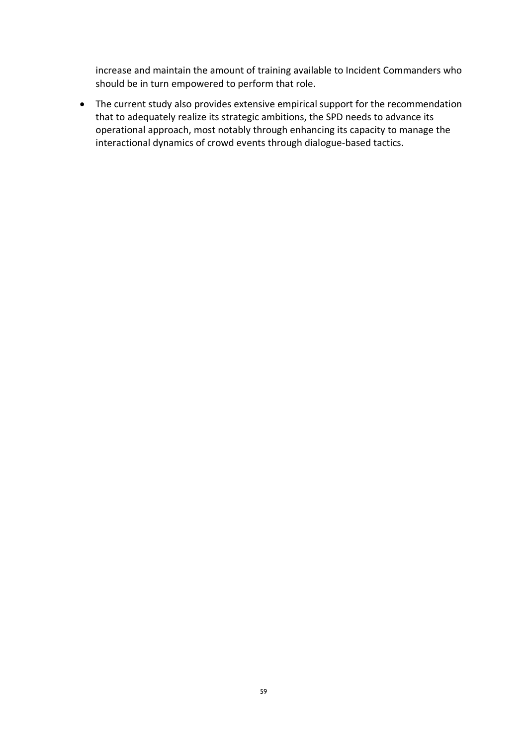increase and maintain the amount of training available to Incident Commanders who should be in turn empowered to perform that role.

- The current study also provides extensive empirical support for the recommendation that to adequately realize its strategic ambitions, the SPD needs to advance its operational approach, most notably through enhancing its capacity to manage the interactional dynamics of crowd events through dialogue-based tactics.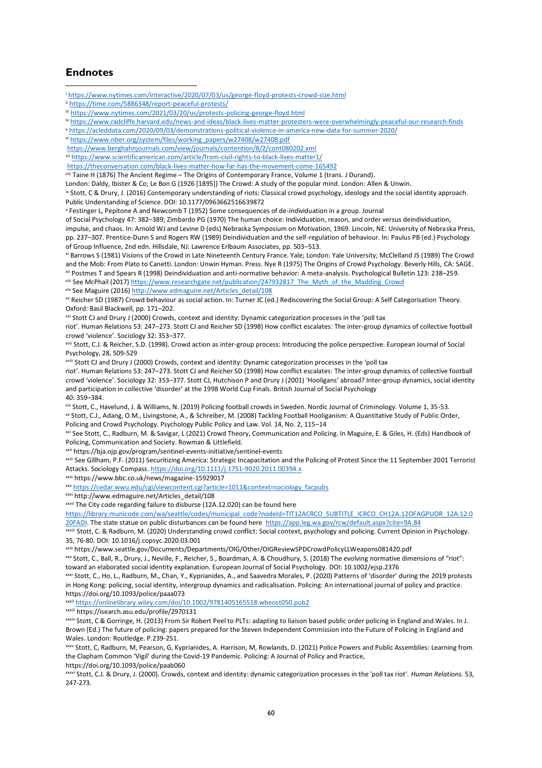## Endnotes

[i] https://www.nytimes.com/interactive/2020/07/03/us/george-floyd-protests-crowd-size.html

[ii] https://time.com/5886348/report-peaceful-protests/

[iii] https://www.nytimes.com/2021/03/20/us/protests-policing-george-floyd.html

[iv] https://www.radcliffe.harvard.edu/news-and-ideas/black-lives-matter-protesters-were-overwhelmingly-peaceful-our-research-finds

[v] https://acleddata.com/2020/09/03/demonstrations-political-violence-in-america-new-data-for-summer-2020/

[vi] https://www.nber.org/system/files/working_papers/w27408/w27408.pdf
https://www.berghahnjournals.com/view/journals/contention/8/2/cont080202.xml

[vii] https://www.scientificamerican.com/article/from-civil-rights-to-black-lives-matter1/
https://theconversation.com/black-lives-matter-how-far-has-the-movement-come-165492

[viii] Taine H (1876) The Ancient Regime – The Origins of Contemporary France, Volume 1 (trans. J Durand).
London: Daldy, Ibister & Co; Le Bon G (1926 [1895]) The Crowd: A study of the popular mind. London: Allen & Unwin.

[ix] Stott, C & Drury, J. (2016) Contemporary understanding of riots: Classical crowd psychology, ideology and the social identity approach. Public Understanding of Science. DOI: 10.1177/0963662516639872

[x] Festinger L, Pepitone A and Newcomb T (1952) Some consequences of de-individuation in a group. Journal of Social Psychology 47: 382–389; Zimbardo PG (1970) The human choice: Individuation, reason, and order versus deindividuation, impulse, and chaos. In: Arnold WJ and Levine D (eds) Nebraska Symposium on Motivation, 1969. Lincoln, NE: University of Nebraska Press, pp. 237–307. Prentice-Dunn S and Rogers RW (1989) Deindividuation and the self-regulation of behaviour. In: Paulus PB (ed.) Psychology of Group Influence, 2nd edn. Hillsdale, NJ: Lawrence Erlbaum Associates, pp. 503–513.

[xi] Barrows S (1981) Visions of the Crowd in Late Nineteenth Century France. Yale; London: Yale University; McClelland JS (1989) The Crowd and the Mob: From Plato to Canetti. London: Unwin Hyman. Press. Nye R (1975) The Origins of Crowd Psychology. Beverly Hills, CA: SAGE.

[xii] Postmes T and Spears R (1998) Deindividuation and anti-normative behavior: A meta-analysis. Psychological Bulletin 123: 238–259.

[xiii] See McPhail (2017) https://www.researchgate.net/publication/247932817_The_Myth_of_the_Madding_Crowd

[xiv] See Maguire (2016) http://www.edmaguire.net/Articles_detail/108

[xv] Reicher SD (1987) Crowd behaviour as social action. In: Turner JC (ed.) Rediscovering the Social Group: A Self Categorisation Theory. Oxford: Basil Blackwell, pp. 171–202.

[xvi] Stott CJ and Drury J (2000) Crowds, context and identity: Dynamic categorization processes in the 'poll tax riot'. Human Relations 53: 247–273. Stott CJ and Reicher SD (1998) How conflict escalates: The inter-group dynamics of collective football crowd 'violence'. Sociology 32: 353–377.

[xvii] Stott, C.J. & Reicher, S.D. (1998). Crowd action as inter-group process: Introducing the police perspective. European Journal of Social Psychology, 28, 509-529

[xviii] Stott CJ and Drury J (2000) Crowds, context and identity: Dynamic categorization processes in the 'poll tax riot'. Human Relations 53: 247–273. Stott CJ and Reicher SD (1998) How conflict escalates: The inter-group dynamics of collective football crowd 'violence'. Sociology 32: 353–377. Stott CJ, Hutchison P and Drury J (2001) 'Hooligans' abroad? Inter-group dynamics, social identity and participation in collective 'disorder' at the 1998 World Cup Finals. British Journal of Social Psychology 40: 359–384.

[xix] Stott, C., Havelund, J. & Williams, N. (2019) Policing football crowds in Sweden. Nordic Journal of Criminology. Volume 1, 35-53.

[xx] Stott, C.J., Adang, O.M., Livingstone, A., & Schreiber, M. (2008) Tackling Football Hooliganism: A Quantitative Study of Public Order, Policing and Crowd Psychology. Psychology Public Policy and Law. Vol. 14, No. 2, 115–14

[xxi] See Stott, C., Radburn, M. & Savigar, L (2021) Crowd Theory, Communication and Policing. In Maguire, E. & Giles, H. (Eds) Handbook of Policing, Communication and Society. Rowman & Littlefield.

[xxii] https://bja.ojp.gov/program/sentinel-events-initiative/sentinel-events

[xxiii] See Gillham, P.F. (2011) Securitizing America: Strategic Incapacitation and the Policing of Protest Since the 11 September 2001 Terrorist Attacks. Sociology Compass. https://doi.org/10.1111/j.1751-9020.2011.00394.x

[xxiv] https://www.bbc.co.uk/news/magazine-15929017

[xxv] https://cedar.wwu.edu/cgi/viewcontent.cgi?article=1011&context=sociology_facpubs

[xxvi] http://www.edmaguire.net/Articles_detail/108

[xxvii] The City code regarding failure to disburse (12A.12.020) can be found here https://library.municode.com/wa/seattle/codes/municipal_code?nodeId=TIT12ACRCO_SUBTITLE_ICRCO_CH12A.12OFAGPUOR_12A.12.020FADI. The state statue on public disturbances can be found here https://app.leg.wa.gov/rcw/default.aspx?cite=9A.84

[xxviii] Stott, C. & Radburn, M. (2020) Understanding crowd conflict: Social context, psychology and policing. Current Opinion in Psychology. 35, 76-80. DOI: 10.1016/j.copsyc.2020.03.001

[xxix] https://www.seattle.gov/Documents/Departments/OIG/Other/OIGReviewSPDCrowdPolicyLLWeapons081420.pdf

[xxx] Stott, C., Ball, R., Drury, J., Neville, F., Reicher, S., Boardman, A. & Choudhury, S. (2018) The evolving normative dimensions of "riot": toward an elaborated social identity explanation. European Journal of Social Psychology. DOI: 10.1002/ejsp.2376

[xxxi] Stott, C., Ho, L., Radburn, M., Chan, Y., Kyprianides, A., and Saavedra Morales, P. (2020) Patterns of 'disorder' during the 2019 protests in Hong Kong: policing, social identity, intergroup dynamics and radicalisation. Policing: An international journal of policy and practice. https://doi.org/10.1093/police/paaa073

[xxxii] https://onlinelibrary.wiley.com/doi/10.1002/9781405165518.wbeost050.pub2

[xxxiii] https://isearch.asu.edu/profile/2970131

[xxxiv] Stott, C & Gorringe, H. (2013) From Sir Robert Peel to PLTs: adapting to liaison based public order policing in England and Wales. In J. Brown (Ed.) The future of policing: papers prepared for the Steven Independent Commission into the Future of Policing in England and Wales. London: Routledge. P.239-251.

[xxxv] Stott, C, Radburn, M, Pearson, G, Kyprianides, A. Harrison, M, Rowlands, D. (2021) Police Powers and Public Assemblies: Learning from the Clapham Common 'Vigil' during the Covid-19 Pandemic. Policing: A Journal of Policy and Practice, https://doi.org/10.1093/police/paab060

[xxxvi] Stott, C.J. & Drury, J. (2000). Crowds, context and identity: dynamic categorization processes in the 'poll tax riot'. *Human Relations.* 53, 247-273.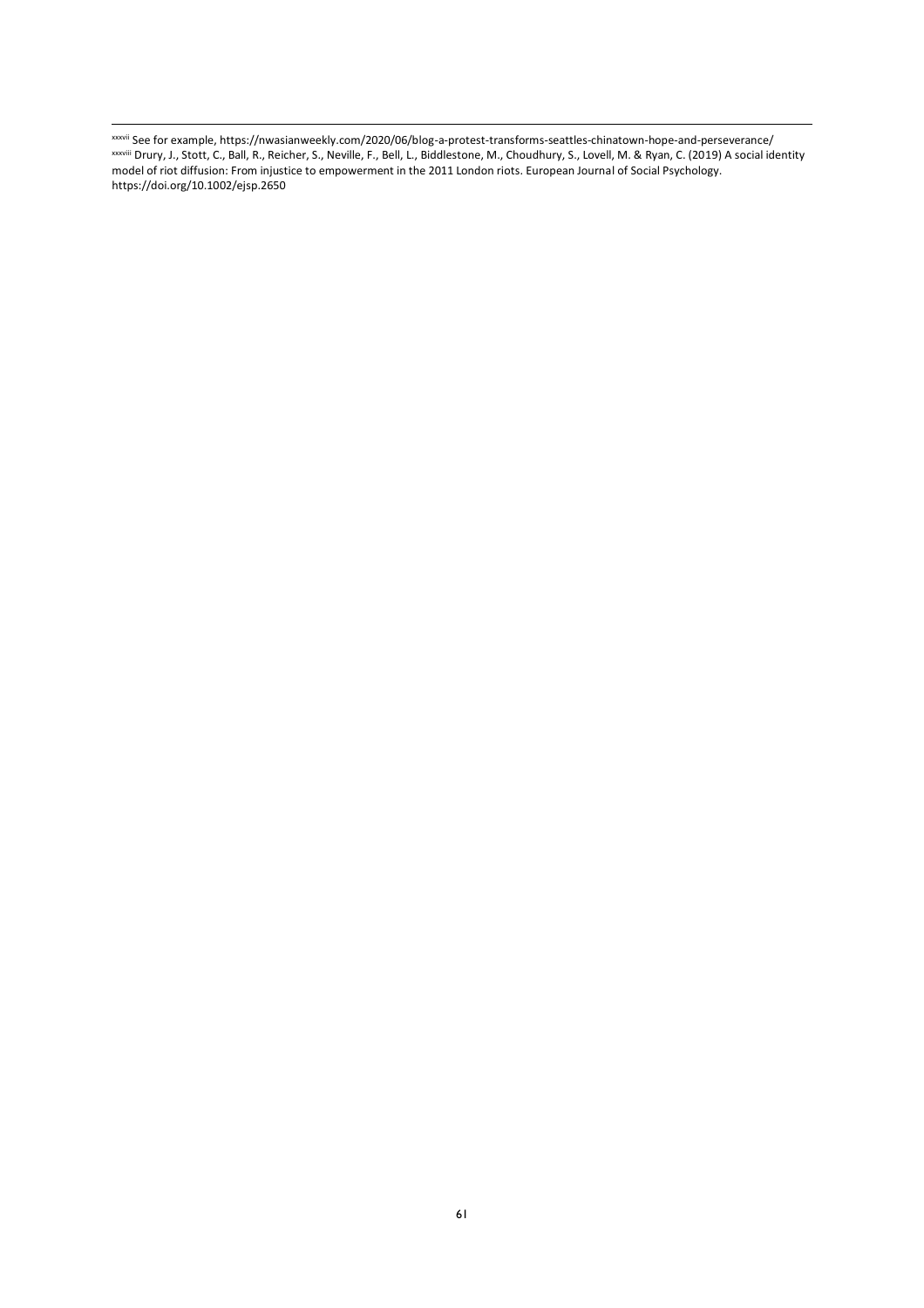[xxxvii] See for example, https://nwasianweekly.com/2020/06/blog-a-protest-transforms-seattles-chinatown-hope-and-perseverance/

[xxxviii] Drury, J., Stott, C., Ball, R., Reicher, S., Neville, F., Bell, L., Biddlestone, M., Choudhury, S., Lovell, M. & Ryan, C. (2019) A social identity model of riot diffusion: From injustice to empowerment in the 2011 London riots. European Journal of Social Psychology. https://doi.org/10.1002/ejsp.2650